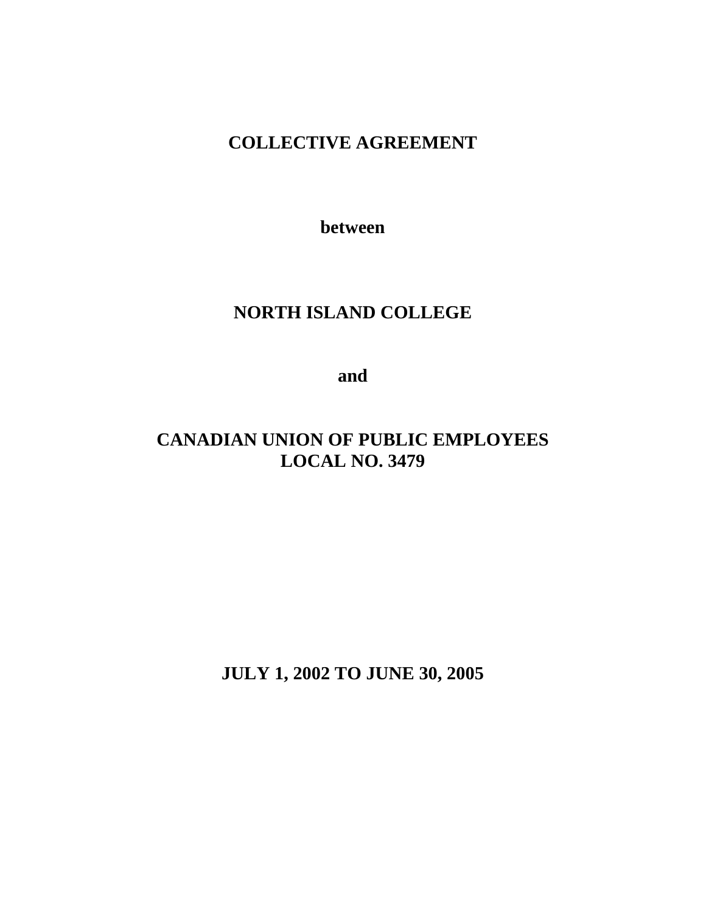# COLLECTIVE AGREEMENT

**between**

# NORTH ISLAND COLLEGE

**and**

# CANADIAN UNION OF PUBLIC EMPLOYEES LOCAL NO. 3479

**JULY 1, 2002 TO JUNE 30, 2005**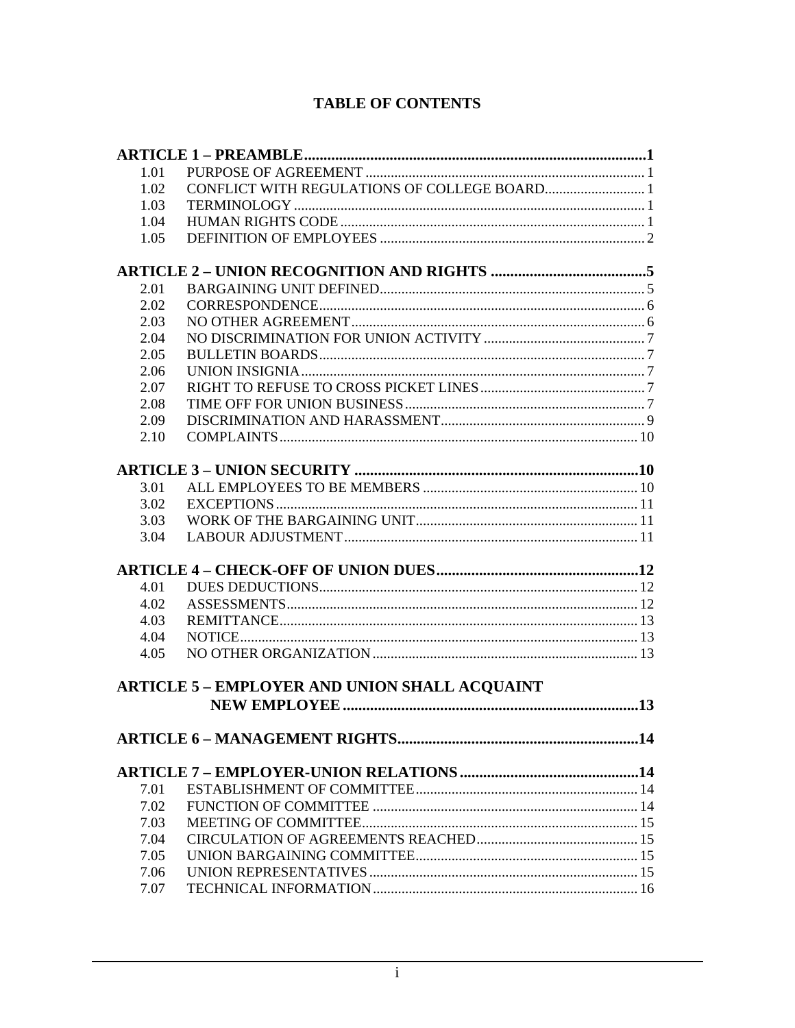# TABLE OF CONTENTS

**ARTICLE 1 – PREAMBLE................................................................................1**

| | | |
|---|---|---|
| 1.01 | PURPOSE OF AGREEMENT | 1 |
| 1.02 | CONFLICT WITH REGULATIONS OF COLLEGE BOARD | 1 |
| 1.03 | TERMINOLOGY | 1 |
| 1.04 | HUMAN RIGHTS CODE | 1 |
| 1.05 | DEFINITION OF EMPLOYEES | 2 |

**ARTICLE 2 – UNION RECOGNITION AND RIGHTS ........................................5**

| | | |
|---|---|---|
| 2.01 | BARGAINING UNIT DEFINED | 5 |
| 2.02 | CORRESPONDENCE | 6 |
| 2.03 | NO OTHER AGREEMENT | 6 |
| 2.04 | NO DISCRIMINATION FOR UNION ACTIVITY | 7 |
| 2.05 | BULLETIN BOARDS | 7 |
| 2.06 | UNION INSIGNIA | 7 |
| 2.07 | RIGHT TO REFUSE TO CROSS PICKET LINES | 7 |
| 2.08 | TIME OFF FOR UNION BUSINESS | 7 |
| 2.09 | DISCRIMINATION AND HARASSMENT | 9 |
| 2.10 | COMPLAINTS | 10 |

**ARTICLE 3 – UNION SECURITY ....................................................................10**

| | | |
|---|---|---|
| 3.01 | ALL EMPLOYEES TO BE MEMBERS | 10 |
| 3.02 | EXCEPTIONS | 11 |
| 3.03 | WORK OF THE BARGAINING UNIT | 11 |
| 3.04 | LABOUR ADJUSTMENT | 11 |

**ARTICLE 4 – CHECK-OFF OF UNION DUES....................................................12**

| | | |
|---|---|---|
| 4.01 | DUES DEDUCTIONS | 12 |
| 4.02 | ASSESSMENTS | 12 |
| 4.03 | REMITTANCE | 13 |
| 4.04 | NOTICE | 13 |
| 4.05 | NO OTHER ORGANIZATION | 13 |

**ARTICLE 5 – EMPLOYER AND UNION SHALL ACQUAINT NEW EMPLOYEE .........................................................................13**

**ARTICLE 6 – MANAGEMENT RIGHTS...........................................................14**

**ARTICLE 7 – EMPLOYER-UNION RELATIONS ..............................................14**

| | | |
|---|---|---|
| 7.01 | ESTABLISHMENT OF COMMITTEE | 14 |
| 7.02 | FUNCTION OF COMMITTEE | 14 |
| 7.03 | MEETING OF COMMITTEE | 15 |
| 7.04 | CIRCULATION OF AGREEMENTS REACHED | 15 |
| 7.05 | UNION BARGAINING COMMITTEE | 15 |
| 7.06 | UNION REPRESENTATIVES | 15 |
| 7.07 | TECHNICAL INFORMATION | 16 |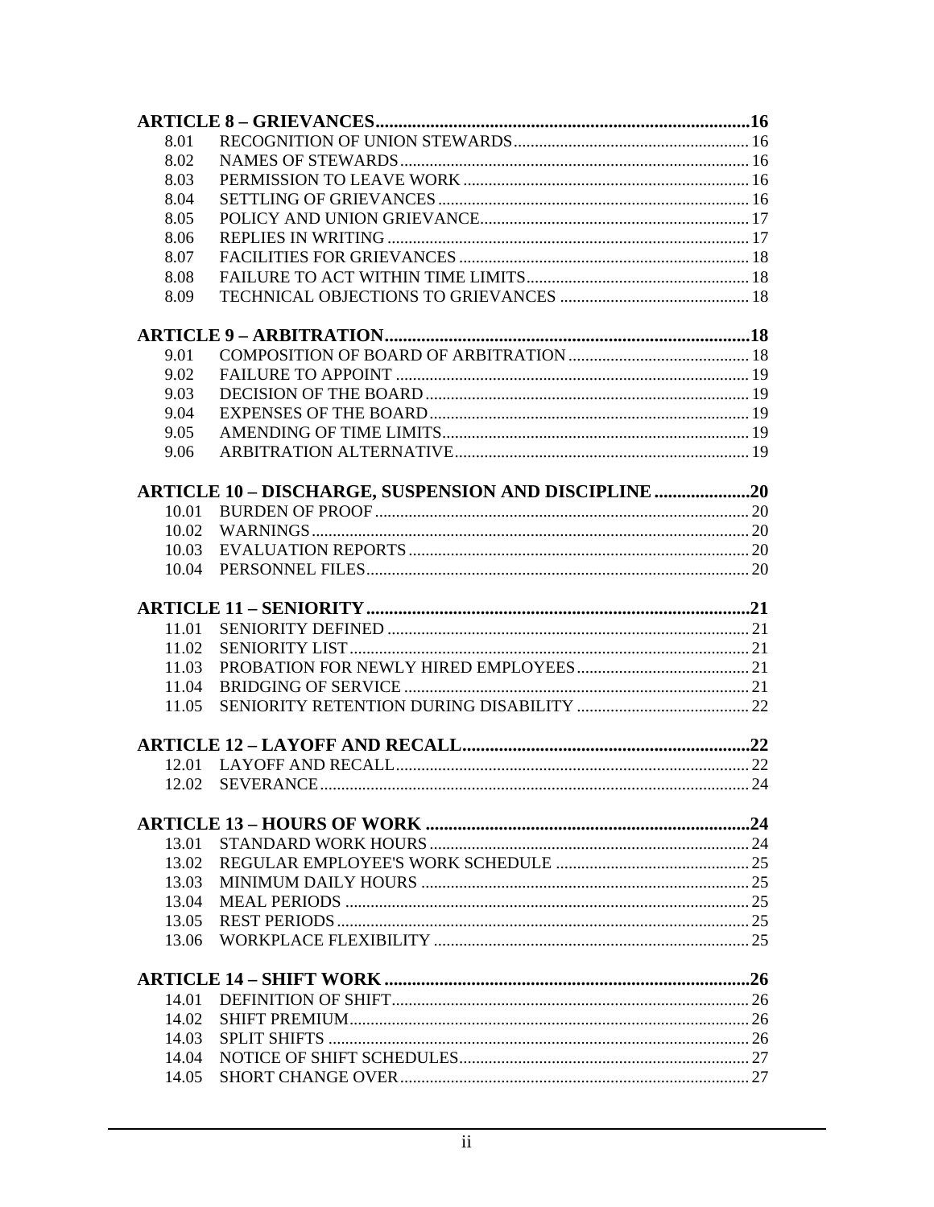**ARTICLE 8 – GRIEVANCES** .......... **16**

| | | |
|---|---|---|
| 8.01 | RECOGNITION OF UNION STEWARDS | 16 |
| 8.02 | NAMES OF STEWARDS | 16 |
| 8.03 | PERMISSION TO LEAVE WORK | 16 |
| 8.04 | SETTLING OF GRIEVANCES | 16 |
| 8.05 | POLICY AND UNION GRIEVANCE | 17 |
| 8.06 | REPLIES IN WRITING | 17 |
| 8.07 | FACILITIES FOR GRIEVANCES | 18 |
| 8.08 | FAILURE TO ACT WITHIN TIME LIMITS | 18 |
| 8.09 | TECHNICAL OBJECTIONS TO GRIEVANCES | 18 |

**ARTICLE 9 – ARBITRATION** .......... **18**

| | | |
|---|---|---|
| 9.01 | COMPOSITION OF BOARD OF ARBITRATION | 18 |
| 9.02 | FAILURE TO APPOINT | 19 |
| 9.03 | DECISION OF THE BOARD | 19 |
| 9.04 | EXPENSES OF THE BOARD | 19 |
| 9.05 | AMENDING OF TIME LIMITS | 19 |
| 9.06 | ARBITRATION ALTERNATIVE | 19 |

**ARTICLE 10 – DISCHARGE, SUSPENSION AND DISCIPLINE** .......... **20**

| | | |
|---|---|---|
| 10.01 | BURDEN OF PROOF | 20 |
| 10.02 | WARNINGS | 20 |
| 10.03 | EVALUATION REPORTS | 20 |
| 10.04 | PERSONNEL FILES | 20 |

**ARTICLE 11 – SENIORITY** .......... **21**

| | | |
|---|---|---|
| 11.01 | SENIORITY DEFINED | 21 |
| 11.02 | SENIORITY LIST | 21 |
| 11.03 | PROBATION FOR NEWLY HIRED EMPLOYEES | 21 |
| 11.04 | BRIDGING OF SERVICE | 21 |
| 11.05 | SENIORITY RETENTION DURING DISABILITY | 22 |

**ARTICLE 12 – LAYOFF AND RECALL** .......... **22**

| | | |
|---|---|---|
| 12.01 | LAYOFF AND RECALL | 22 |
| 12.02 | SEVERANCE | 24 |

**ARTICLE 13 – HOURS OF WORK** .......... **24**

| | | |
|---|---|---|
| 13.01 | STANDARD WORK HOURS | 24 |
| 13.02 | REGULAR EMPLOYEE'S WORK SCHEDULE | 25 |
| 13.03 | MINIMUM DAILY HOURS | 25 |
| 13.04 | MEAL PERIODS | 25 |
| 13.05 | REST PERIODS | 25 |
| 13.06 | WORKPLACE FLEXIBILITY | 25 |

**ARTICLE 14 – SHIFT WORK** .......... **26**

| | | |
|---|---|---|
| 14.01 | DEFINITION OF SHIFT | 26 |
| 14.02 | SHIFT PREMIUM | 26 |
| 14.03 | SPLIT SHIFTS | 26 |
| 14.04 | NOTICE OF SHIFT SCHEDULES | 27 |
| 14.05 | SHORT CHANGE OVER | 27 |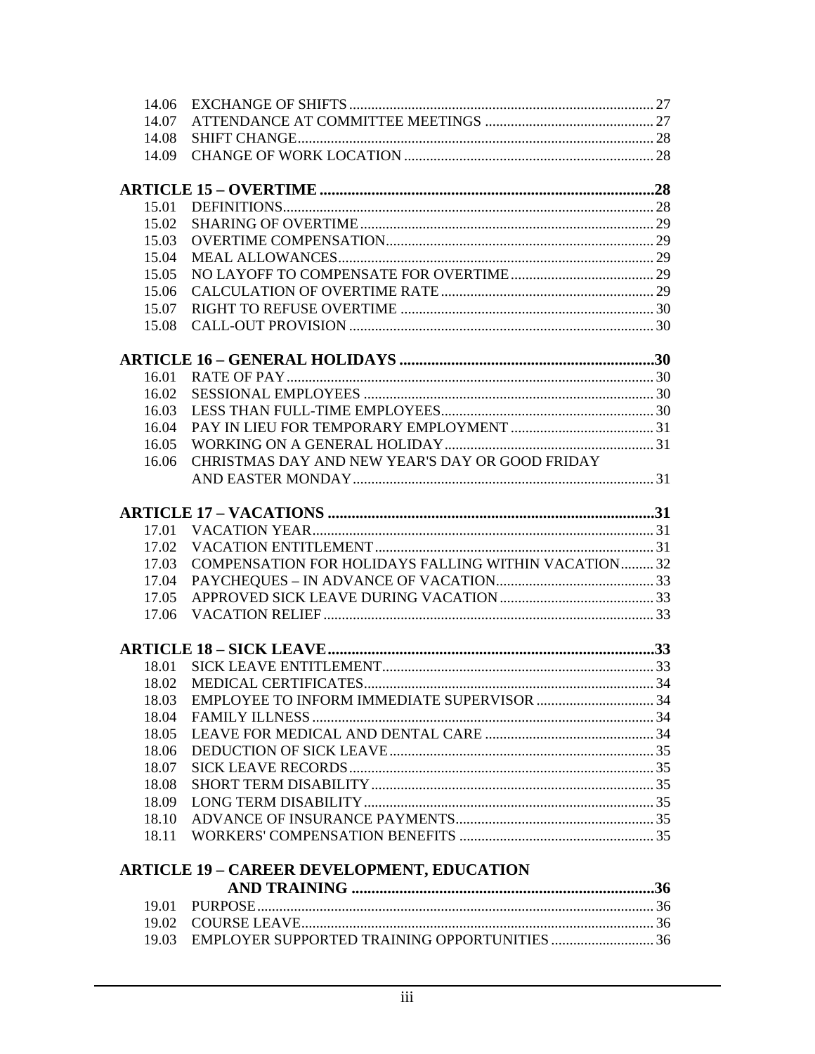| | | |
|---|---|---|
| 14.06 | EXCHANGE OF SHIFTS | 27 |
| 14.07 | ATTENDANCE AT COMMITTEE MEETINGS | 27 |
| 14.08 | SHIFT CHANGE | 28 |
| 14.09 | CHANGE OF WORK LOCATION | 28 |

**ARTICLE 15 – OVERTIME ... 28**

| | | |
|---|---|---|
| 15.01 | DEFINITIONS | 28 |
| 15.02 | SHARING OF OVERTIME | 29 |
| 15.03 | OVERTIME COMPENSATION | 29 |
| 15.04 | MEAL ALLOWANCES | 29 |
| 15.05 | NO LAYOFF TO COMPENSATE FOR OVERTIME | 29 |
| 15.06 | CALCULATION OF OVERTIME RATE | 29 |
| 15.07 | RIGHT TO REFUSE OVERTIME | 30 |
| 15.08 | CALL-OUT PROVISION | 30 |

**ARTICLE 16 – GENERAL HOLIDAYS ... 30**

| | | |
|---|---|---|
| 16.01 | RATE OF PAY | 30 |
| 16.02 | SESSIONAL EMPLOYEES | 30 |
| 16.03 | LESS THAN FULL-TIME EMPLOYEES | 30 |
| 16.04 | PAY IN LIEU FOR TEMPORARY EMPLOYMENT | 31 |
| 16.05 | WORKING ON A GENERAL HOLIDAY | 31 |
| 16.06 | CHRISTMAS DAY AND NEW YEAR'S DAY OR GOOD FRIDAY AND EASTER MONDAY | 31 |

**ARTICLE 17 – VACATIONS ... 31**

| | | |
|---|---|---|
| 17.01 | VACATION YEAR | 31 |
| 17.02 | VACATION ENTITLEMENT | 31 |
| 17.03 | COMPENSATION FOR HOLIDAYS FALLING WITHIN VACATION | 32 |
| 17.04 | PAYCHEQUES – IN ADVANCE OF VACATION | 33 |
| 17.05 | APPROVED SICK LEAVE DURING VACATION | 33 |
| 17.06 | VACATION RELIEF | 33 |

**ARTICLE 18 – SICK LEAVE ... 33**

| | | |
|---|---|---|
| 18.01 | SICK LEAVE ENTITLEMENT | 33 |
| 18.02 | MEDICAL CERTIFICATES | 34 |
| 18.03 | EMPLOYEE TO INFORM IMMEDIATE SUPERVISOR | 34 |
| 18.04 | FAMILY ILLNESS | 34 |
| 18.05 | LEAVE FOR MEDICAL AND DENTAL CARE | 34 |
| 18.06 | DEDUCTION OF SICK LEAVE | 35 |
| 18.07 | SICK LEAVE RECORDS | 35 |
| 18.08 | SHORT TERM DISABILITY | 35 |
| 18.09 | LONG TERM DISABILITY | 35 |
| 18.10 | ADVANCE OF INSURANCE PAYMENTS | 35 |
| 18.11 | WORKERS' COMPENSATION BENEFITS | 35 |

**ARTICLE 19 – CAREER DEVELOPMENT, EDUCATION AND TRAINING ... 36**

| | | |
|---|---|---|
| 19.01 | PURPOSE | 36 |
| 19.02 | COURSE LEAVE | 36 |
| 19.03 | EMPLOYER SUPPORTED TRAINING OPPORTUNITIES | 36 |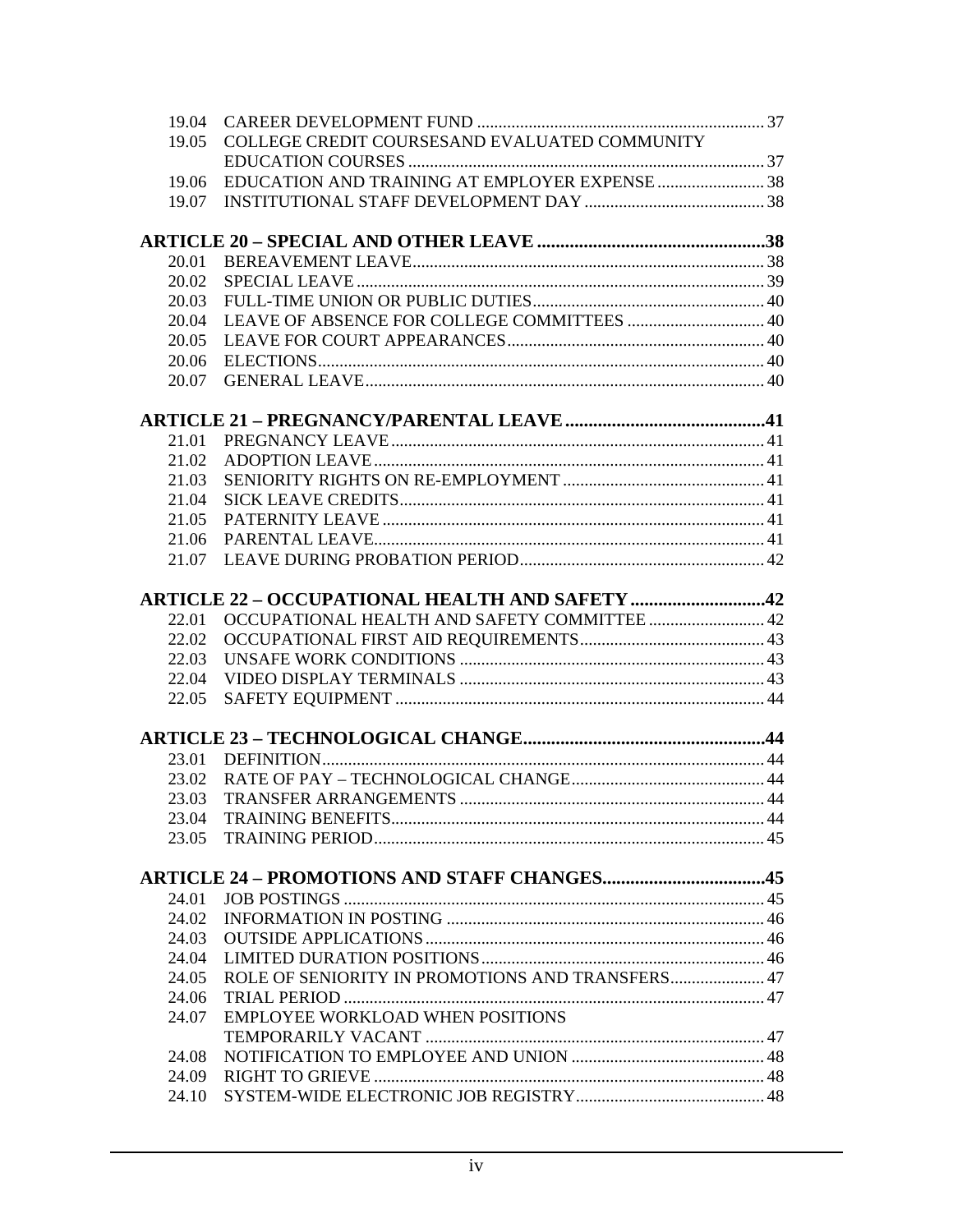19.04 CAREER DEVELOPMENT FUND ........ 37
19.05 COLLEGE CREDIT COURSESAND EVALUATED COMMUNITY EDUCATION COURSES ........ 37
19.06 EDUCATION AND TRAINING AT EMPLOYER EXPENSE ........ 38
19.07 INSTITUTIONAL STAFF DEVELOPMENT DAY ........ 38

**ARTICLE 20 – SPECIAL AND OTHER LEAVE ........ 38**

20.01 BEREAVEMENT LEAVE ........ 38
20.02 SPECIAL LEAVE ........ 39
20.03 FULL-TIME UNION OR PUBLIC DUTIES ........ 40
20.04 LEAVE OF ABSENCE FOR COLLEGE COMMITTEES ........ 40
20.05 LEAVE FOR COURT APPEARANCES ........ 40
20.06 ELECTIONS ........ 40
20.07 GENERAL LEAVE ........ 40

**ARTICLE 21 – PREGNANCY/PARENTAL LEAVE ........ 41**

21.01 PREGNANCY LEAVE ........ 41
21.02 ADOPTION LEAVE ........ 41
21.03 SENIORITY RIGHTS ON RE-EMPLOYMENT ........ 41
21.04 SICK LEAVE CREDITS ........ 41
21.05 PATERNITY LEAVE ........ 41
21.06 PARENTAL LEAVE ........ 41
21.07 LEAVE DURING PROBATION PERIOD ........ 42

**ARTICLE 22 – OCCUPATIONAL HEALTH AND SAFETY ........ 42**

22.01 OCCUPATIONAL HEALTH AND SAFETY COMMITTEE ........ 42
22.02 OCCUPATIONAL FIRST AID REQUIREMENTS ........ 43
22.03 UNSAFE WORK CONDITIONS ........ 43
22.04 VIDEO DISPLAY TERMINALS ........ 43
22.05 SAFETY EQUIPMENT ........ 44

**ARTICLE 23 – TECHNOLOGICAL CHANGE ........ 44**

23.01 DEFINITION ........ 44
23.02 RATE OF PAY – TECHNOLOGICAL CHANGE ........ 44
23.03 TRANSFER ARRANGEMENTS ........ 44
23.04 TRAINING BENEFITS ........ 44
23.05 TRAINING PERIOD ........ 45

**ARTICLE 24 – PROMOTIONS AND STAFF CHANGES ........ 45**

24.01 JOB POSTINGS ........ 45
24.02 INFORMATION IN POSTING ........ 46
24.03 OUTSIDE APPLICATIONS ........ 46
24.04 LIMITED DURATION POSITIONS ........ 46
24.05 ROLE OF SENIORITY IN PROMOTIONS AND TRANSFERS ........ 47
24.06 TRIAL PERIOD ........ 47
24.07 EMPLOYEE WORKLOAD WHEN POSITIONS TEMPORARILY VACANT ........ 47
24.08 NOTIFICATION TO EMPLOYEE AND UNION ........ 48
24.09 RIGHT TO GRIEVE ........ 48
24.10 SYSTEM-WIDE ELECTRONIC JOB REGISTRY ........ 48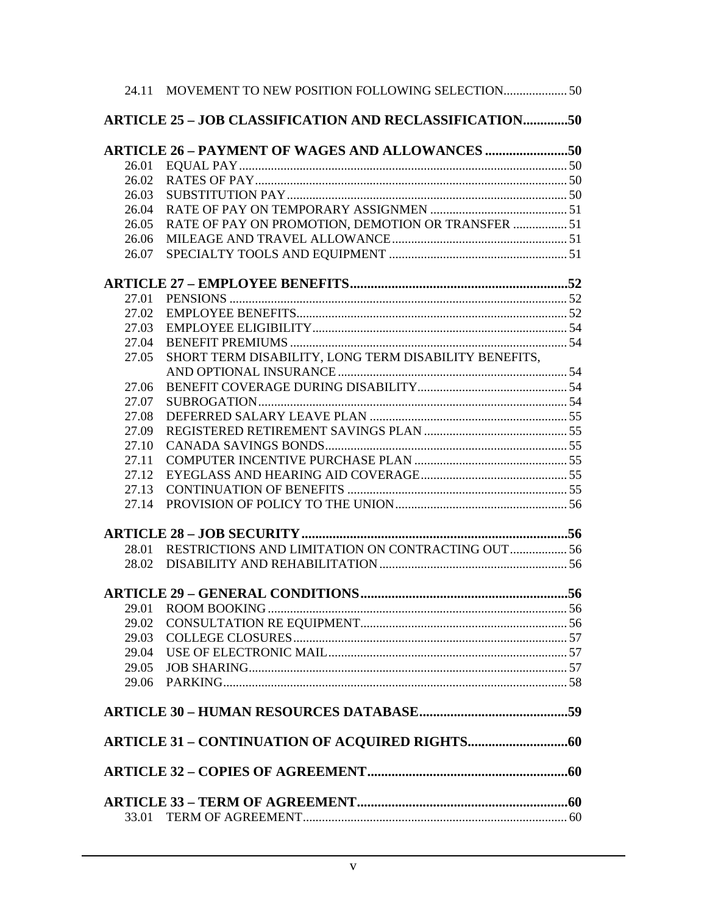24.11 MOVEMENT TO NEW POSITION FOLLOWING SELECTION.................... 50

**ARTICLE 25 – JOB CLASSIFICATION AND RECLASSIFICATION.............50**

**ARTICLE 26 – PAYMENT OF WAGES AND ALLOWANCES ........................50**

26.01 EQUAL PAY....................................................................................................... 50
26.02 RATES OF PAY................................................................................................. 50
26.03 SUBSTITUTION PAY....................................................................................... 50
26.04 RATE OF PAY ON TEMPORARY ASSIGNMEN ........................................... 51
26.05 RATE OF PAY ON PROMOTION, DEMOTION OR TRANSFER ................. 51
26.06 MILEAGE AND TRAVEL ALLOWANCE....................................................... 51
26.07 SPECIALTY TOOLS AND EQUIPMENT ........................................................ 51

**ARTICLE 27 – EMPLOYEE BENEFITS...............................................................52**

27.01 PENSIONS .......................................................................................................... 52
27.02 EMPLOYEE BENEFITS..................................................................................... 52
27.03 EMPLOYEE ELIGIBILITY................................................................................ 54
27.04 BENEFIT PREMIUMS ....................................................................................... 54
27.05 SHORT TERM DISABILITY, LONG TERM DISABILITY BENEFITS, AND OPTIONAL INSURANCE ........................................................................ 54
27.06 BENEFIT COVERAGE DURING DISABILITY............................................... 54
27.07 SUBROGATION................................................................................................. 54
27.08 DEFERRED SALARY LEAVE PLAN .............................................................. 55
27.09 REGISTERED RETIREMENT SAVINGS PLAN ............................................. 55
27.10 CANADA SAVINGS BONDS............................................................................ 55
27.11 COMPUTER INCENTIVE PURCHASE PLAN ................................................ 55
27.12 EYEGLASS AND HEARING AID COVERAGE.............................................. 55
27.13 CONTINUATION OF BENEFITS ..................................................................... 55
27.14 PROVISION OF POLICY TO THE UNION...................................................... 56

**ARTICLE 28 – JOB SECURITY.............................................................................56**

28.01 RESTRICTIONS AND LIMITATION ON CONTRACTING OUT.................. 56
28.02 DISABILITY AND REHABILITATION........................................................... 56

**ARTICLE 29 – GENERAL CONDITIONS............................................................56**

29.01 ROOM BOOKING.............................................................................................. 56
29.02 CONSULTATION RE EQUIPMENT................................................................. 56
29.03 COLLEGE CLOSURES...................................................................................... 57
29.04 USE OF ELECTRONIC MAIL............................................................................ 57
29.05 JOB SHARING.................................................................................................... 57
29.06 PARKING............................................................................................................ 58

**ARTICLE 30 – HUMAN RESOURCES DATABASE...........................................59**

**ARTICLE 31 – CONTINUATION OF ACQUIRED RIGHTS.............................60**

**ARTICLE 32 – COPIES OF AGREEMENT..........................................................60**

**ARTICLE 33 – TERM OF AGREEMENT.............................................................60**

33.01 TERM OF AGREEMENT................................................................................... 60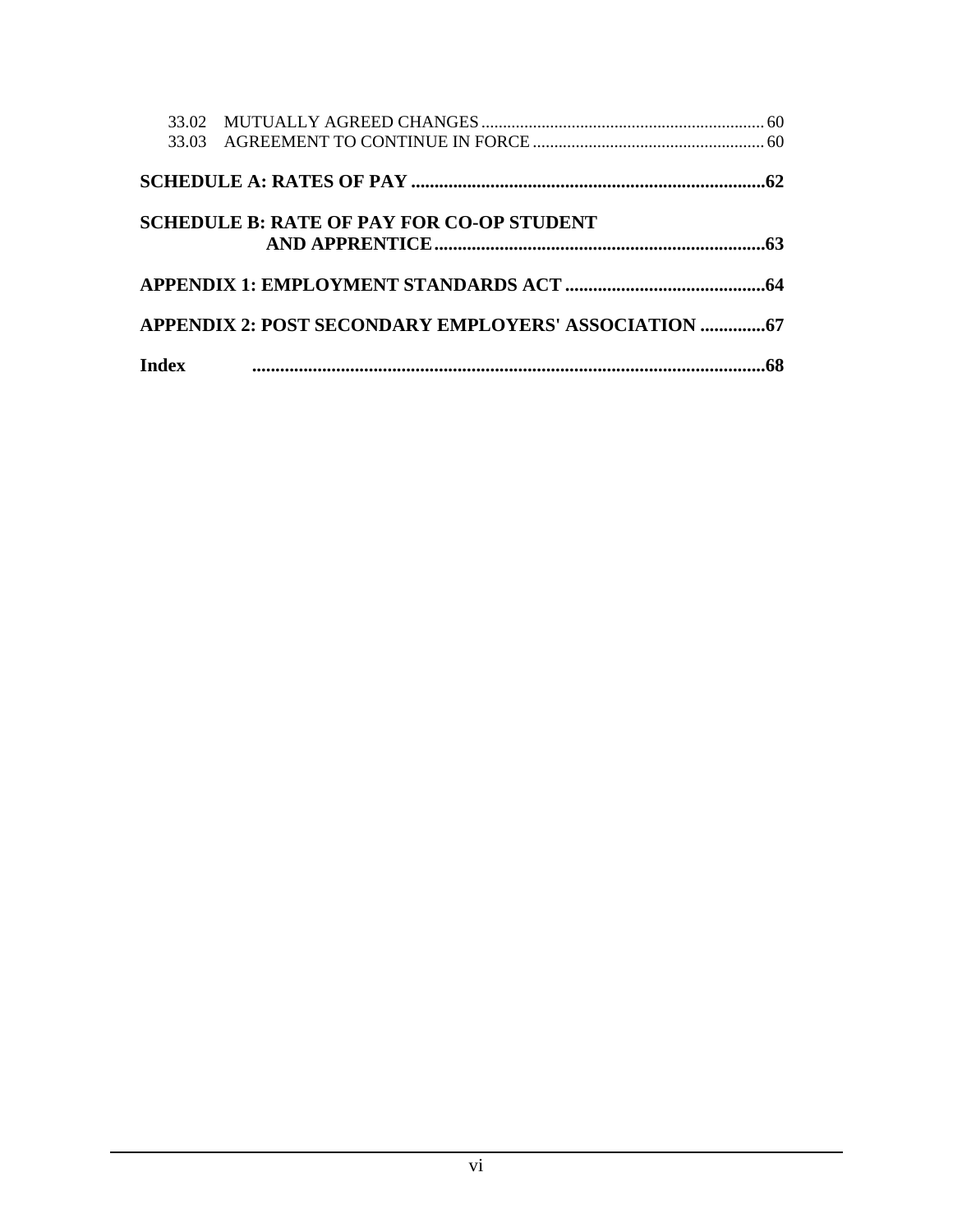33.02 MUTUALLY AGREED CHANGES .......... 60
33.03 AGREEMENT TO CONTINUE IN FORCE .......... 60

**SCHEDULE A: RATES OF PAY .......... 62**

**SCHEDULE B: RATE OF PAY FOR CO-OP STUDENT AND APPRENTICE .......... 63**

**APPENDIX 1: EMPLOYMENT STANDARDS ACT .......... 64**

**APPENDIX 2: POST SECONDARY EMPLOYERS' ASSOCIATION .......... 67**

**Index .......... 68**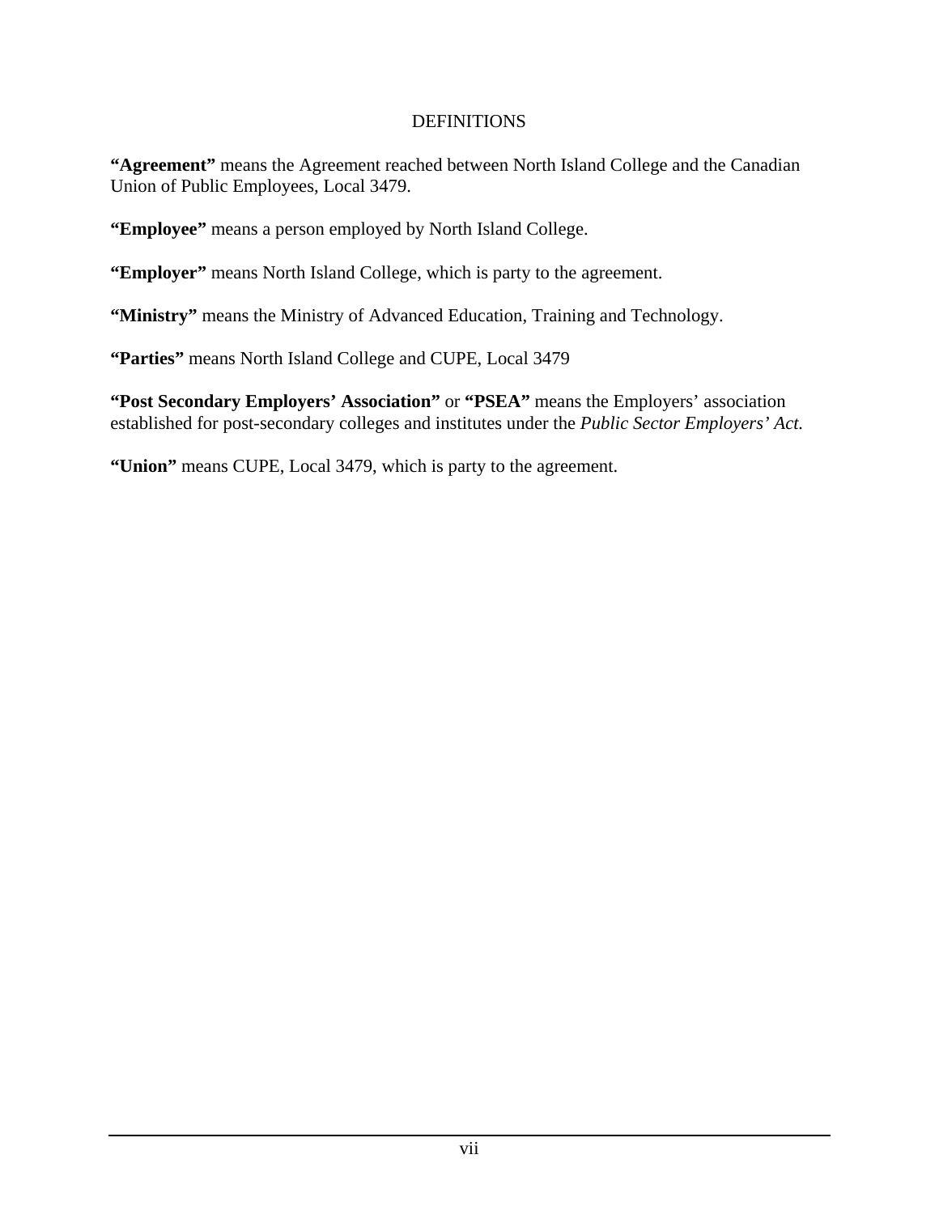# DEFINITIONS

**"Agreement"** means the Agreement reached between North Island College and the Canadian Union of Public Employees, Local 3479.

**"Employee"** means a person employed by North Island College.

**"Employer"** means North Island College, which is party to the agreement.

**"Ministry"** means the Ministry of Advanced Education, Training and Technology.

**"Parties"** means North Island College and CUPE, Local 3479

**"Post Secondary Employers' Association"** or **"PSEA"** means the Employers' association established for post-secondary colleges and institutes under the *Public Sector Employers' Act*.

**"Union"** means CUPE, Local 3479, which is party to the agreement.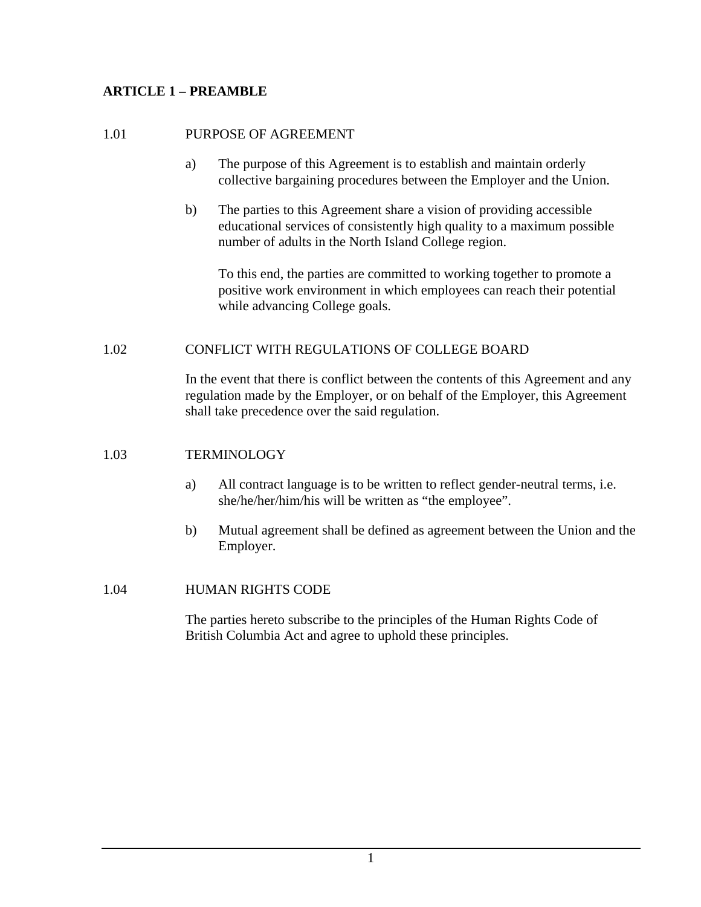## ARTICLE 1 – PREAMBLE

### 1.01 PURPOSE OF AGREEMENT

a) The purpose of this Agreement is to establish and maintain orderly collective bargaining procedures between the Employer and the Union.

b) The parties to this Agreement share a vision of providing accessible educational services of consistently high quality to a maximum possible number of adults in the North Island College region.

To this end, the parties are committed to working together to promote a positive work environment in which employees can reach their potential while advancing College goals.

### 1.02 CONFLICT WITH REGULATIONS OF COLLEGE BOARD

In the event that there is conflict between the contents of this Agreement and any regulation made by the Employer, or on behalf of the Employer, this Agreement shall take precedence over the said regulation.

### 1.03 TERMINOLOGY

a) All contract language is to be written to reflect gender-neutral terms, i.e. she/he/her/him/his will be written as “the employee”.

b) Mutual agreement shall be defined as agreement between the Union and the Employer.

### 1.04 HUMAN RIGHTS CODE

The parties hereto subscribe to the principles of the Human Rights Code of British Columbia Act and agree to uphold these principles.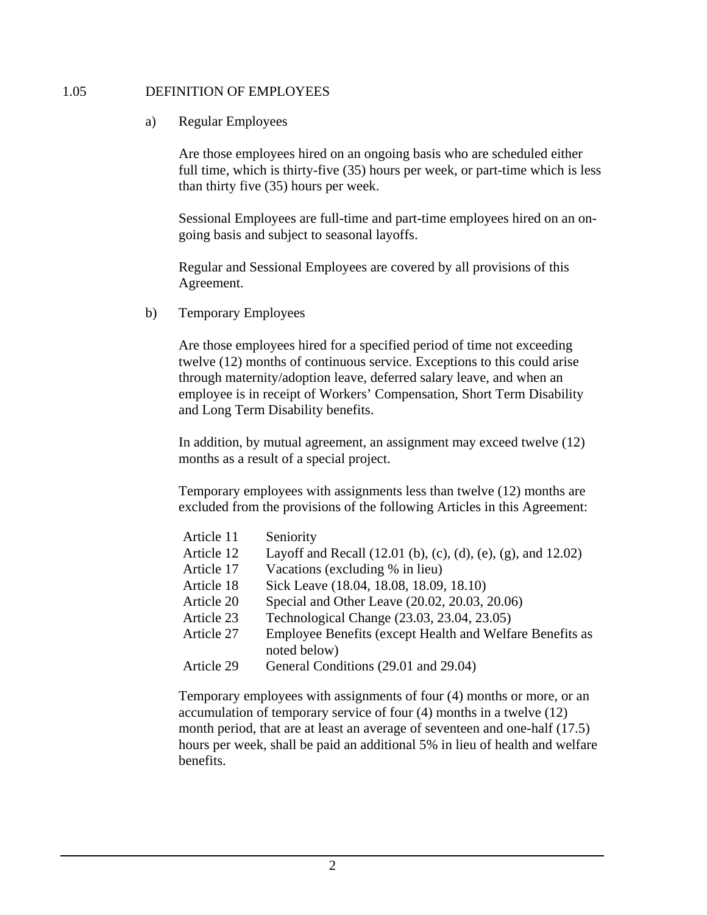## 1.05 DEFINITION OF EMPLOYEES

a) Regular Employees

Are those employees hired on an ongoing basis who are scheduled either full time, which is thirty-five (35) hours per week, or part-time which is less than thirty five (35) hours per week.

Sessional Employees are full-time and part-time employees hired on an on-going basis and subject to seasonal layoffs.

Regular and Sessional Employees are covered by all provisions of this Agreement.

b) Temporary Employees

Are those employees hired for a specified period of time not exceeding twelve (12) months of continuous service. Exceptions to this could arise through maternity/adoption leave, deferred salary leave, and when an employee is in receipt of Workers' Compensation, Short Term Disability and Long Term Disability benefits.

In addition, by mutual agreement, an assignment may exceed twelve (12) months as a result of a special project.

Temporary employees with assignments less than twelve (12) months are excluded from the provisions of the following Articles in this Agreement:

| | |
|---|---|
| Article 11 | Seniority |
| Article 12 | Layoff and Recall (12.01 (b), (c), (d), (e), (g), and 12.02) |
| Article 17 | Vacations (excluding % in lieu) |
| Article 18 | Sick Leave (18.04, 18.08, 18.09, 18.10) |
| Article 20 | Special and Other Leave (20.02, 20.03, 20.06) |
| Article 23 | Technological Change (23.03, 23.04, 23.05) |
| Article 27 | Employee Benefits (except Health and Welfare Benefits as noted below) |
| Article 29 | General Conditions (29.01 and 29.04) |

Temporary employees with assignments of four (4) months or more, or an accumulation of temporary service of four (4) months in a twelve (12) month period, that are at least an average of seventeen and one-half (17.5) hours per week, shall be paid an additional 5% in lieu of health and welfare benefits.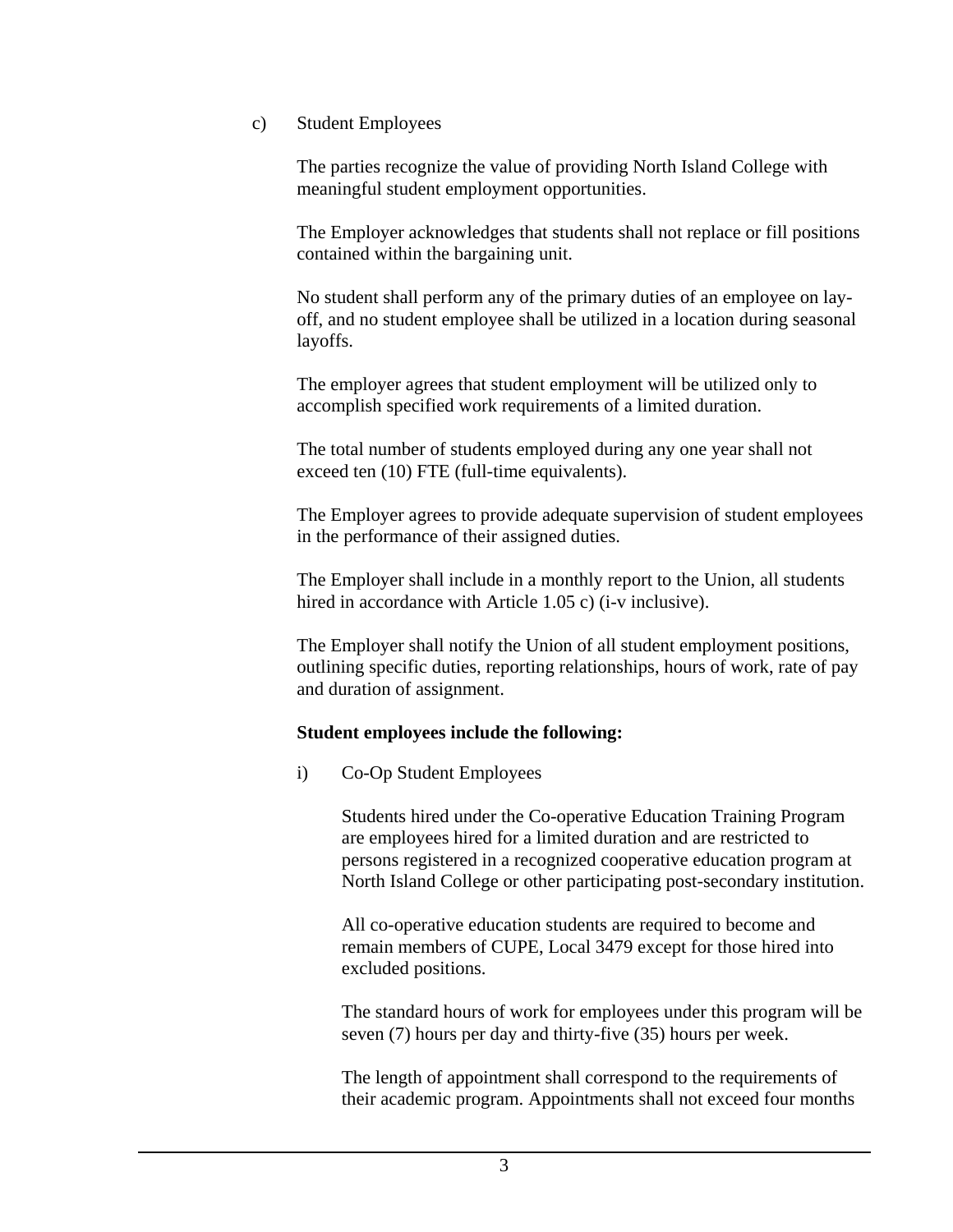c) Student Employees

The parties recognize the value of providing North Island College with meaningful student employment opportunities.

The Employer acknowledges that students shall not replace or fill positions contained within the bargaining unit.

No student shall perform any of the primary duties of an employee on lay-off, and no student employee shall be utilized in a location during seasonal layoffs.

The employer agrees that student employment will be utilized only to accomplish specified work requirements of a limited duration.

The total number of students employed during any one year shall not exceed ten (10) FTE (full-time equivalents).

The Employer agrees to provide adequate supervision of student employees in the performance of their assigned duties.

The Employer shall include in a monthly report to the Union, all students hired in accordance with Article 1.05 c) (i-v inclusive).

The Employer shall notify the Union of all student employment positions, outlining specific duties, reporting relationships, hours of work, rate of pay and duration of assignment.

**Student employees include the following:**

i) Co-Op Student Employees

Students hired under the Co-operative Education Training Program are employees hired for a limited duration and are restricted to persons registered in a recognized cooperative education program at North Island College or other participating post-secondary institution.

All co-operative education students are required to become and remain members of CUPE, Local 3479 except for those hired into excluded positions.

The standard hours of work for employees under this program will be seven (7) hours per day and thirty-five (35) hours per week.

The length of appointment shall correspond to the requirements of their academic program. Appointments shall not exceed four months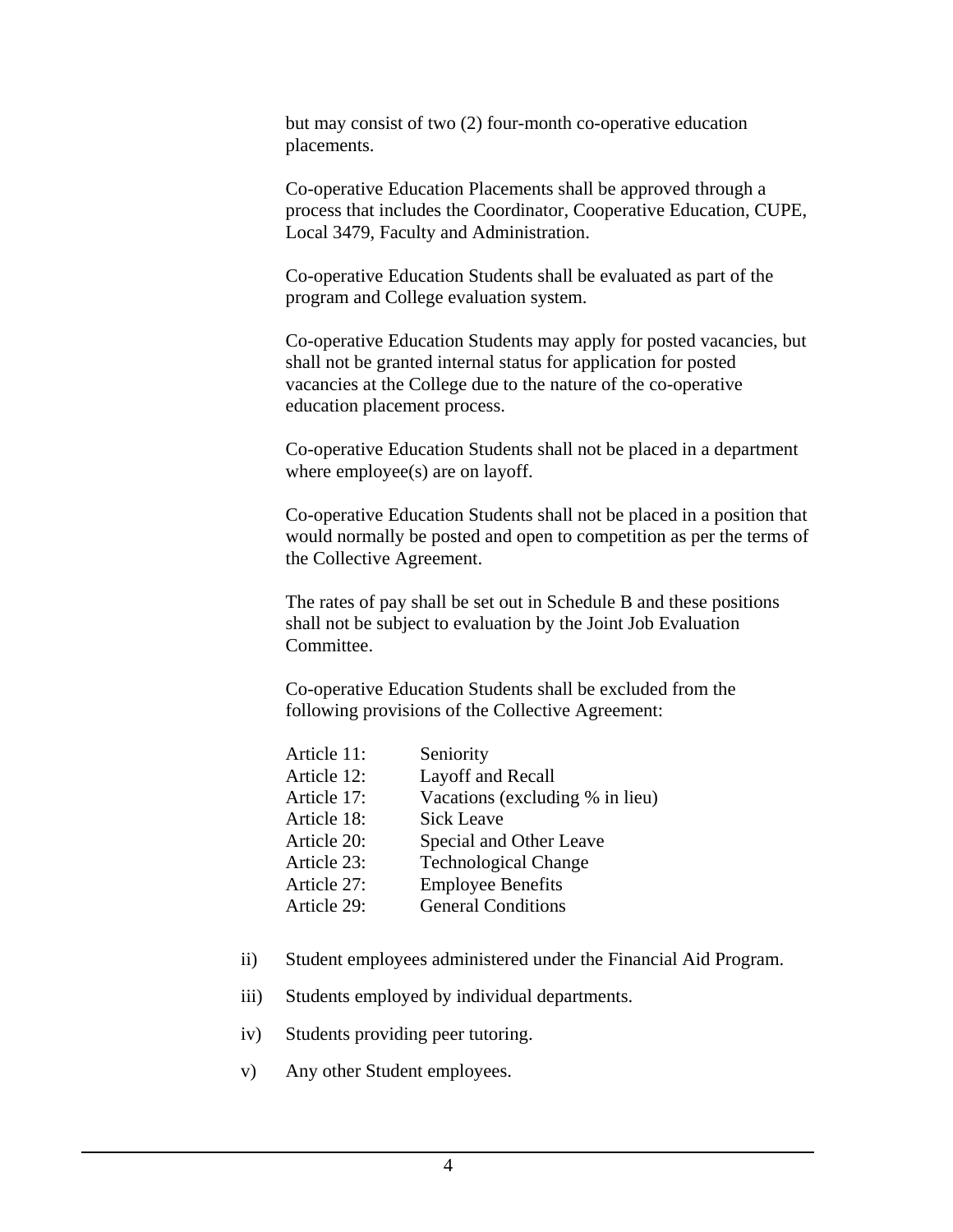but may consist of two (2) four-month co-operative education placements.

Co-operative Education Placements shall be approved through a process that includes the Coordinator, Cooperative Education, CUPE, Local 3479, Faculty and Administration.

Co-operative Education Students shall be evaluated as part of the program and College evaluation system.

Co-operative Education Students may apply for posted vacancies, but shall not be granted internal status for application for posted vacancies at the College due to the nature of the co-operative education placement process.

Co-operative Education Students shall not be placed in a department where employee(s) are on layoff.

Co-operative Education Students shall not be placed in a position that would normally be posted and open to competition as per the terms of the Collective Agreement.

The rates of pay shall be set out in Schedule B and these positions shall not be subject to evaluation by the Joint Job Evaluation Committee.

Co-operative Education Students shall be excluded from the following provisions of the Collective Agreement:

| | |
|---|---|
| Article 11: | Seniority |
| Article 12: | Layoff and Recall |
| Article 17: | Vacations (excluding % in lieu) |
| Article 18: | Sick Leave |
| Article 20: | Special and Other Leave |
| Article 23: | Technological Change |
| Article 27: | Employee Benefits |
| Article 29: | General Conditions |

ii) Student employees administered under the Financial Aid Program.

iii) Students employed by individual departments.

iv) Students providing peer tutoring.

v) Any other Student employees.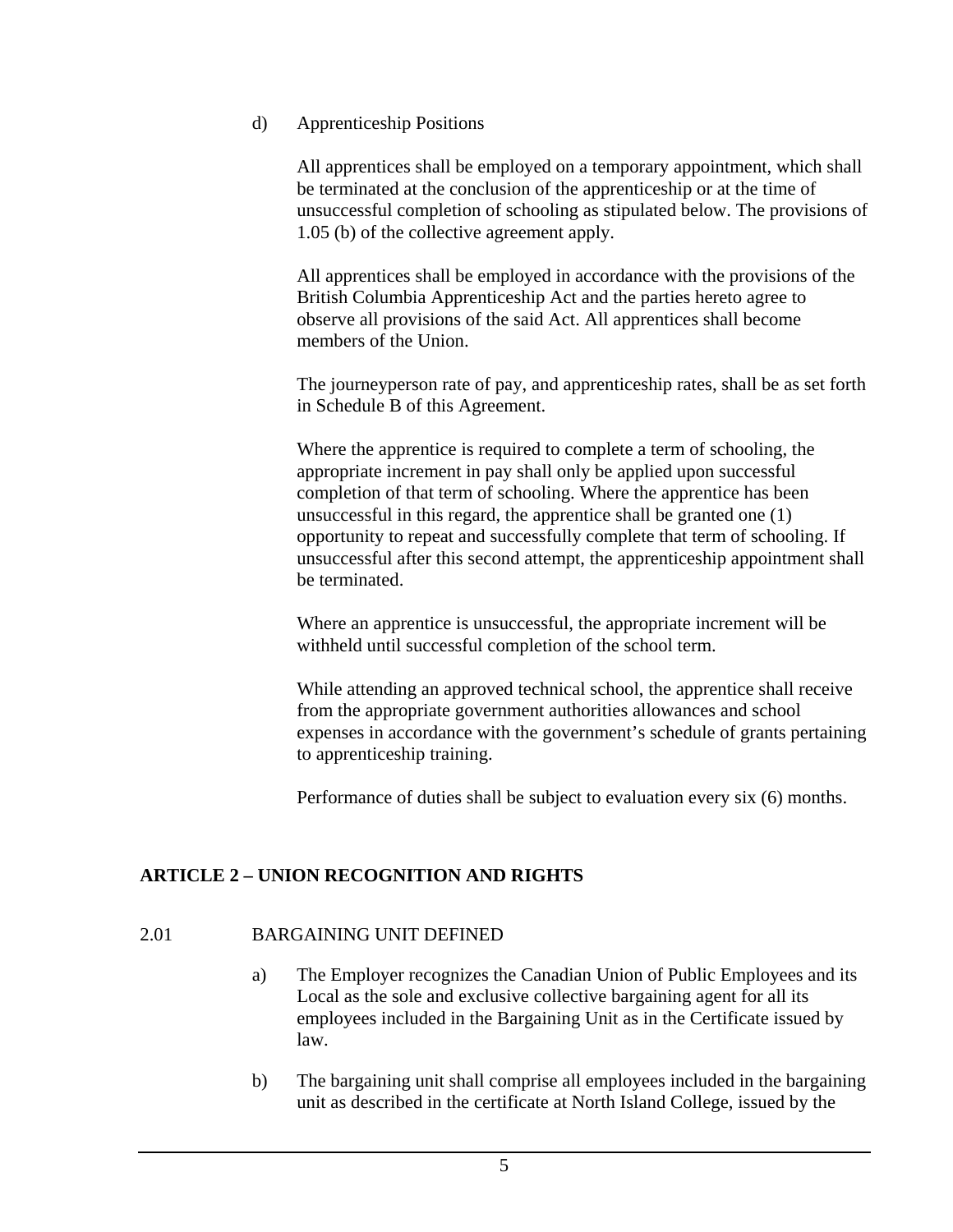d) Apprenticeship Positions

All apprentices shall be employed on a temporary appointment, which shall be terminated at the conclusion of the apprenticeship or at the time of unsuccessful completion of schooling as stipulated below. The provisions of 1.05 (b) of the collective agreement apply.

All apprentices shall be employed in accordance with the provisions of the British Columbia Apprenticeship Act and the parties hereto agree to observe all provisions of the said Act. All apprentices shall become members of the Union.

The journeyperson rate of pay, and apprenticeship rates, shall be as set forth in Schedule B of this Agreement.

Where the apprentice is required to complete a term of schooling, the appropriate increment in pay shall only be applied upon successful completion of that term of schooling. Where the apprentice has been unsuccessful in this regard, the apprentice shall be granted one (1) opportunity to repeat and successfully complete that term of schooling. If unsuccessful after this second attempt, the apprenticeship appointment shall be terminated.

Where an apprentice is unsuccessful, the appropriate increment will be withheld until successful completion of the school term.

While attending an approved technical school, the apprentice shall receive from the appropriate government authorities allowances and school expenses in accordance with the government's schedule of grants pertaining to apprenticeship training.

Performance of duties shall be subject to evaluation every six (6) months.

## ARTICLE 2 – UNION RECOGNITION AND RIGHTS

2.01 BARGAINING UNIT DEFINED

a) The Employer recognizes the Canadian Union of Public Employees and its Local as the sole and exclusive collective bargaining agent for all its employees included in the Bargaining Unit as in the Certificate issued by law.

b) The bargaining unit shall comprise all employees included in the bargaining unit as described in the certificate at North Island College, issued by the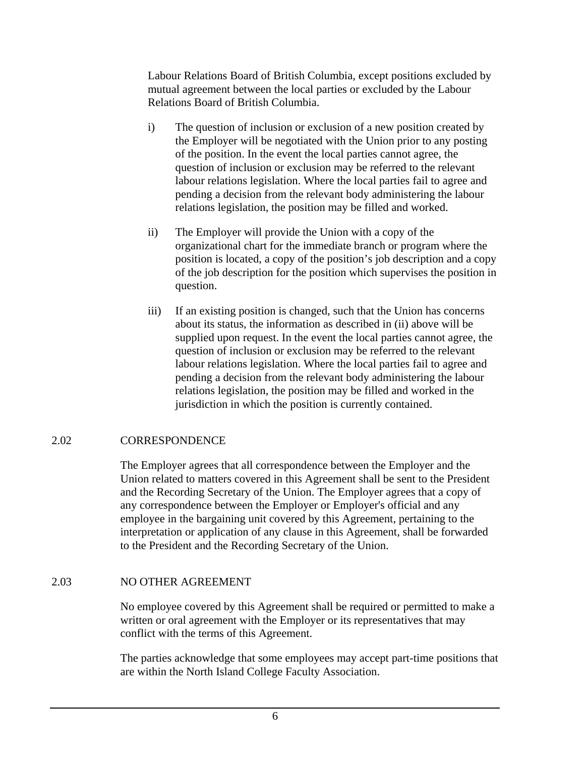Labour Relations Board of British Columbia, except positions excluded by mutual agreement between the local parties or excluded by the Labour Relations Board of British Columbia.

i) The question of inclusion or exclusion of a new position created by the Employer will be negotiated with the Union prior to any posting of the position. In the event the local parties cannot agree, the question of inclusion or exclusion may be referred to the relevant labour relations legislation. Where the local parties fail to agree and pending a decision from the relevant body administering the labour relations legislation, the position may be filled and worked.

ii) The Employer will provide the Union with a copy of the organizational chart for the immediate branch or program where the position is located, a copy of the position's job description and a copy of the job description for the position which supervises the position in question.

iii) If an existing position is changed, such that the Union has concerns about its status, the information as described in (ii) above will be supplied upon request. In the event the local parties cannot agree, the question of inclusion or exclusion may be referred to the relevant labour relations legislation. Where the local parties fail to agree and pending a decision from the relevant body administering the labour relations legislation, the position may be filled and worked in the jurisdiction in which the position is currently contained.

## 2.02 CORRESPONDENCE

The Employer agrees that all correspondence between the Employer and the Union related to matters covered in this Agreement shall be sent to the President and the Recording Secretary of the Union. The Employer agrees that a copy of any correspondence between the Employer or Employer's official and any employee in the bargaining unit covered by this Agreement, pertaining to the interpretation or application of any clause in this Agreement, shall be forwarded to the President and the Recording Secretary of the Union.

## 2.03 NO OTHER AGREEMENT

No employee covered by this Agreement shall be required or permitted to make a written or oral agreement with the Employer or its representatives that may conflict with the terms of this Agreement.

The parties acknowledge that some employees may accept part-time positions that are within the North Island College Faculty Association.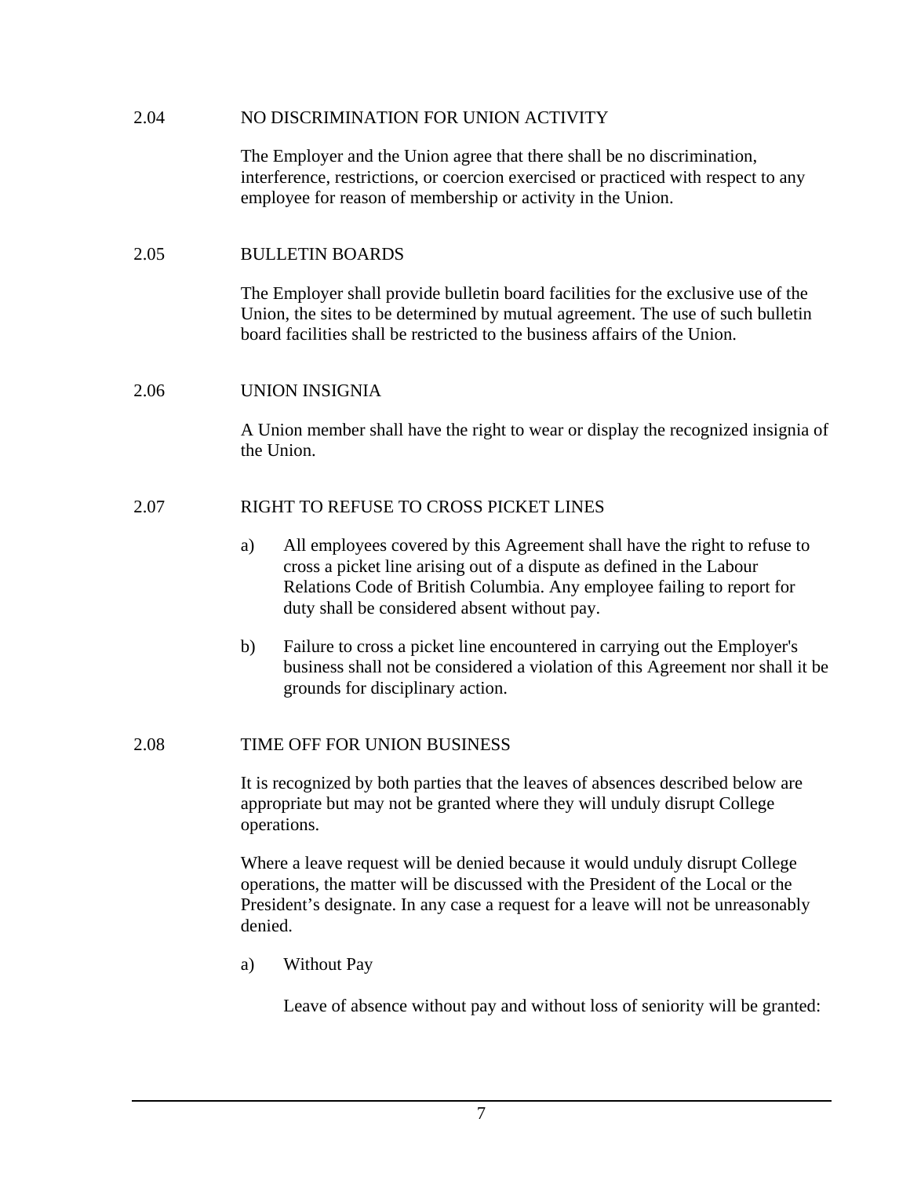### 2.04 NO DISCRIMINATION FOR UNION ACTIVITY

The Employer and the Union agree that there shall be no discrimination, interference, restrictions, or coercion exercised or practiced with respect to any employee for reason of membership or activity in the Union.

### 2.05 BULLETIN BOARDS

The Employer shall provide bulletin board facilities for the exclusive use of the Union, the sites to be determined by mutual agreement. The use of such bulletin board facilities shall be restricted to the business affairs of the Union.

### 2.06 UNION INSIGNIA

A Union member shall have the right to wear or display the recognized insignia of the Union.

### 2.07 RIGHT TO REFUSE TO CROSS PICKET LINES

a) All employees covered by this Agreement shall have the right to refuse to cross a picket line arising out of a dispute as defined in the Labour Relations Code of British Columbia. Any employee failing to report for duty shall be considered absent without pay.

b) Failure to cross a picket line encountered in carrying out the Employer's business shall not be considered a violation of this Agreement nor shall it be grounds for disciplinary action.

### 2.08 TIME OFF FOR UNION BUSINESS

It is recognized by both parties that the leaves of absences described below are appropriate but may not be granted where they will unduly disrupt College operations.

Where a leave request will be denied because it would unduly disrupt College operations, the matter will be discussed with the President of the Local or the President's designate. In any case a request for a leave will not be unreasonably denied.

a) Without Pay

Leave of absence without pay and without loss of seniority will be granted: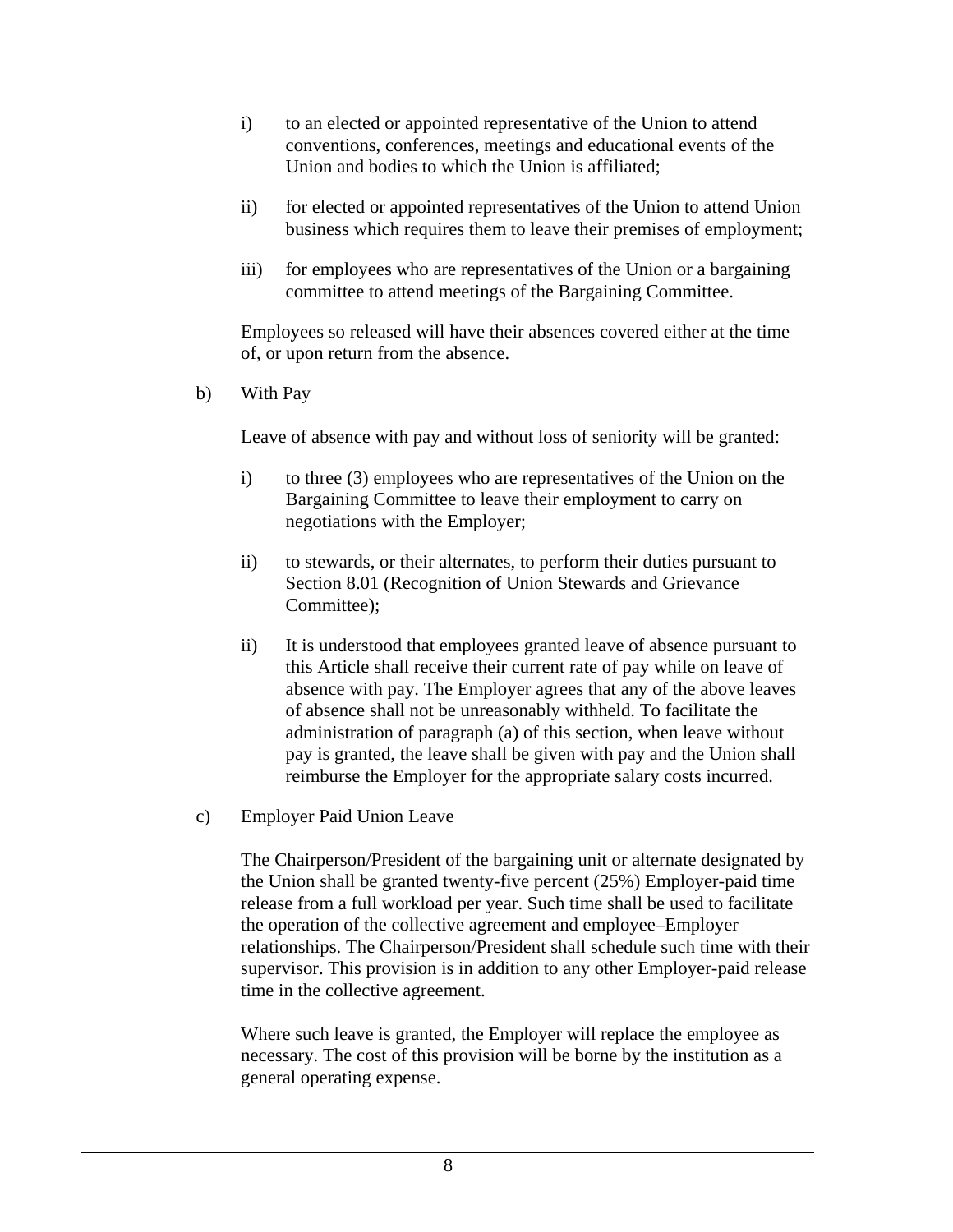i) to an elected or appointed representative of the Union to attend conventions, conferences, meetings and educational events of the Union and bodies to which the Union is affiliated;

ii) for elected or appointed representatives of the Union to attend Union business which requires them to leave their premises of employment;

iii) for employees who are representatives of the Union or a bargaining committee to attend meetings of the Bargaining Committee.

Employees so released will have their absences covered either at the time of, or upon return from the absence.

b) With Pay

Leave of absence with pay and without loss of seniority will be granted:

i) to three (3) employees who are representatives of the Union on the Bargaining Committee to leave their employment to carry on negotiations with the Employer;

ii) to stewards, or their alternates, to perform their duties pursuant to Section 8.01 (Recognition of Union Stewards and Grievance Committee);

ii) It is understood that employees granted leave of absence pursuant to this Article shall receive their current rate of pay while on leave of absence with pay. The Employer agrees that any of the above leaves of absence shall not be unreasonably withheld. To facilitate the administration of paragraph (a) of this section, when leave without pay is granted, the leave shall be given with pay and the Union shall reimburse the Employer for the appropriate salary costs incurred.

c) Employer Paid Union Leave

The Chairperson/President of the bargaining unit or alternate designated by the Union shall be granted twenty-five percent (25%) Employer-paid time release from a full workload per year. Such time shall be used to facilitate the operation of the collective agreement and employee–Employer relationships. The Chairperson/President shall schedule such time with their supervisor. This provision is in addition to any other Employer-paid release time in the collective agreement.

Where such leave is granted, the Employer will replace the employee as necessary. The cost of this provision will be borne by the institution as a general operating expense.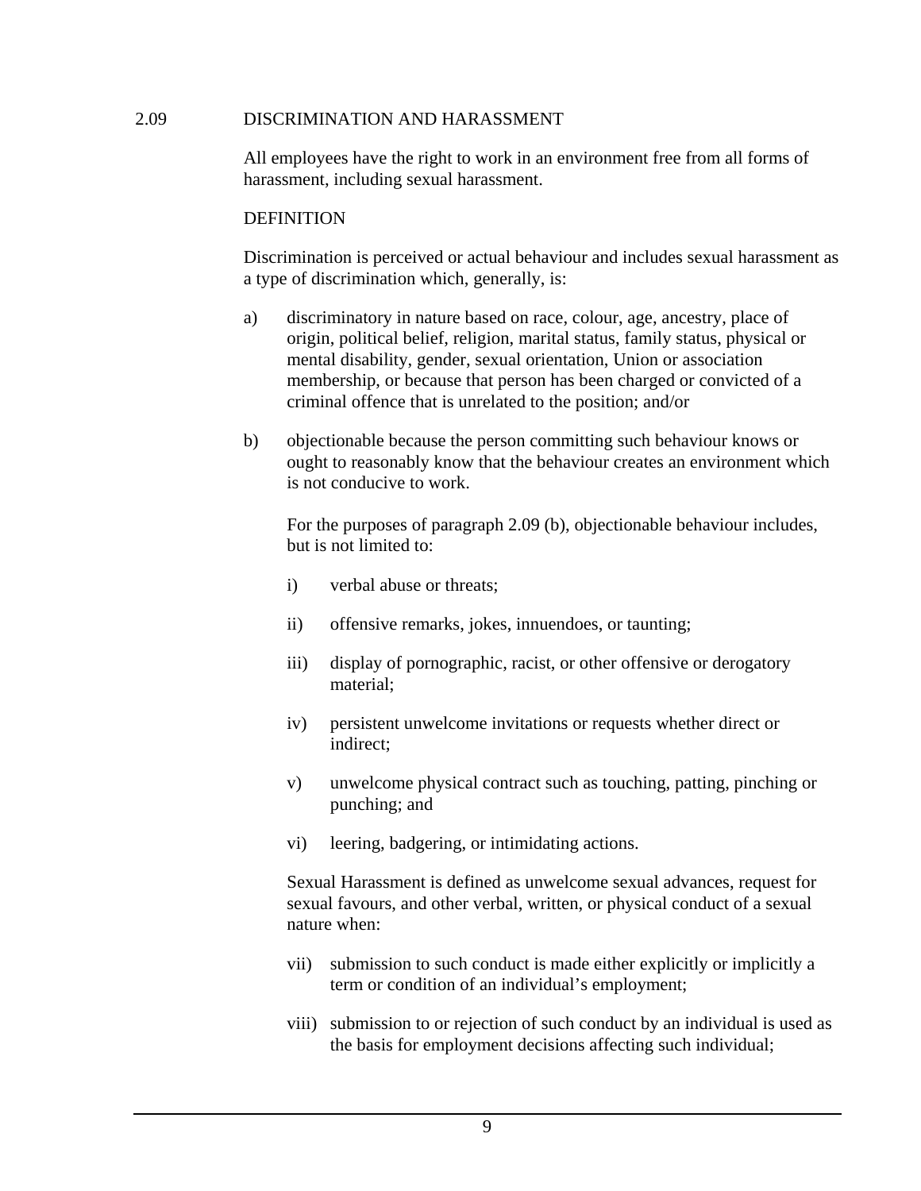## 2.09 DISCRIMINATION AND HARASSMENT

All employees have the right to work in an environment free from all forms of harassment, including sexual harassment.

DEFINITION

Discrimination is perceived or actual behaviour and includes sexual harassment as a type of discrimination which, generally, is:

a) discriminatory in nature based on race, colour, age, ancestry, place of origin, political belief, religion, marital status, family status, physical or mental disability, gender, sexual orientation, Union or association membership, or because that person has been charged or convicted of a criminal offence that is unrelated to the position; and/or

b) objectionable because the person committing such behaviour knows or ought to reasonably know that the behaviour creates an environment which is not conducive to work.

For the purposes of paragraph 2.09 (b), objectionable behaviour includes, but is not limited to:

i) verbal abuse or threats;

ii) offensive remarks, jokes, innuendoes, or taunting;

iii) display of pornographic, racist, or other offensive or derogatory material;

iv) persistent unwelcome invitations or requests whether direct or indirect;

v) unwelcome physical contract such as touching, patting, pinching or punching; and

vi) leering, badgering, or intimidating actions.

Sexual Harassment is defined as unwelcome sexual advances, request for sexual favours, and other verbal, written, or physical conduct of a sexual nature when:

vii) submission to such conduct is made either explicitly or implicitly a term or condition of an individual's employment;

viii) submission to or rejection of such conduct by an individual is used as the basis for employment decisions affecting such individual;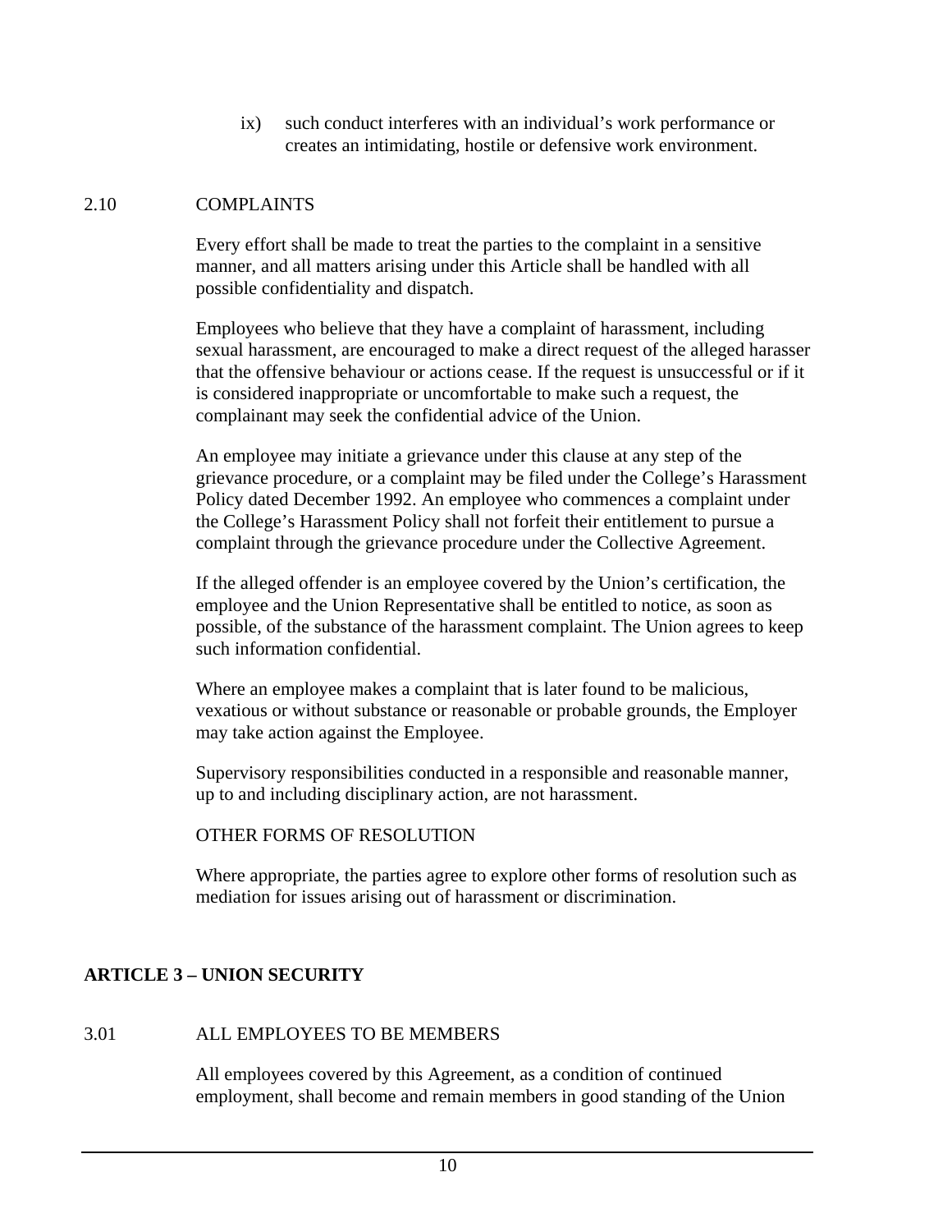ix) such conduct interferes with an individual's work performance or creates an intimidating, hostile or defensive work environment.

2.10 COMPLAINTS

Every effort shall be made to treat the parties to the complaint in a sensitive manner, and all matters arising under this Article shall be handled with all possible confidentiality and dispatch.

Employees who believe that they have a complaint of harassment, including sexual harassment, are encouraged to make a direct request of the alleged harasser that the offensive behaviour or actions cease. If the request is unsuccessful or if it is considered inappropriate or uncomfortable to make such a request, the complainant may seek the confidential advice of the Union.

An employee may initiate a grievance under this clause at any step of the grievance procedure, or a complaint may be filed under the College's Harassment Policy dated December 1992. An employee who commences a complaint under the College's Harassment Policy shall not forfeit their entitlement to pursue a complaint through the grievance procedure under the Collective Agreement.

If the alleged offender is an employee covered by the Union's certification, the employee and the Union Representative shall be entitled to notice, as soon as possible, of the substance of the harassment complaint. The Union agrees to keep such information confidential.

Where an employee makes a complaint that is later found to be malicious, vexatious or without substance or reasonable or probable grounds, the Employer may take action against the Employee.

Supervisory responsibilities conducted in a responsible and reasonable manner, up to and including disciplinary action, are not harassment.

OTHER FORMS OF RESOLUTION

Where appropriate, the parties agree to explore other forms of resolution such as mediation for issues arising out of harassment or discrimination.

## ARTICLE 3 – UNION SECURITY

3.01 ALL EMPLOYEES TO BE MEMBERS

All employees covered by this Agreement, as a condition of continued employment, shall become and remain members in good standing of the Union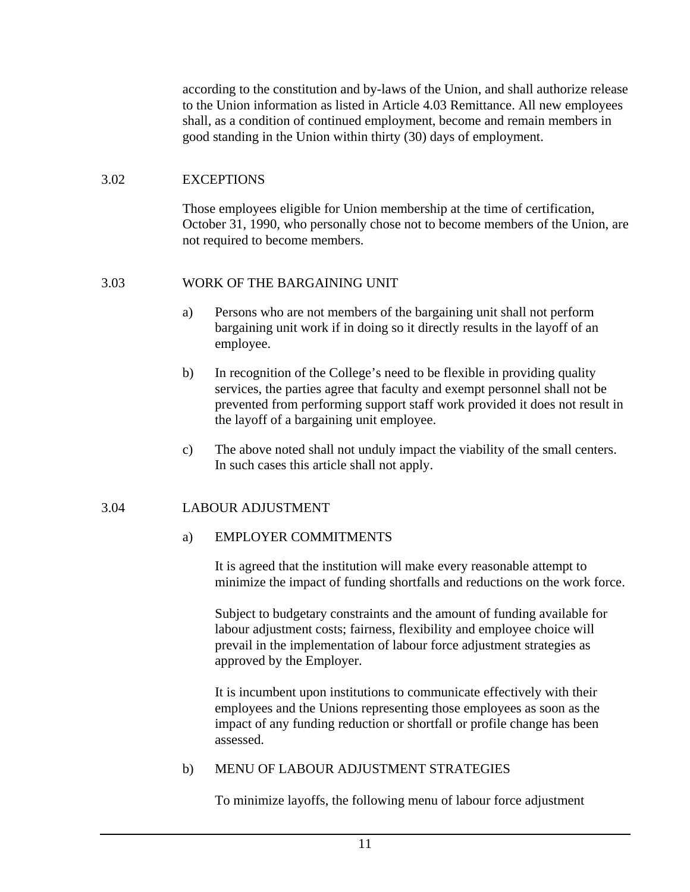according to the constitution and by-laws of the Union, and shall authorize release to the Union information as listed in Article 4.03 Remittance. All new employees shall, as a condition of continued employment, become and remain members in good standing in the Union within thirty (30) days of employment.

### 3.02 EXCEPTIONS

Those employees eligible for Union membership at the time of certification, October 31, 1990, who personally chose not to become members of the Union, are not required to become members.

### 3.03 WORK OF THE BARGAINING UNIT

a) Persons who are not members of the bargaining unit shall not perform bargaining unit work if in doing so it directly results in the layoff of an employee.

b) In recognition of the College's need to be flexible in providing quality services, the parties agree that faculty and exempt personnel shall not be prevented from performing support staff work provided it does not result in the layoff of a bargaining unit employee.

c) The above noted shall not unduly impact the viability of the small centers. In such cases this article shall not apply.

### 3.04 LABOUR ADJUSTMENT

a) EMPLOYER COMMITMENTS

It is agreed that the institution will make every reasonable attempt to minimize the impact of funding shortfalls and reductions on the work force.

Subject to budgetary constraints and the amount of funding available for labour adjustment costs; fairness, flexibility and employee choice will prevail in the implementation of labour force adjustment strategies as approved by the Employer.

It is incumbent upon institutions to communicate effectively with their employees and the Unions representing those employees as soon as the impact of any funding reduction or shortfall or profile change has been assessed.

b) MENU OF LABOUR ADJUSTMENT STRATEGIES

To minimize layoffs, the following menu of labour force adjustment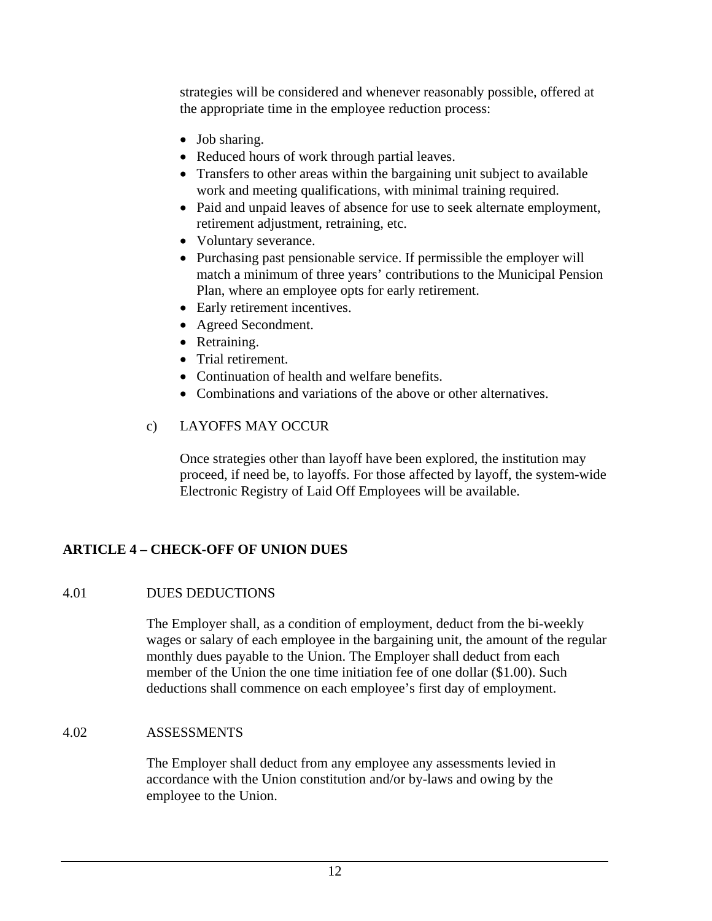strategies will be considered and whenever reasonably possible, offered at the appropriate time in the employee reduction process:

- Job sharing.
- Reduced hours of work through partial leaves.
- Transfers to other areas within the bargaining unit subject to available work and meeting qualifications, with minimal training required.
- Paid and unpaid leaves of absence for use to seek alternate employment, retirement adjustment, retraining, etc.
- Voluntary severance.
- Purchasing past pensionable service. If permissible the employer will match a minimum of three years' contributions to the Municipal Pension Plan, where an employee opts for early retirement.
- Early retirement incentives.
- Agreed Secondment.
- Retraining.
- Trial retirement.
- Continuation of health and welfare benefits.
- Combinations and variations of the above or other alternatives.

c) LAYOFFS MAY OCCUR

Once strategies other than layoff have been explored, the institution may proceed, if need be, to layoffs. For those affected by layoff, the system-wide Electronic Registry of Laid Off Employees will be available.

## ARTICLE 4 – CHECK-OFF OF UNION DUES

4.01 DUES DEDUCTIONS

The Employer shall, as a condition of employment, deduct from the bi-weekly wages or salary of each employee in the bargaining unit, the amount of the regular monthly dues payable to the Union. The Employer shall deduct from each member of the Union the one time initiation fee of one dollar ($1.00). Such deductions shall commence on each employee's first day of employment.

4.02 ASSESSMENTS

The Employer shall deduct from any employee any assessments levied in accordance with the Union constitution and/or by-laws and owing by the employee to the Union.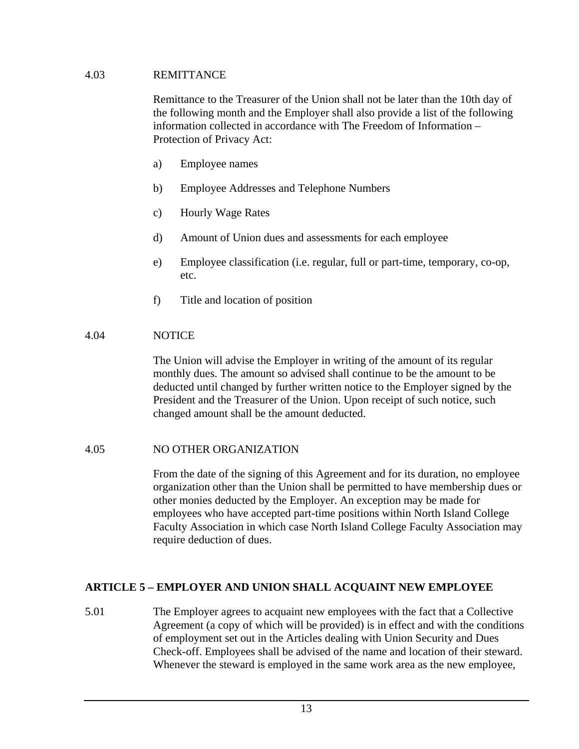4.03 REMITTANCE

Remittance to the Treasurer of the Union shall not be later than the 10th day of the following month and the Employer shall also provide a list of the following information collected in accordance with The Freedom of Information – Protection of Privacy Act:

a) Employee names

b) Employee Addresses and Telephone Numbers

c) Hourly Wage Rates

d) Amount of Union dues and assessments for each employee

e) Employee classification (i.e. regular, full or part-time, temporary, co-op, etc.

f) Title and location of position

4.04 NOTICE

The Union will advise the Employer in writing of the amount of its regular monthly dues. The amount so advised shall continue to be the amount to be deducted until changed by further written notice to the Employer signed by the President and the Treasurer of the Union. Upon receipt of such notice, such changed amount shall be the amount deducted.

4.05 NO OTHER ORGANIZATION

From the date of the signing of this Agreement and for its duration, no employee organization other than the Union shall be permitted to have membership dues or other monies deducted by the Employer. An exception may be made for employees who have accepted part-time positions within North Island College Faculty Association in which case North Island College Faculty Association may require deduction of dues.

## ARTICLE 5 – EMPLOYER AND UNION SHALL ACQUAINT NEW EMPLOYEE

5.01 The Employer agrees to acquaint new employees with the fact that a Collective Agreement (a copy of which will be provided) is in effect and with the conditions of employment set out in the Articles dealing with Union Security and Dues Check-off. Employees shall be advised of the name and location of their steward. Whenever the steward is employed in the same work area as the new employee,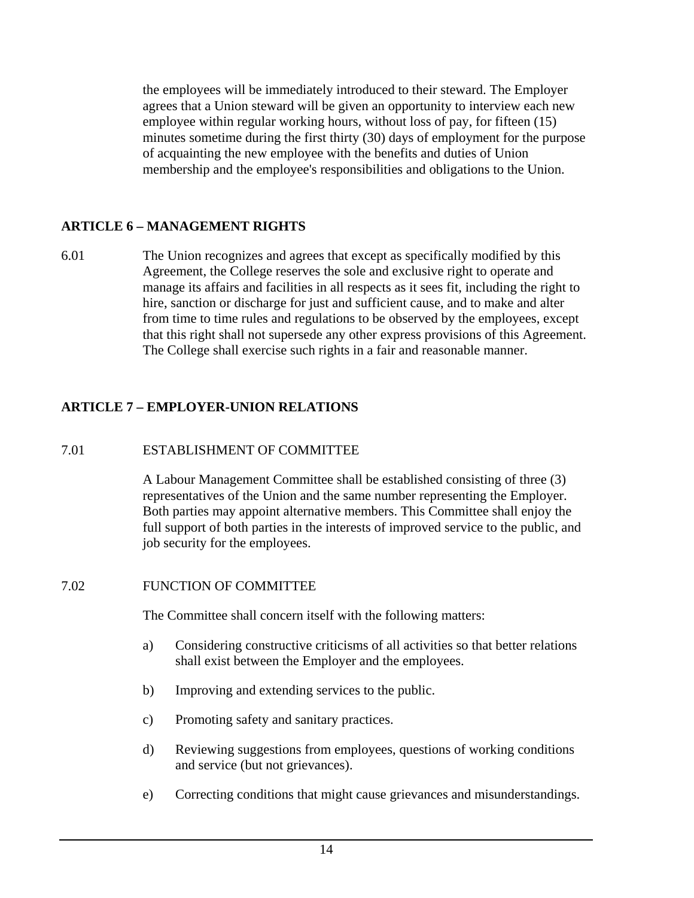the employees will be immediately introduced to their steward. The Employer agrees that a Union steward will be given an opportunity to interview each new employee within regular working hours, without loss of pay, for fifteen (15) minutes sometime during the first thirty (30) days of employment for the purpose of acquainting the new employee with the benefits and duties of Union membership and the employee's responsibilities and obligations to the Union.

## ARTICLE 6 – MANAGEMENT RIGHTS

6.01 The Union recognizes and agrees that except as specifically modified by this Agreement, the College reserves the sole and exclusive right to operate and manage its affairs and facilities in all respects as it sees fit, including the right to hire, sanction or discharge for just and sufficient cause, and to make and alter from time to time rules and regulations to be observed by the employees, except that this right shall not supersede any other express provisions of this Agreement. The College shall exercise such rights in a fair and reasonable manner.

## ARTICLE 7 – EMPLOYER-UNION RELATIONS

### 7.01 ESTABLISHMENT OF COMMITTEE

A Labour Management Committee shall be established consisting of three (3) representatives of the Union and the same number representing the Employer. Both parties may appoint alternative members. This Committee shall enjoy the full support of both parties in the interests of improved service to the public, and job security for the employees.

### 7.02 FUNCTION OF COMMITTEE

The Committee shall concern itself with the following matters:

a) Considering constructive criticisms of all activities so that better relations shall exist between the Employer and the employees.

b) Improving and extending services to the public.

c) Promoting safety and sanitary practices.

d) Reviewing suggestions from employees, questions of working conditions and service (but not grievances).

e) Correcting conditions that might cause grievances and misunderstandings.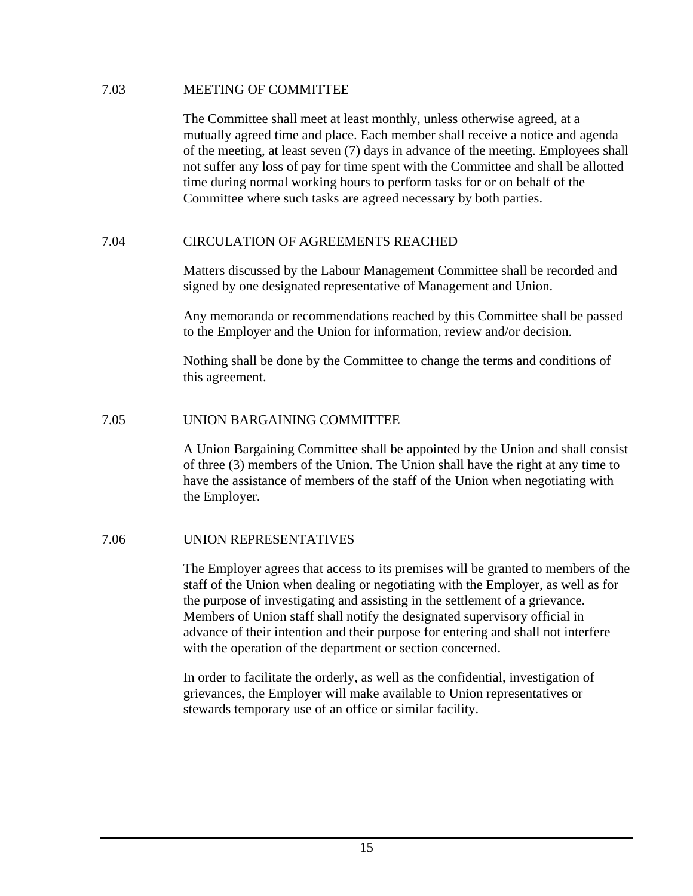### 7.03 MEETING OF COMMITTEE

The Committee shall meet at least monthly, unless otherwise agreed, at a mutually agreed time and place. Each member shall receive a notice and agenda of the meeting, at least seven (7) days in advance of the meeting. Employees shall not suffer any loss of pay for time spent with the Committee and shall be allotted time during normal working hours to perform tasks for or on behalf of the Committee where such tasks are agreed necessary by both parties.

### 7.04 CIRCULATION OF AGREEMENTS REACHED

Matters discussed by the Labour Management Committee shall be recorded and signed by one designated representative of Management and Union.

Any memoranda or recommendations reached by this Committee shall be passed to the Employer and the Union for information, review and/or decision.

Nothing shall be done by the Committee to change the terms and conditions of this agreement.

### 7.05 UNION BARGAINING COMMITTEE

A Union Bargaining Committee shall be appointed by the Union and shall consist of three (3) members of the Union. The Union shall have the right at any time to have the assistance of members of the staff of the Union when negotiating with the Employer.

### 7.06 UNION REPRESENTATIVES

The Employer agrees that access to its premises will be granted to members of the staff of the Union when dealing or negotiating with the Employer, as well as for the purpose of investigating and assisting in the settlement of a grievance. Members of Union staff shall notify the designated supervisory official in advance of their intention and their purpose for entering and shall not interfere with the operation of the department or section concerned.

In order to facilitate the orderly, as well as the confidential, investigation of grievances, the Employer will make available to Union representatives or stewards temporary use of an office or similar facility.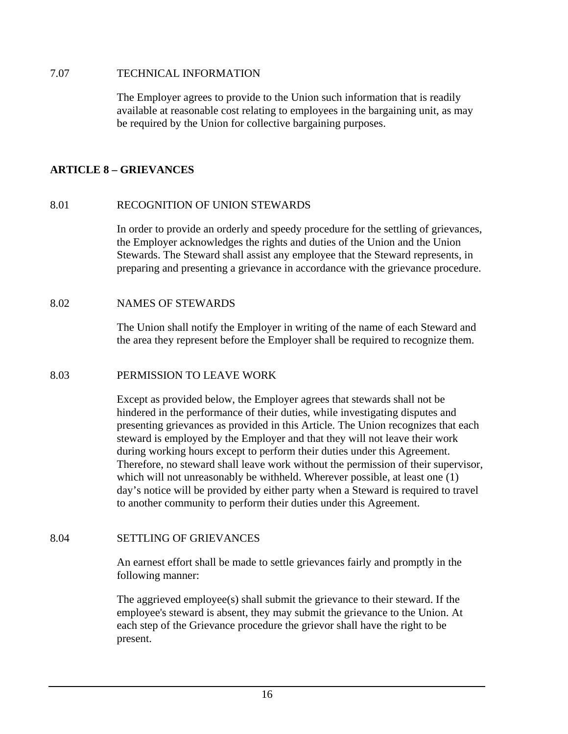7.07 TECHNICAL INFORMATION

The Employer agrees to provide to the Union such information that is readily available at reasonable cost relating to employees in the bargaining unit, as may be required by the Union for collective bargaining purposes.

## ARTICLE 8 – GRIEVANCES

8.01 RECOGNITION OF UNION STEWARDS

In order to provide an orderly and speedy procedure for the settling of grievances, the Employer acknowledges the rights and duties of the Union and the Union Stewards. The Steward shall assist any employee that the Steward represents, in preparing and presenting a grievance in accordance with the grievance procedure.

8.02 NAMES OF STEWARDS

The Union shall notify the Employer in writing of the name of each Steward and the area they represent before the Employer shall be required to recognize them.

8.03 PERMISSION TO LEAVE WORK

Except as provided below, the Employer agrees that stewards shall not be hindered in the performance of their duties, while investigating disputes and presenting grievances as provided in this Article. The Union recognizes that each steward is employed by the Employer and that they will not leave their work during working hours except to perform their duties under this Agreement. Therefore, no steward shall leave work without the permission of their supervisor, which will not unreasonably be withheld. Wherever possible, at least one (1) day's notice will be provided by either party when a Steward is required to travel to another community to perform their duties under this Agreement.

8.04 SETTLING OF GRIEVANCES

An earnest effort shall be made to settle grievances fairly and promptly in the following manner:

The aggrieved employee(s) shall submit the grievance to their steward. If the employee's steward is absent, they may submit the grievance to the Union. At each step of the Grievance procedure the grievor shall have the right to be present.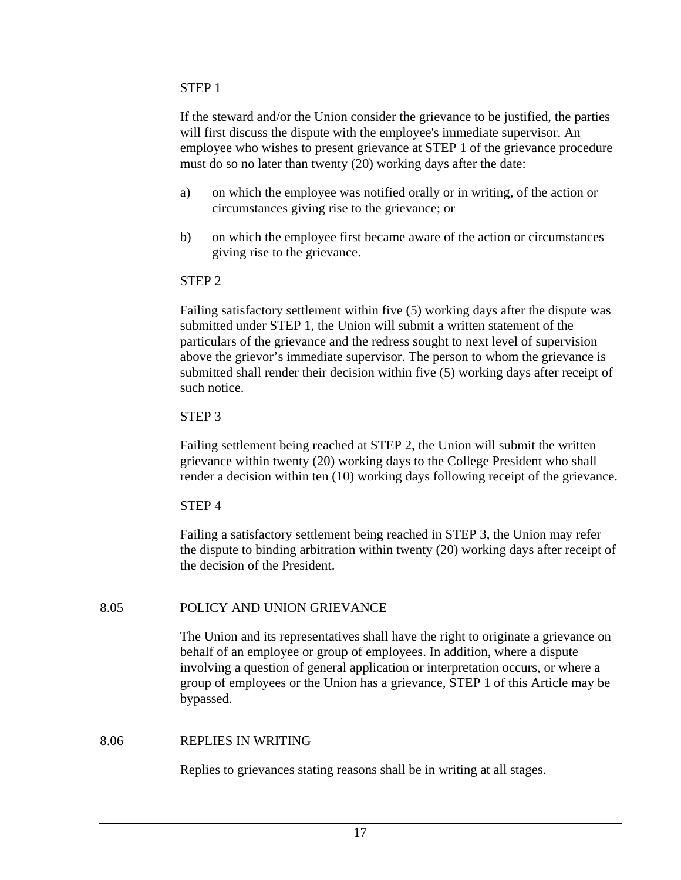STEP 1

If the steward and/or the Union consider the grievance to be justified, the parties will first discuss the dispute with the employee's immediate supervisor. An employee who wishes to present grievance at STEP 1 of the grievance procedure must do so no later than twenty (20) working days after the date:

a) on which the employee was notified orally or in writing, of the action or circumstances giving rise to the grievance; or

b) on which the employee first became aware of the action or circumstances giving rise to the grievance.

STEP 2

Failing satisfactory settlement within five (5) working days after the dispute was submitted under STEP 1, the Union will submit a written statement of the particulars of the grievance and the redress sought to next level of supervision above the grievor's immediate supervisor. The person to whom the grievance is submitted shall render their decision within five (5) working days after receipt of such notice.

STEP 3

Failing settlement being reached at STEP 2, the Union will submit the written grievance within twenty (20) working days to the College President who shall render a decision within ten (10) working days following receipt of the grievance.

STEP 4

Failing a satisfactory settlement being reached in STEP 3, the Union may refer the dispute to binding arbitration within twenty (20) working days after receipt of the decision of the President.

## 8.05 POLICY AND UNION GRIEVANCE

The Union and its representatives shall have the right to originate a grievance on behalf of an employee or group of employees. In addition, where a dispute involving a question of general application or interpretation occurs, or where a group of employees or the Union has a grievance, STEP 1 of this Article may be bypassed.

## 8.06 REPLIES IN WRITING

Replies to grievances stating reasons shall be in writing at all stages.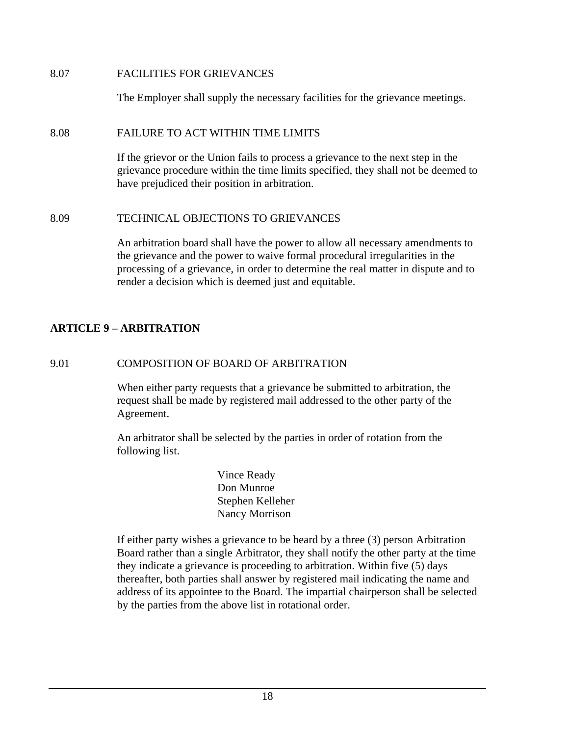8.07 FACILITIES FOR GRIEVANCES

The Employer shall supply the necessary facilities for the grievance meetings.

8.08 FAILURE TO ACT WITHIN TIME LIMITS

If the grievor or the Union fails to process a grievance to the next step in the grievance procedure within the time limits specified, they shall not be deemed to have prejudiced their position in arbitration.

8.09 TECHNICAL OBJECTIONS TO GRIEVANCES

An arbitration board shall have the power to allow all necessary amendments to the grievance and the power to waive formal procedural irregularities in the processing of a grievance, in order to determine the real matter in dispute and to render a decision which is deemed just and equitable.

## ARTICLE 9 – ARBITRATION

9.01 COMPOSITION OF BOARD OF ARBITRATION

When either party requests that a grievance be submitted to arbitration, the request shall be made by registered mail addressed to the other party of the Agreement.

An arbitrator shall be selected by the parties in order of rotation from the following list.

Vince Ready
Don Munroe
Stephen Kelleher
Nancy Morrison

If either party wishes a grievance to be heard by a three (3) person Arbitration Board rather than a single Arbitrator, they shall notify the other party at the time they indicate a grievance is proceeding to arbitration. Within five (5) days thereafter, both parties shall answer by registered mail indicating the name and address of its appointee to the Board. The impartial chairperson shall be selected by the parties from the above list in rotational order.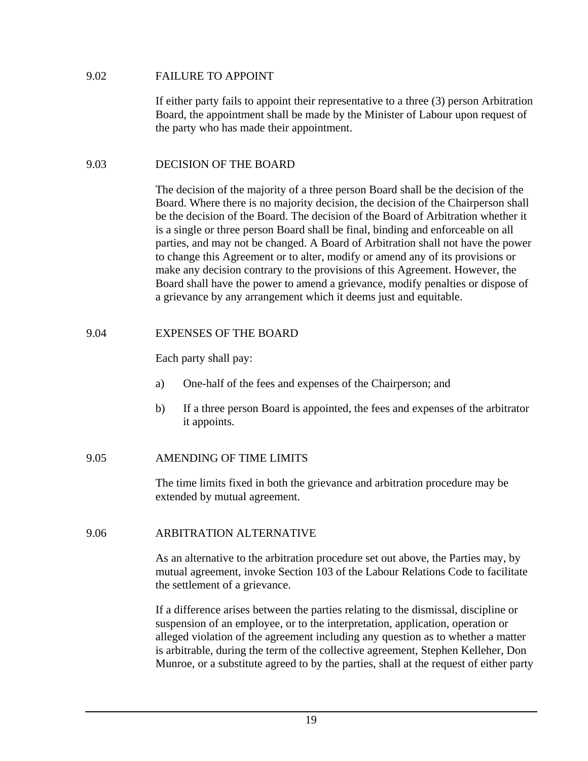### 9.02 FAILURE TO APPOINT

If either party fails to appoint their representative to a three (3) person Arbitration Board, the appointment shall be made by the Minister of Labour upon request of the party who has made their appointment.

### 9.03 DECISION OF THE BOARD

The decision of the majority of a three person Board shall be the decision of the Board. Where there is no majority decision, the decision of the Chairperson shall be the decision of the Board. The decision of the Board of Arbitration whether it is a single or three person Board shall be final, binding and enforceable on all parties, and may not be changed. A Board of Arbitration shall not have the power to change this Agreement or to alter, modify or amend any of its provisions or make any decision contrary to the provisions of this Agreement. However, the Board shall have the power to amend a grievance, modify penalties or dispose of a grievance by any arrangement which it deems just and equitable.

### 9.04 EXPENSES OF THE BOARD

Each party shall pay:

a) One-half of the fees and expenses of the Chairperson; and

b) If a three person Board is appointed, the fees and expenses of the arbitrator it appoints.

### 9.05 AMENDING OF TIME LIMITS

The time limits fixed in both the grievance and arbitration procedure may be extended by mutual agreement.

### 9.06 ARBITRATION ALTERNATIVE

As an alternative to the arbitration procedure set out above, the Parties may, by mutual agreement, invoke Section 103 of the Labour Relations Code to facilitate the settlement of a grievance.

If a difference arises between the parties relating to the dismissal, discipline or suspension of an employee, or to the interpretation, application, operation or alleged violation of the agreement including any question as to whether a matter is arbitrable, during the term of the collective agreement, Stephen Kelleher, Don Munroe, or a substitute agreed to by the parties, shall at the request of either party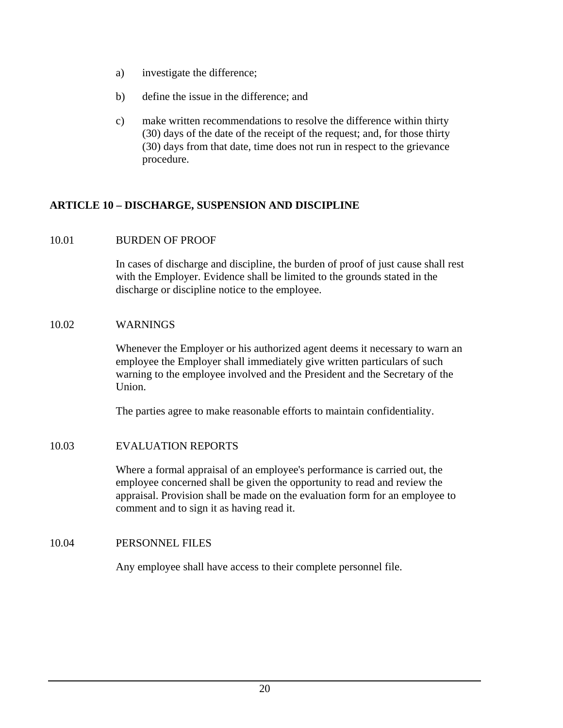a) investigate the difference;

b) define the issue in the difference; and

c) make written recommendations to resolve the difference within thirty (30) days of the date of the receipt of the request; and, for those thirty (30) days from that date, time does not run in respect to the grievance procedure.

## ARTICLE 10 – DISCHARGE, SUSPENSION AND DISCIPLINE

### 10.01 BURDEN OF PROOF

In cases of discharge and discipline, the burden of proof of just cause shall rest with the Employer. Evidence shall be limited to the grounds stated in the discharge or discipline notice to the employee.

### 10.02 WARNINGS

Whenever the Employer or his authorized agent deems it necessary to warn an employee the Employer shall immediately give written particulars of such warning to the employee involved and the President and the Secretary of the Union.

The parties agree to make reasonable efforts to maintain confidentiality.

### 10.03 EVALUATION REPORTS

Where a formal appraisal of an employee's performance is carried out, the employee concerned shall be given the opportunity to read and review the appraisal. Provision shall be made on the evaluation form for an employee to comment and to sign it as having read it.

### 10.04 PERSONNEL FILES

Any employee shall have access to their complete personnel file.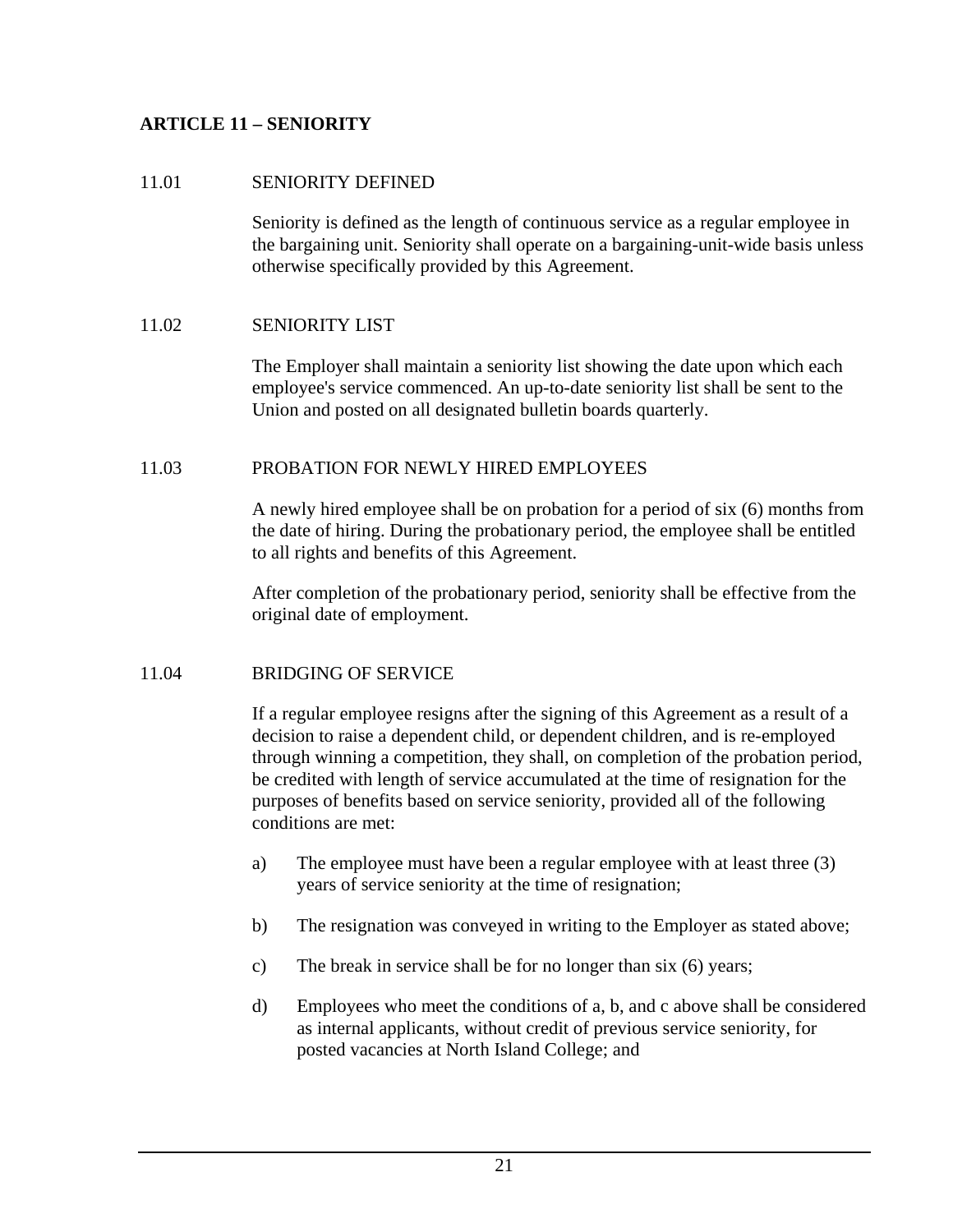## ARTICLE 11 – SENIORITY

### 11.01 SENIORITY DEFINED

Seniority is defined as the length of continuous service as a regular employee in the bargaining unit. Seniority shall operate on a bargaining-unit-wide basis unless otherwise specifically provided by this Agreement.

### 11.02 SENIORITY LIST

The Employer shall maintain a seniority list showing the date upon which each employee's service commenced. An up-to-date seniority list shall be sent to the Union and posted on all designated bulletin boards quarterly.

### 11.03 PROBATION FOR NEWLY HIRED EMPLOYEES

A newly hired employee shall be on probation for a period of six (6) months from the date of hiring. During the probationary period, the employee shall be entitled to all rights and benefits of this Agreement.

After completion of the probationary period, seniority shall be effective from the original date of employment.

### 11.04 BRIDGING OF SERVICE

If a regular employee resigns after the signing of this Agreement as a result of a decision to raise a dependent child, or dependent children, and is re-employed through winning a competition, they shall, on completion of the probation period, be credited with length of service accumulated at the time of resignation for the purposes of benefits based on service seniority, provided all of the following conditions are met:

a) The employee must have been a regular employee with at least three (3) years of service seniority at the time of resignation;

b) The resignation was conveyed in writing to the Employer as stated above;

c) The break in service shall be for no longer than six (6) years;

d) Employees who meet the conditions of a, b, and c above shall be considered as internal applicants, without credit of previous service seniority, for posted vacancies at North Island College; and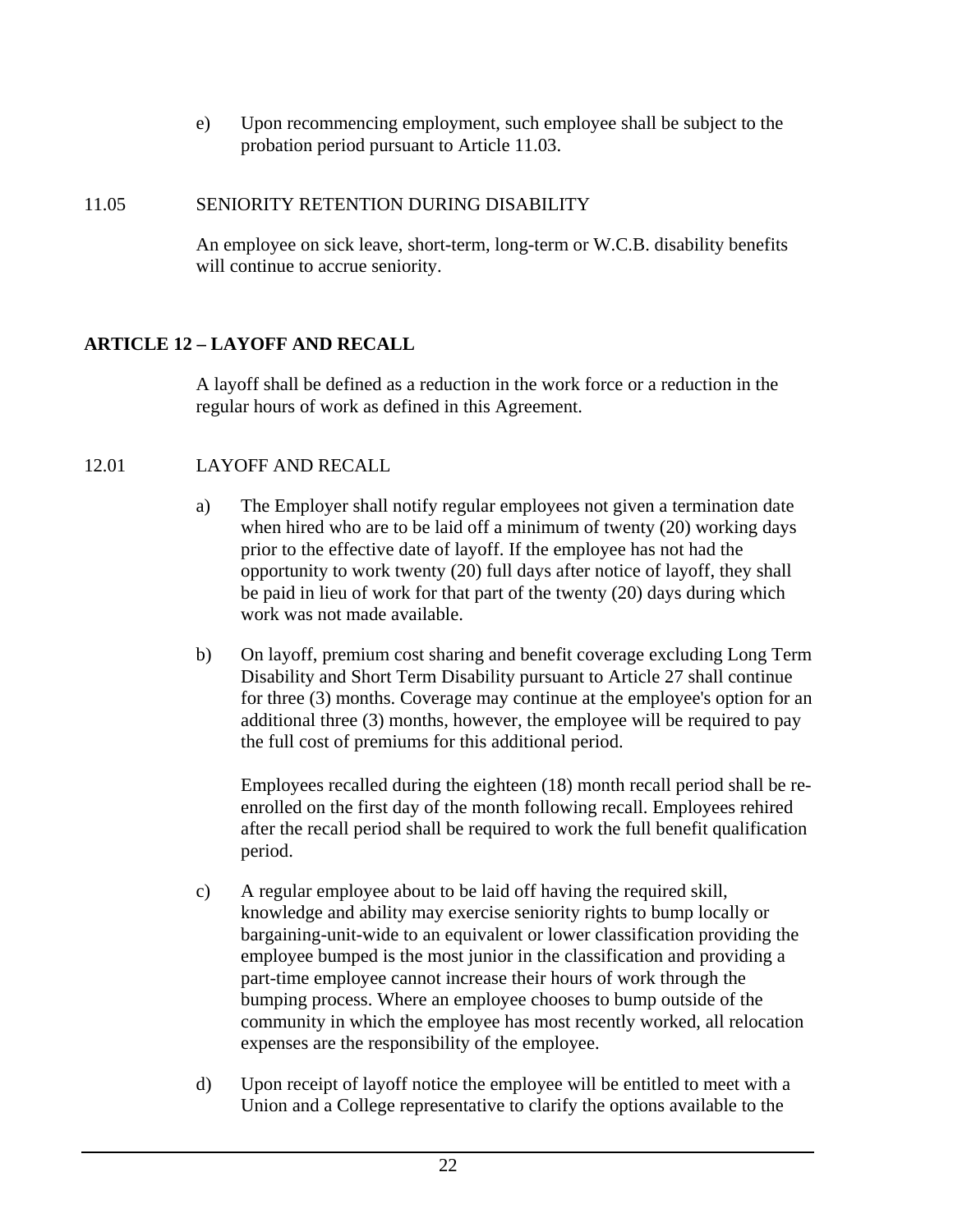e) Upon recommencing employment, such employee shall be subject to the probation period pursuant to Article 11.03.

11.05 SENIORITY RETENTION DURING DISABILITY

An employee on sick leave, short-term, long-term or W.C.B. disability benefits will continue to accrue seniority.

## ARTICLE 12 – LAYOFF AND RECALL

A layoff shall be defined as a reduction in the work force or a reduction in the regular hours of work as defined in this Agreement.

12.01 LAYOFF AND RECALL

a) The Employer shall notify regular employees not given a termination date when hired who are to be laid off a minimum of twenty (20) working days prior to the effective date of layoff. If the employee has not had the opportunity to work twenty (20) full days after notice of layoff, they shall be paid in lieu of work for that part of the twenty (20) days during which work was not made available.

b) On layoff, premium cost sharing and benefit coverage excluding Long Term Disability and Short Term Disability pursuant to Article 27 shall continue for three (3) months. Coverage may continue at the employee's option for an additional three (3) months, however, the employee will be required to pay the full cost of premiums for this additional period.

Employees recalled during the eighteen (18) month recall period shall be re-enrolled on the first day of the month following recall. Employees rehired after the recall period shall be required to work the full benefit qualification period.

c) A regular employee about to be laid off having the required skill, knowledge and ability may exercise seniority rights to bump locally or bargaining-unit-wide to an equivalent or lower classification providing the employee bumped is the most junior in the classification and providing a part-time employee cannot increase their hours of work through the bumping process. Where an employee chooses to bump outside of the community in which the employee has most recently worked, all relocation expenses are the responsibility of the employee.

d) Upon receipt of layoff notice the employee will be entitled to meet with a Union and a College representative to clarify the options available to the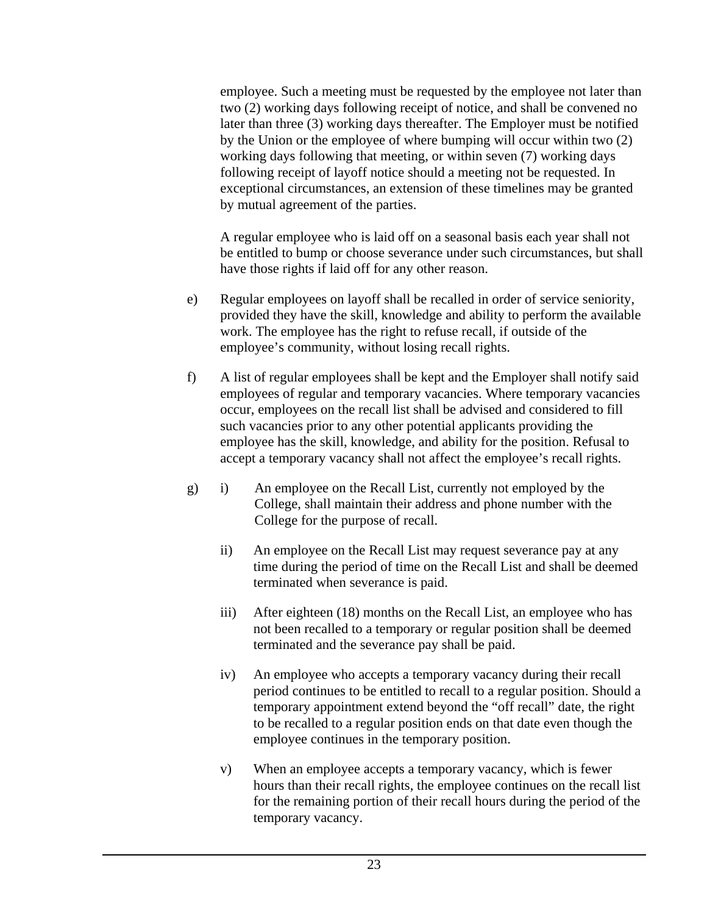employee. Such a meeting must be requested by the employee not later than two (2) working days following receipt of notice, and shall be convened no later than three (3) working days thereafter. The Employer must be notified by the Union or the employee of where bumping will occur within two (2) working days following that meeting, or within seven (7) working days following receipt of layoff notice should a meeting not be requested. In exceptional circumstances, an extension of these timelines may be granted by mutual agreement of the parties.

A regular employee who is laid off on a seasonal basis each year shall not be entitled to bump or choose severance under such circumstances, but shall have those rights if laid off for any other reason.

e) Regular employees on layoff shall be recalled in order of service seniority, provided they have the skill, knowledge and ability to perform the available work. The employee has the right to refuse recall, if outside of the employee's community, without losing recall rights.

f) A list of regular employees shall be kept and the Employer shall notify said employees of regular and temporary vacancies. Where temporary vacancies occur, employees on the recall list shall be advised and considered to fill such vacancies prior to any other potential applicants providing the employee has the skill, knowledge, and ability for the position. Refusal to accept a temporary vacancy shall not affect the employee's recall rights.

g) i) An employee on the Recall List, currently not employed by the College, shall maintain their address and phone number with the College for the purpose of recall.

ii) An employee on the Recall List may request severance pay at any time during the period of time on the Recall List and shall be deemed terminated when severance is paid.

iii) After eighteen (18) months on the Recall List, an employee who has not been recalled to a temporary or regular position shall be deemed terminated and the severance pay shall be paid.

iv) An employee who accepts a temporary vacancy during their recall period continues to be entitled to recall to a regular position. Should a temporary appointment extend beyond the "off recall" date, the right to be recalled to a regular position ends on that date even though the employee continues in the temporary position.

v) When an employee accepts a temporary vacancy, which is fewer hours than their recall rights, the employee continues on the recall list for the remaining portion of their recall hours during the period of the temporary vacancy.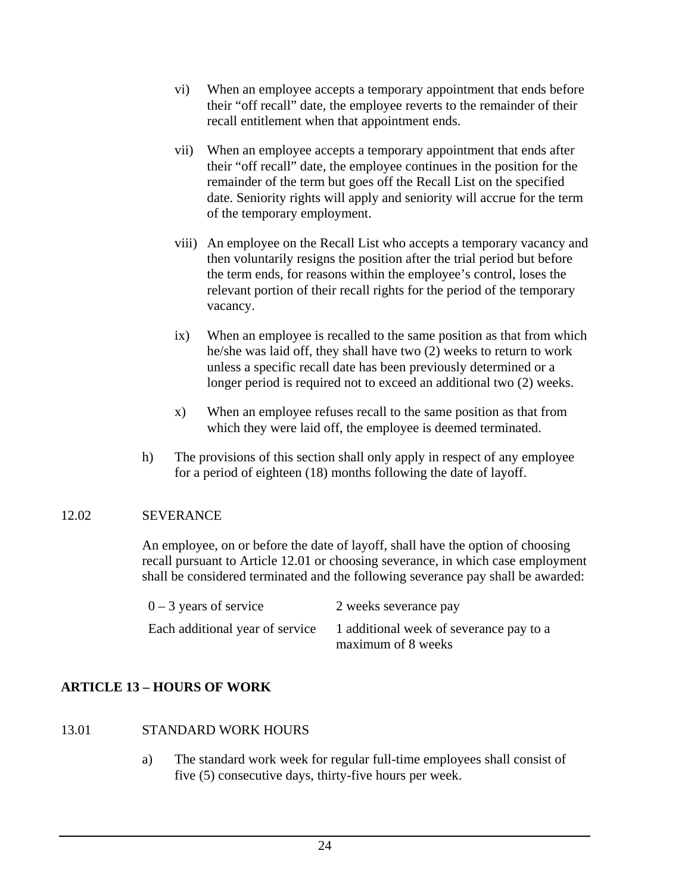vi) When an employee accepts a temporary appointment that ends before their “off recall” date, the employee reverts to the remainder of their recall entitlement when that appointment ends.

vii) When an employee accepts a temporary appointment that ends after their “off recall” date, the employee continues in the position for the remainder of the term but goes off the Recall List on the specified date. Seniority rights will apply and seniority will accrue for the term of the temporary employment.

viii) An employee on the Recall List who accepts a temporary vacancy and then voluntarily resigns the position after the trial period but before the term ends, for reasons within the employee’s control, loses the relevant portion of their recall rights for the period of the temporary vacancy.

ix) When an employee is recalled to the same position as that from which he/she was laid off, they shall have two (2) weeks to return to work unless a specific recall date has been previously determined or a longer period is required not to exceed an additional two (2) weeks.

x) When an employee refuses recall to the same position as that from which they were laid off, the employee is deemed terminated.

h) The provisions of this section shall only apply in respect of any employee for a period of eighteen (18) months following the date of layoff.

12.02 SEVERANCE

An employee, on or before the date of layoff, shall have the option of choosing recall pursuant to Article 12.01 or choosing severance, in which case employment shall be considered terminated and the following severance pay shall be awarded:

| | |
|---|---|
| 0 – 3 years of service | 2 weeks severance pay |
| Each additional year of service | 1 additional week of severance pay to a maximum of 8 weeks |

## ARTICLE 13 – HOURS OF WORK

13.01 STANDARD WORK HOURS

a) The standard work week for regular full-time employees shall consist of five (5) consecutive days, thirty-five hours per week.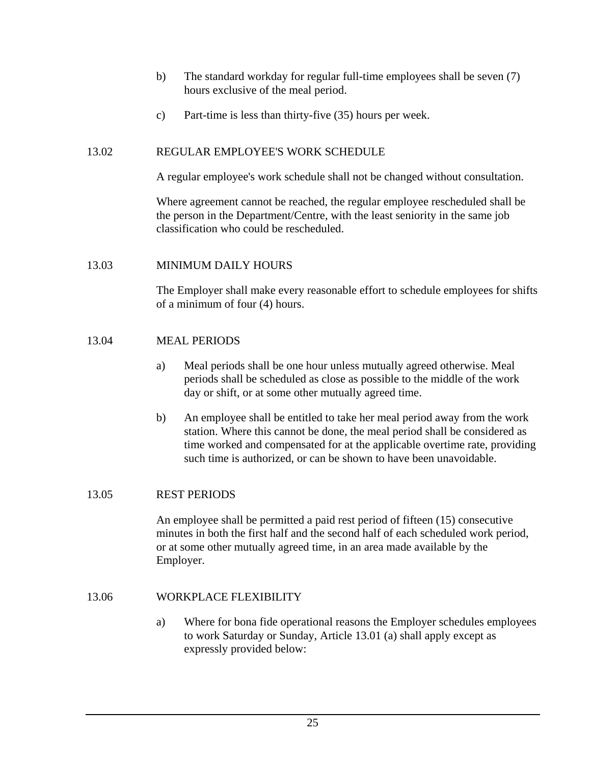b) The standard workday for regular full-time employees shall be seven (7) hours exclusive of the meal period.

c) Part-time is less than thirty-five (35) hours per week.

## 13.02 REGULAR EMPLOYEE'S WORK SCHEDULE

A regular employee's work schedule shall not be changed without consultation.

Where agreement cannot be reached, the regular employee rescheduled shall be the person in the Department/Centre, with the least seniority in the same job classification who could be rescheduled.

## 13.03 MINIMUM DAILY HOURS

The Employer shall make every reasonable effort to schedule employees for shifts of a minimum of four (4) hours.

## 13.04 MEAL PERIODS

a) Meal periods shall be one hour unless mutually agreed otherwise. Meal periods shall be scheduled as close as possible to the middle of the work day or shift, or at some other mutually agreed time.

b) An employee shall be entitled to take her meal period away from the work station. Where this cannot be done, the meal period shall be considered as time worked and compensated for at the applicable overtime rate, providing such time is authorized, or can be shown to have been unavoidable.

## 13.05 REST PERIODS

An employee shall be permitted a paid rest period of fifteen (15) consecutive minutes in both the first half and the second half of each scheduled work period, or at some other mutually agreed time, in an area made available by the Employer.

## 13.06 WORKPLACE FLEXIBILITY

a) Where for bona fide operational reasons the Employer schedules employees to work Saturday or Sunday, Article 13.01 (a) shall apply except as expressly provided below: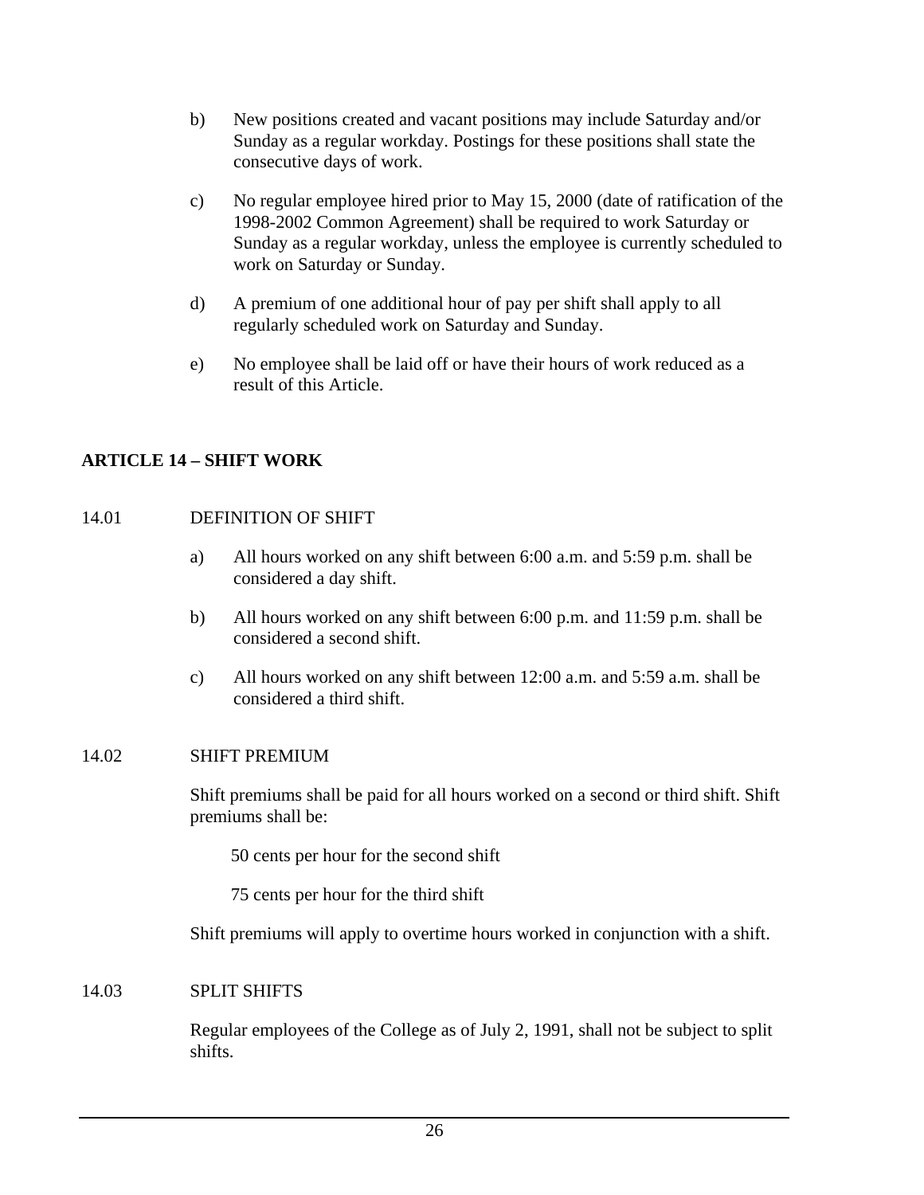b) New positions created and vacant positions may include Saturday and/or Sunday as a regular workday. Postings for these positions shall state the consecutive days of work.

c) No regular employee hired prior to May 15, 2000 (date of ratification of the 1998-2002 Common Agreement) shall be required to work Saturday or Sunday as a regular workday, unless the employee is currently scheduled to work on Saturday or Sunday.

d) A premium of one additional hour of pay per shift shall apply to all regularly scheduled work on Saturday and Sunday.

e) No employee shall be laid off or have their hours of work reduced as a result of this Article.

## ARTICLE 14 – SHIFT WORK

### 14.01 DEFINITION OF SHIFT

a) All hours worked on any shift between 6:00 a.m. and 5:59 p.m. shall be considered a day shift.

b) All hours worked on any shift between 6:00 p.m. and 11:59 p.m. shall be considered a second shift.

c) All hours worked on any shift between 12:00 a.m. and 5:59 a.m. shall be considered a third shift.

### 14.02 SHIFT PREMIUM

Shift premiums shall be paid for all hours worked on a second or third shift. Shift premiums shall be:

50 cents per hour for the second shift

75 cents per hour for the third shift

Shift premiums will apply to overtime hours worked in conjunction with a shift.

### 14.03 SPLIT SHIFTS

Regular employees of the College as of July 2, 1991, shall not be subject to split shifts.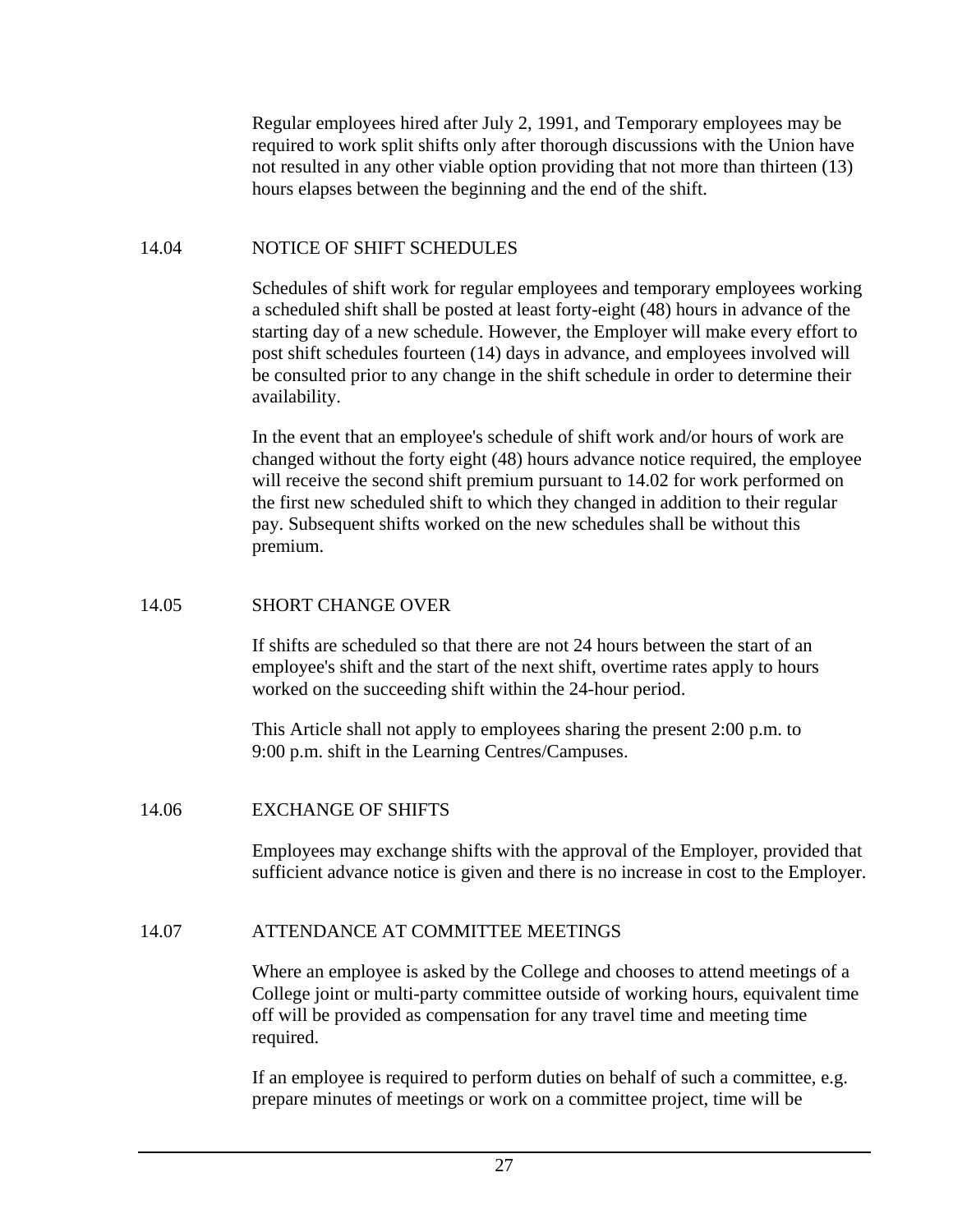Regular employees hired after July 2, 1991, and Temporary employees may be required to work split shifts only after thorough discussions with the Union have not resulted in any other viable option providing that not more than thirteen (13) hours elapses between the beginning and the end of the shift.

### 14.04 NOTICE OF SHIFT SCHEDULES

Schedules of shift work for regular employees and temporary employees working a scheduled shift shall be posted at least forty-eight (48) hours in advance of the starting day of a new schedule. However, the Employer will make every effort to post shift schedules fourteen (14) days in advance, and employees involved will be consulted prior to any change in the shift schedule in order to determine their availability.

In the event that an employee's schedule of shift work and/or hours of work are changed without the forty eight (48) hours advance notice required, the employee will receive the second shift premium pursuant to 14.02 for work performed on the first new scheduled shift to which they changed in addition to their regular pay. Subsequent shifts worked on the new schedules shall be without this premium.

### 14.05 SHORT CHANGE OVER

If shifts are scheduled so that there are not 24 hours between the start of an employee's shift and the start of the next shift, overtime rates apply to hours worked on the succeeding shift within the 24-hour period.

This Article shall not apply to employees sharing the present 2:00 p.m. to 9:00 p.m. shift in the Learning Centres/Campuses.

### 14.06 EXCHANGE OF SHIFTS

Employees may exchange shifts with the approval of the Employer, provided that sufficient advance notice is given and there is no increase in cost to the Employer.

### 14.07 ATTENDANCE AT COMMITTEE MEETINGS

Where an employee is asked by the College and chooses to attend meetings of a College joint or multi-party committee outside of working hours, equivalent time off will be provided as compensation for any travel time and meeting time required.

If an employee is required to perform duties on behalf of such a committee, e.g. prepare minutes of meetings or work on a committee project, time will be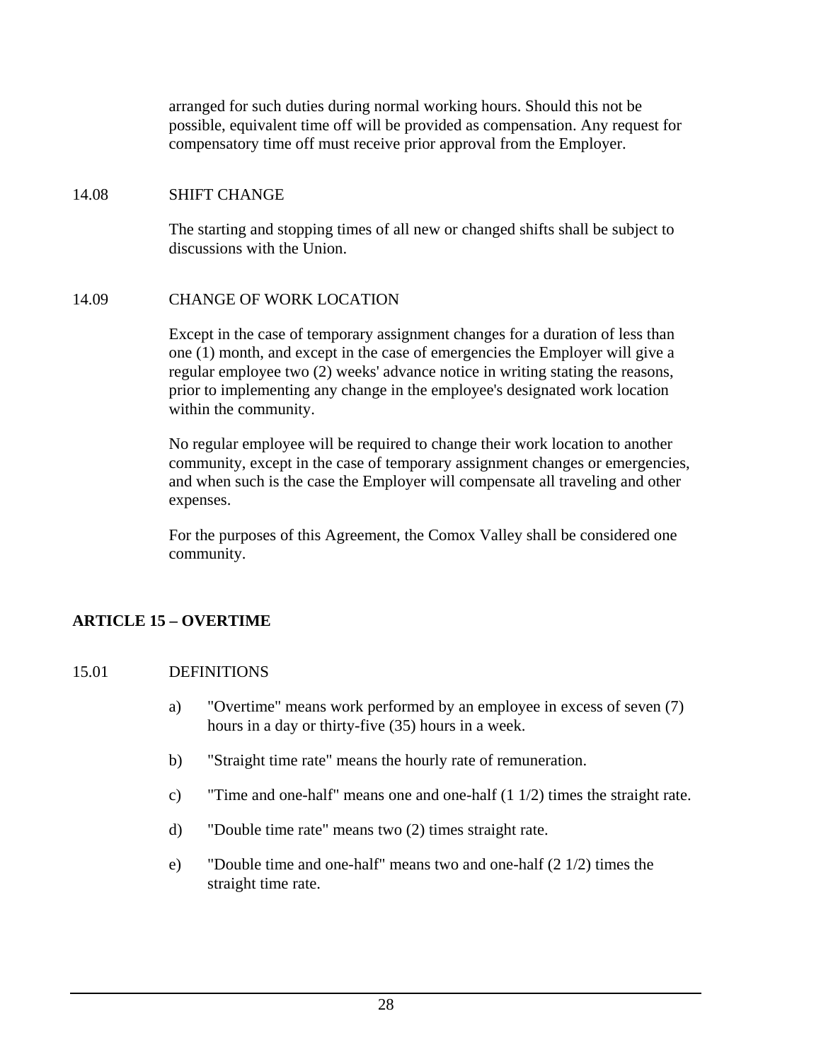arranged for such duties during normal working hours. Should this not be possible, equivalent time off will be provided as compensation. Any request for compensatory time off must receive prior approval from the Employer.

14.08 SHIFT CHANGE

The starting and stopping times of all new or changed shifts shall be subject to discussions with the Union.

14.09 CHANGE OF WORK LOCATION

Except in the case of temporary assignment changes for a duration of less than one (1) month, and except in the case of emergencies the Employer will give a regular employee two (2) weeks' advance notice in writing stating the reasons, prior to implementing any change in the employee's designated work location within the community.

No regular employee will be required to change their work location to another community, except in the case of temporary assignment changes or emergencies, and when such is the case the Employer will compensate all traveling and other expenses.

For the purposes of this Agreement, the Comox Valley shall be considered one community.

## ARTICLE 15 – OVERTIME

15.01 DEFINITIONS

a) "Overtime" means work performed by an employee in excess of seven (7) hours in a day or thirty-five (35) hours in a week.

b) "Straight time rate" means the hourly rate of remuneration.

c) "Time and one-half" means one and one-half (1 1/2) times the straight rate.

d) "Double time rate" means two (2) times straight rate.

e) "Double time and one-half" means two and one-half (2 1/2) times the straight time rate.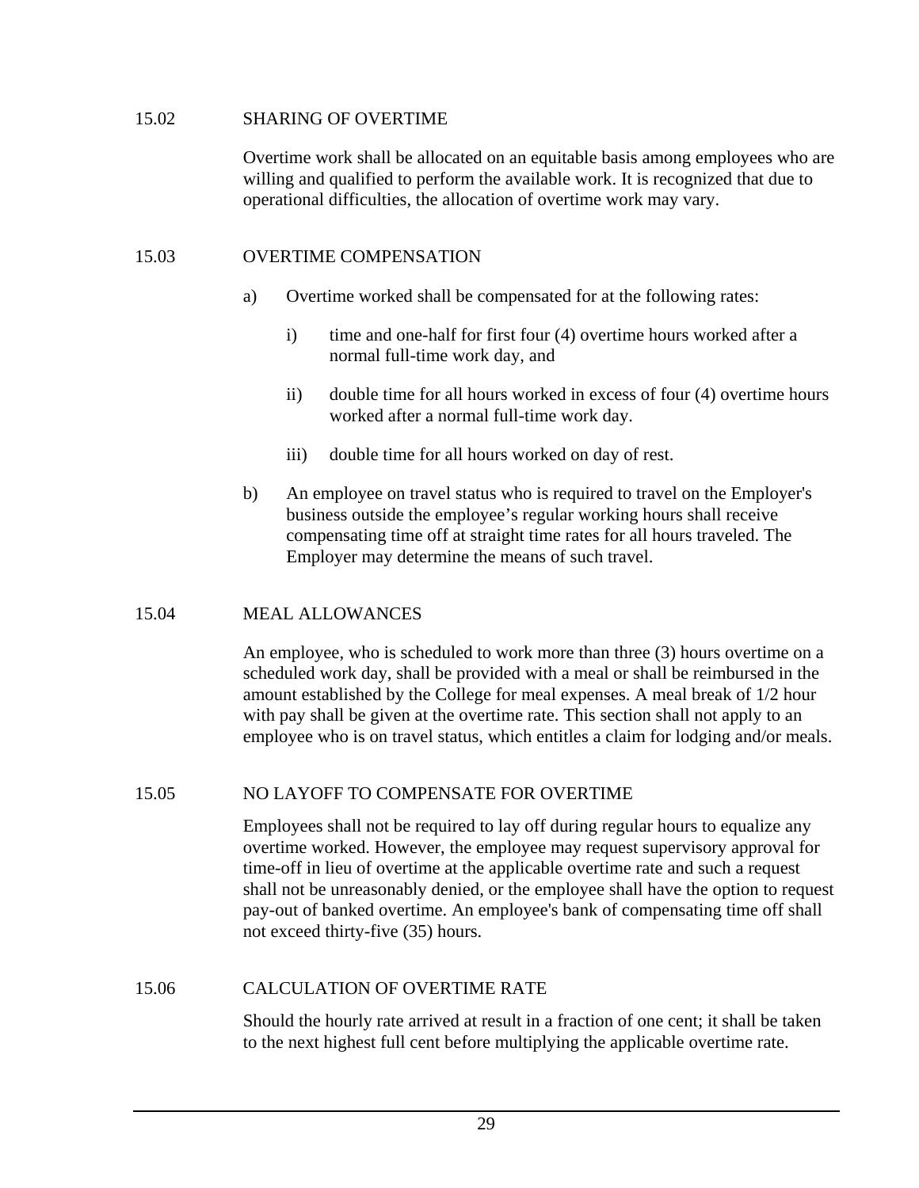### 15.02 SHARING OF OVERTIME

Overtime work shall be allocated on an equitable basis among employees who are willing and qualified to perform the available work. It is recognized that due to operational difficulties, the allocation of overtime work may vary.

### 15.03 OVERTIME COMPENSATION

a) Overtime worked shall be compensated for at the following rates:

   i) time and one-half for first four (4) overtime hours worked after a normal full-time work day, and

   ii) double time for all hours worked in excess of four (4) overtime hours worked after a normal full-time work day.

   iii) double time for all hours worked on day of rest.

b) An employee on travel status who is required to travel on the Employer's business outside the employee's regular working hours shall receive compensating time off at straight time rates for all hours traveled. The Employer may determine the means of such travel.

### 15.04 MEAL ALLOWANCES

An employee, who is scheduled to work more than three (3) hours overtime on a scheduled work day, shall be provided with a meal or shall be reimbursed in the amount established by the College for meal expenses. A meal break of 1/2 hour with pay shall be given at the overtime rate. This section shall not apply to an employee who is on travel status, which entitles a claim for lodging and/or meals.

### 15.05 NO LAYOFF TO COMPENSATE FOR OVERTIME

Employees shall not be required to lay off during regular hours to equalize any overtime worked. However, the employee may request supervisory approval for time-off in lieu of overtime at the applicable overtime rate and such a request shall not be unreasonably denied, or the employee shall have the option to request pay-out of banked overtime. An employee's bank of compensating time off shall not exceed thirty-five (35) hours.

### 15.06 CALCULATION OF OVERTIME RATE

Should the hourly rate arrived at result in a fraction of one cent; it shall be taken to the next highest full cent before multiplying the applicable overtime rate.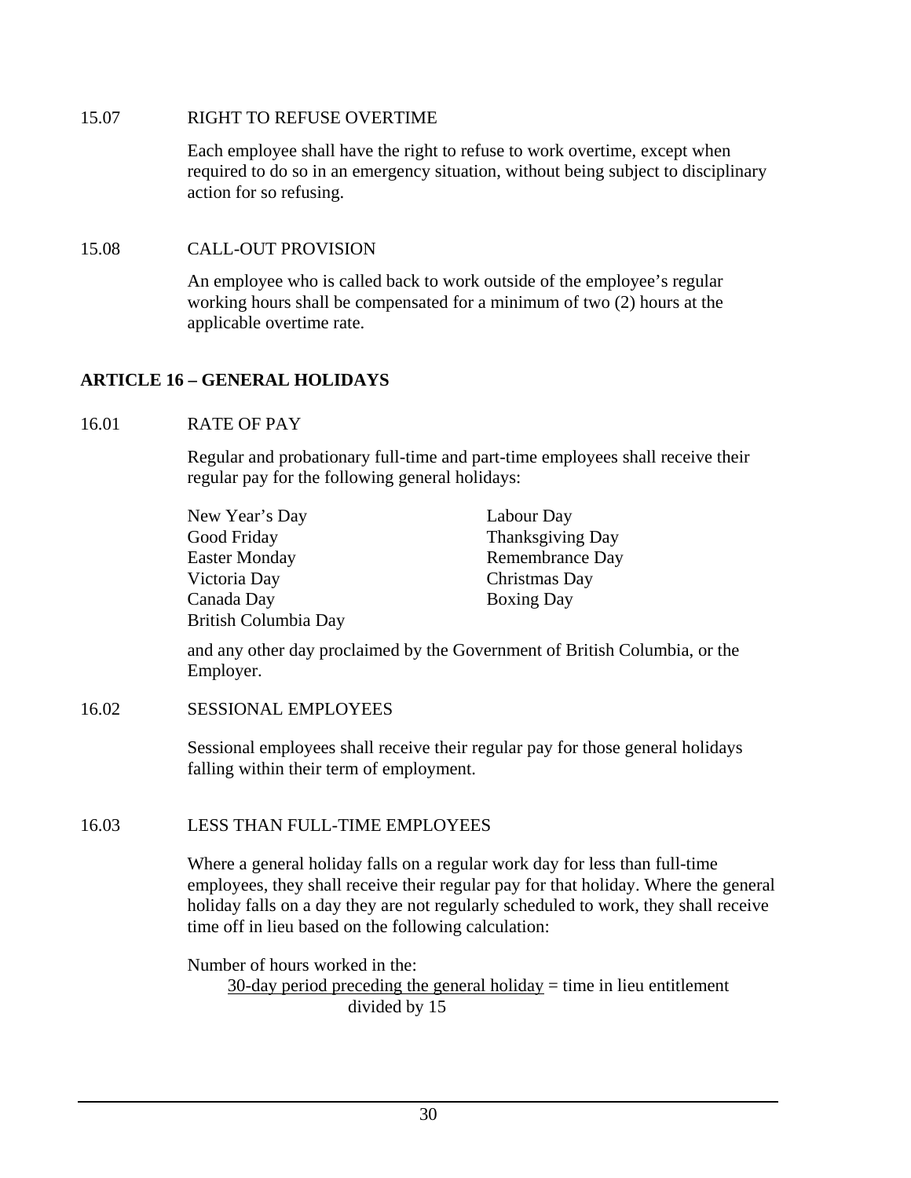15.07 RIGHT TO REFUSE OVERTIME

Each employee shall have the right to refuse to work overtime, except when required to do so in an emergency situation, without being subject to disciplinary action for so refusing.

15.08 CALL-OUT PROVISION

An employee who is called back to work outside of the employee's regular working hours shall be compensated for a minimum of two (2) hours at the applicable overtime rate.

## ARTICLE 16 – GENERAL HOLIDAYS

16.01 RATE OF PAY

Regular and probationary full-time and part-time employees shall receive their regular pay for the following general holidays:

- New Year's Day
- Good Friday
- Easter Monday
- Victoria Day
- Canada Day
- British Columbia Day
- Labour Day
- Thanksgiving Day
- Remembrance Day
- Christmas Day
- Boxing Day

and any other day proclaimed by the Government of British Columbia, or the Employer.

16.02 SESSIONAL EMPLOYEES

Sessional employees shall receive their regular pay for those general holidays falling within their term of employment.

16.03 LESS THAN FULL-TIME EMPLOYEES

Where a general holiday falls on a regular work day for less than full-time employees, they shall receive their regular pay for that holiday. Where the general holiday falls on a day they are not regularly scheduled to work, they shall receive time off in lieu based on the following calculation:

Number of hours worked in the:

$$\frac{\text{30-day period preceding the general holiday}}{\text{divided by 15}} = \text{time in lieu entitlement}$$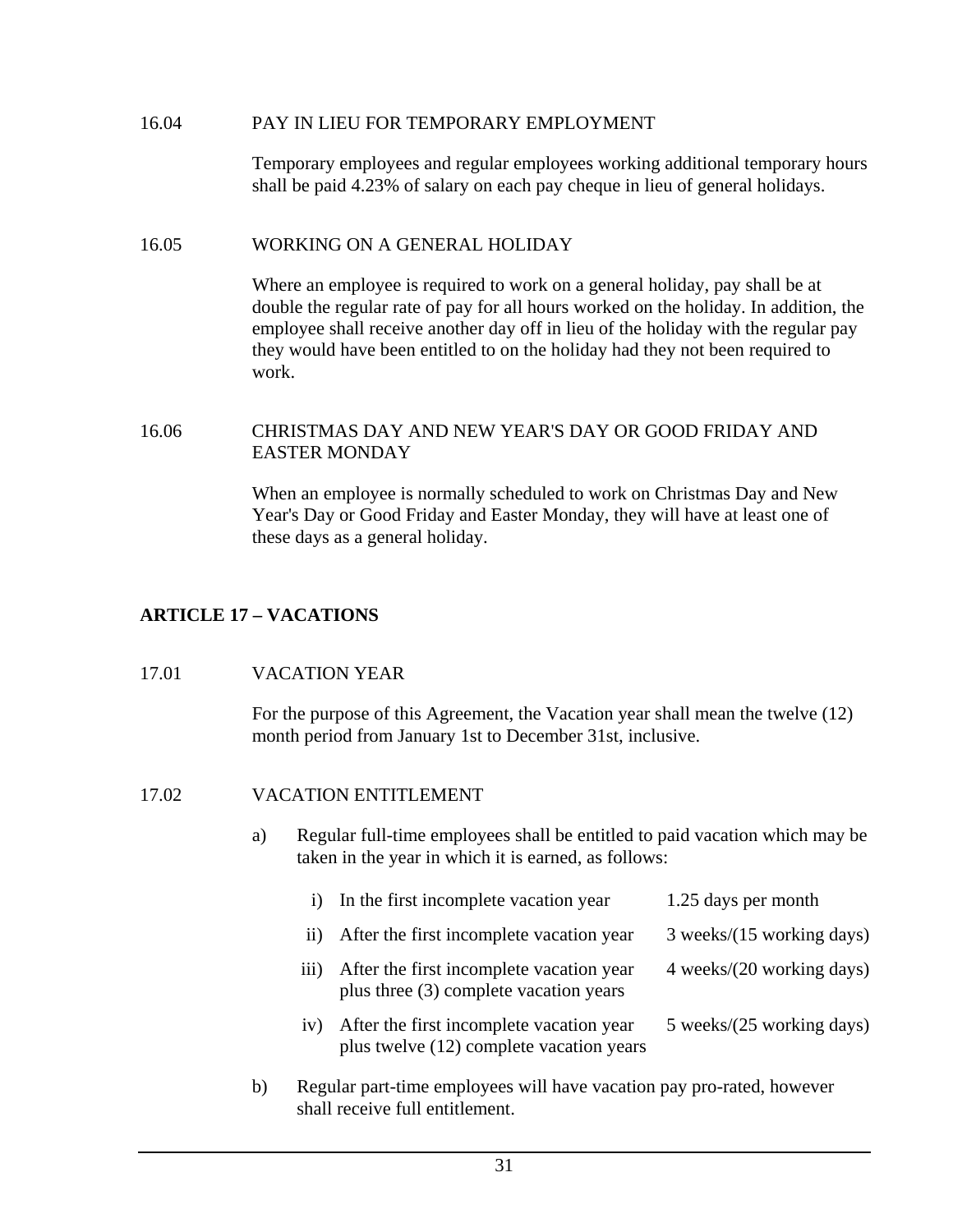16.04 PAY IN LIEU FOR TEMPORARY EMPLOYMENT

Temporary employees and regular employees working additional temporary hours shall be paid 4.23% of salary on each pay cheque in lieu of general holidays.

16.05 WORKING ON A GENERAL HOLIDAY

Where an employee is required to work on a general holiday, pay shall be at double the regular rate of pay for all hours worked on the holiday. In addition, the employee shall receive another day off in lieu of the holiday with the regular pay they would have been entitled to on the holiday had they not been required to work.

16.06 CHRISTMAS DAY AND NEW YEAR'S DAY OR GOOD FRIDAY AND EASTER MONDAY

When an employee is normally scheduled to work on Christmas Day and New Year's Day or Good Friday and Easter Monday, they will have at least one of these days as a general holiday.

## ARTICLE 17 – VACATIONS

17.01 VACATION YEAR

For the purpose of this Agreement, the Vacation year shall mean the twelve (12) month period from January 1st to December 31st, inclusive.

17.02 VACATION ENTITLEMENT

a) Regular full-time employees shall be entitled to paid vacation which may be taken in the year in which it is earned, as follows:

| | | |
|---|---|---|
| i) | In the first incomplete vacation year | 1.25 days per month |
| ii) | After the first incomplete vacation year | 3 weeks/(15 working days) |
| iii) | After the first incomplete vacation year plus three (3) complete vacation years | 4 weeks/(20 working days) |
| iv) | After the first incomplete vacation year plus twelve (12) complete vacation years | 5 weeks/(25 working days) |

b) Regular part-time employees will have vacation pay pro-rated, however shall receive full entitlement.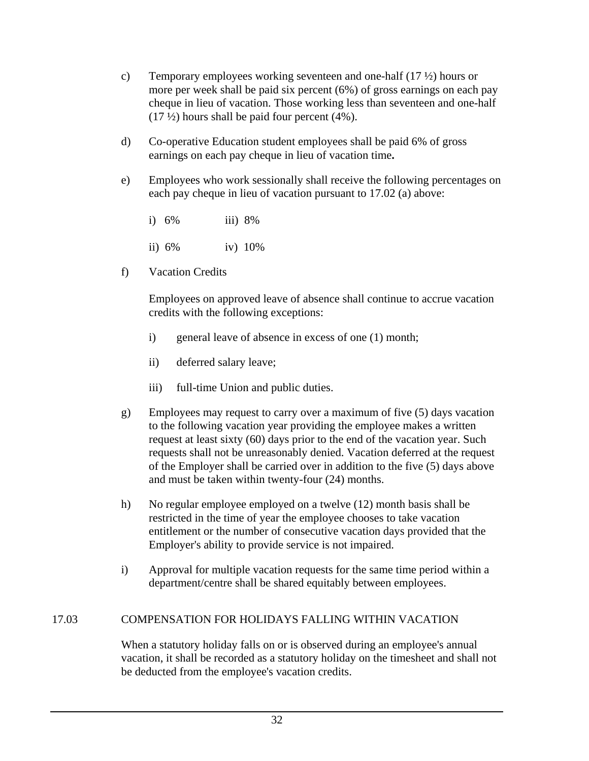c) Temporary employees working seventeen and one-half (17 ½) hours or more per week shall be paid six percent (6%) of gross earnings on each pay cheque in lieu of vacation. Those working less than seventeen and one-half (17 ½) hours shall be paid four percent (4%).

d) Co-operative Education student employees shall be paid 6% of gross earnings on each pay cheque in lieu of vacation time**.**

e) Employees who work sessionally shall receive the following percentages on each pay cheque in lieu of vacation pursuant to 17.02 (a) above:

   i) 6% iii) 8%

   ii) 6% iv) 10%

f) Vacation Credits

   Employees on approved leave of absence shall continue to accrue vacation credits with the following exceptions:

   i) general leave of absence in excess of one (1) month;

   ii) deferred salary leave;

   iii) full-time Union and public duties.

g) Employees may request to carry over a maximum of five (5) days vacation to the following vacation year providing the employee makes a written request at least sixty (60) days prior to the end of the vacation year. Such requests shall not be unreasonably denied. Vacation deferred at the request of the Employer shall be carried over in addition to the five (5) days above and must be taken within twenty-four (24) months.

h) No regular employee employed on a twelve (12) month basis shall be restricted in the time of year the employee chooses to take vacation entitlement or the number of consecutive vacation days provided that the Employer's ability to provide service is not impaired.

i) Approval for multiple vacation requests for the same time period within a department/centre shall be shared equitably between employees.

17.03 COMPENSATION FOR HOLIDAYS FALLING WITHIN VACATION

When a statutory holiday falls on or is observed during an employee's annual vacation, it shall be recorded as a statutory holiday on the timesheet and shall not be deducted from the employee's vacation credits.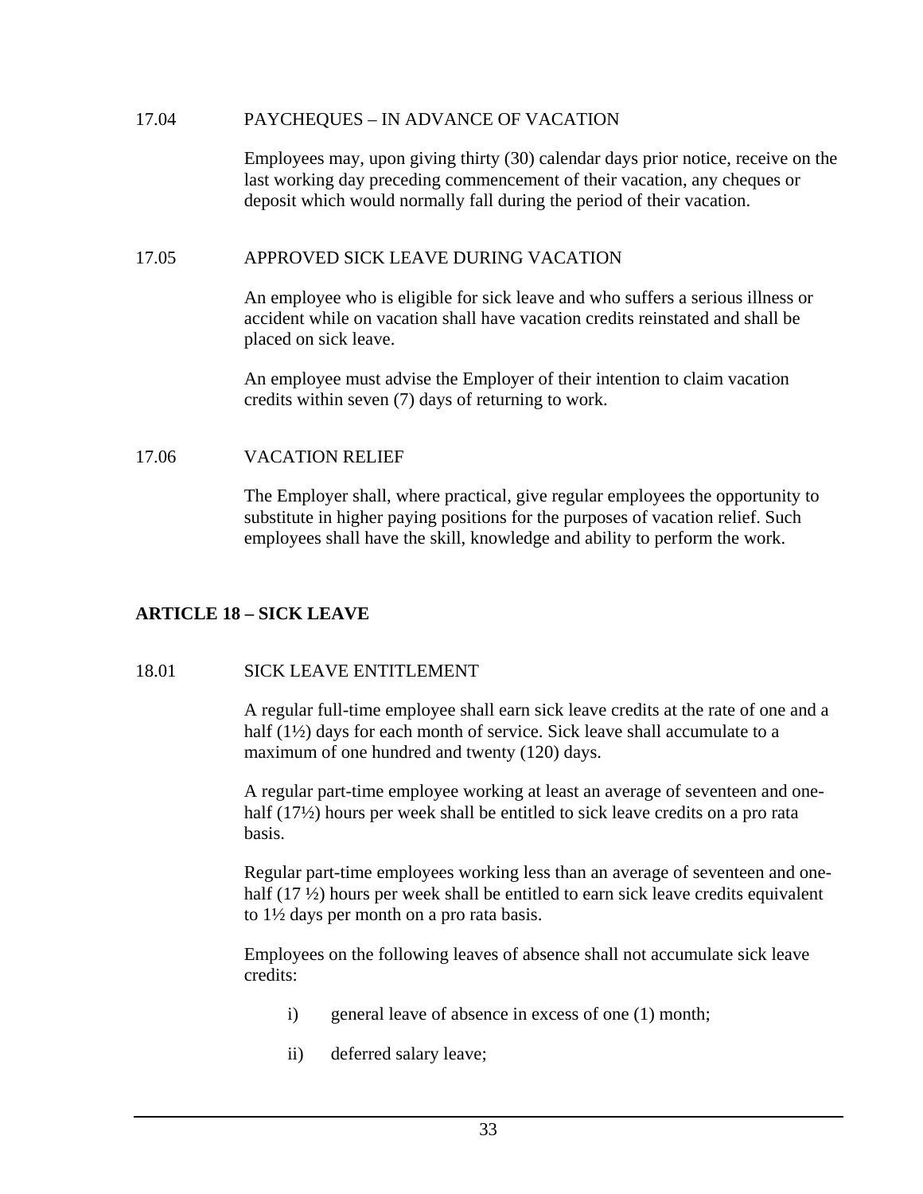17.04 PAYCHEQUES – IN ADVANCE OF VACATION

Employees may, upon giving thirty (30) calendar days prior notice, receive on the last working day preceding commencement of their vacation, any cheques or deposit which would normally fall during the period of their vacation.

17.05 APPROVED SICK LEAVE DURING VACATION

An employee who is eligible for sick leave and who suffers a serious illness or accident while on vacation shall have vacation credits reinstated and shall be placed on sick leave.

An employee must advise the Employer of their intention to claim vacation credits within seven (7) days of returning to work.

17.06 VACATION RELIEF

The Employer shall, where practical, give regular employees the opportunity to substitute in higher paying positions for the purposes of vacation relief. Such employees shall have the skill, knowledge and ability to perform the work.

## ARTICLE 18 – SICK LEAVE

18.01 SICK LEAVE ENTITLEMENT

A regular full-time employee shall earn sick leave credits at the rate of one and a half (1½) days for each month of service. Sick leave shall accumulate to a maximum of one hundred and twenty (120) days.

A regular part-time employee working at least an average of seventeen and one-half (17½) hours per week shall be entitled to sick leave credits on a pro rata basis.

Regular part-time employees working less than an average of seventeen and one-half (17 ½) hours per week shall be entitled to earn sick leave credits equivalent to 1½ days per month on a pro rata basis.

Employees on the following leaves of absence shall not accumulate sick leave credits:

- i) general leave of absence in excess of one (1) month;
- ii) deferred salary leave;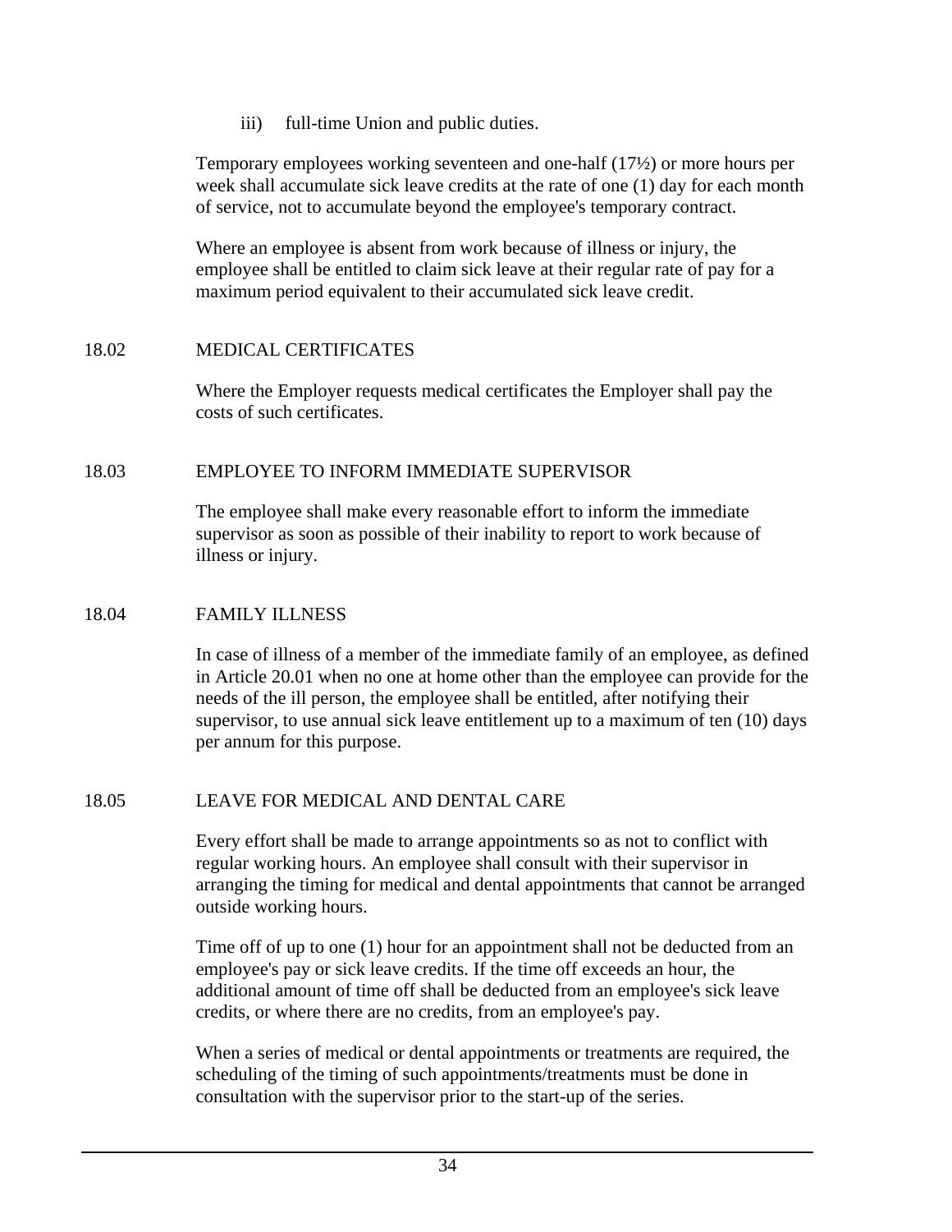iii) full-time Union and public duties.

Temporary employees working seventeen and one-half (17½) or more hours per week shall accumulate sick leave credits at the rate of one (1) day for each month of service, not to accumulate beyond the employee's temporary contract.

Where an employee is absent from work because of illness or injury, the employee shall be entitled to claim sick leave at their regular rate of pay for a maximum period equivalent to their accumulated sick leave credit.

## 18.02 MEDICAL CERTIFICATES

Where the Employer requests medical certificates the Employer shall pay the costs of such certificates.

## 18.03 EMPLOYEE TO INFORM IMMEDIATE SUPERVISOR

The employee shall make every reasonable effort to inform the immediate supervisor as soon as possible of their inability to report to work because of illness or injury.

## 18.04 FAMILY ILLNESS

In case of illness of a member of the immediate family of an employee, as defined in Article 20.01 when no one at home other than the employee can provide for the needs of the ill person, the employee shall be entitled, after notifying their supervisor, to use annual sick leave entitlement up to a maximum of ten (10) days per annum for this purpose.

## 18.05 LEAVE FOR MEDICAL AND DENTAL CARE

Every effort shall be made to arrange appointments so as not to conflict with regular working hours. An employee shall consult with their supervisor in arranging the timing for medical and dental appointments that cannot be arranged outside working hours.

Time off of up to one (1) hour for an appointment shall not be deducted from an employee's pay or sick leave credits. If the time off exceeds an hour, the additional amount of time off shall be deducted from an employee's sick leave credits, or where there are no credits, from an employee's pay.

When a series of medical or dental appointments or treatments are required, the scheduling of the timing of such appointments/treatments must be done in consultation with the supervisor prior to the start-up of the series.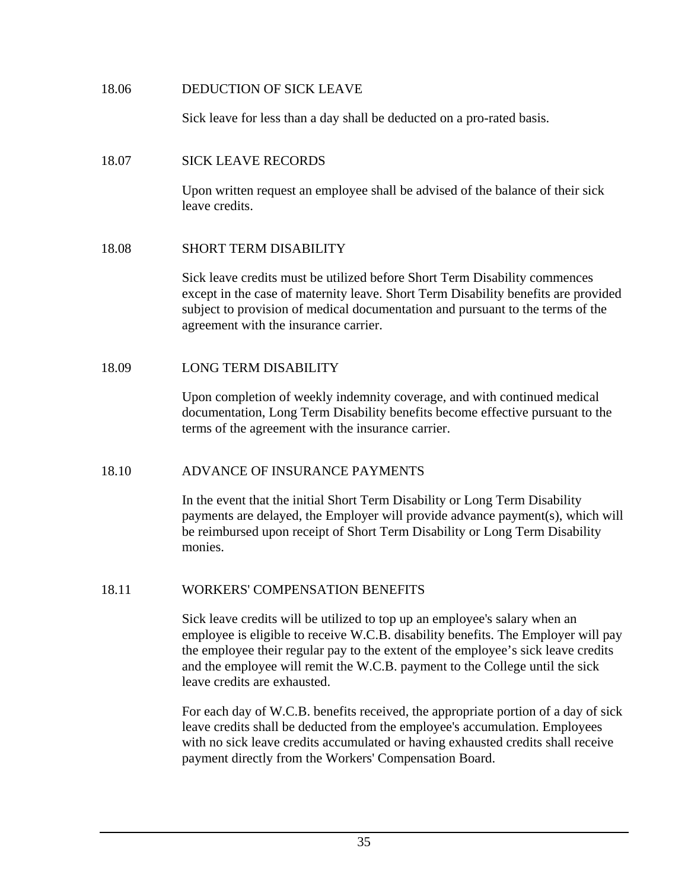### 18.06 DEDUCTION OF SICK LEAVE

Sick leave for less than a day shall be deducted on a pro-rated basis.

### 18.07 SICK LEAVE RECORDS

Upon written request an employee shall be advised of the balance of their sick leave credits.

### 18.08 SHORT TERM DISABILITY

Sick leave credits must be utilized before Short Term Disability commences except in the case of maternity leave. Short Term Disability benefits are provided subject to provision of medical documentation and pursuant to the terms of the agreement with the insurance carrier.

### 18.09 LONG TERM DISABILITY

Upon completion of weekly indemnity coverage, and with continued medical documentation, Long Term Disability benefits become effective pursuant to the terms of the agreement with the insurance carrier.

### 18.10 ADVANCE OF INSURANCE PAYMENTS

In the event that the initial Short Term Disability or Long Term Disability payments are delayed, the Employer will provide advance payment(s), which will be reimbursed upon receipt of Short Term Disability or Long Term Disability monies.

### 18.11 WORKERS' COMPENSATION BENEFITS

Sick leave credits will be utilized to top up an employee's salary when an employee is eligible to receive W.C.B. disability benefits. The Employer will pay the employee their regular pay to the extent of the employee’s sick leave credits and the employee will remit the W.C.B. payment to the College until the sick leave credits are exhausted.

For each day of W.C.B. benefits received, the appropriate portion of a day of sick leave credits shall be deducted from the employee's accumulation. Employees with no sick leave credits accumulated or having exhausted credits shall receive payment directly from the Workers' Compensation Board.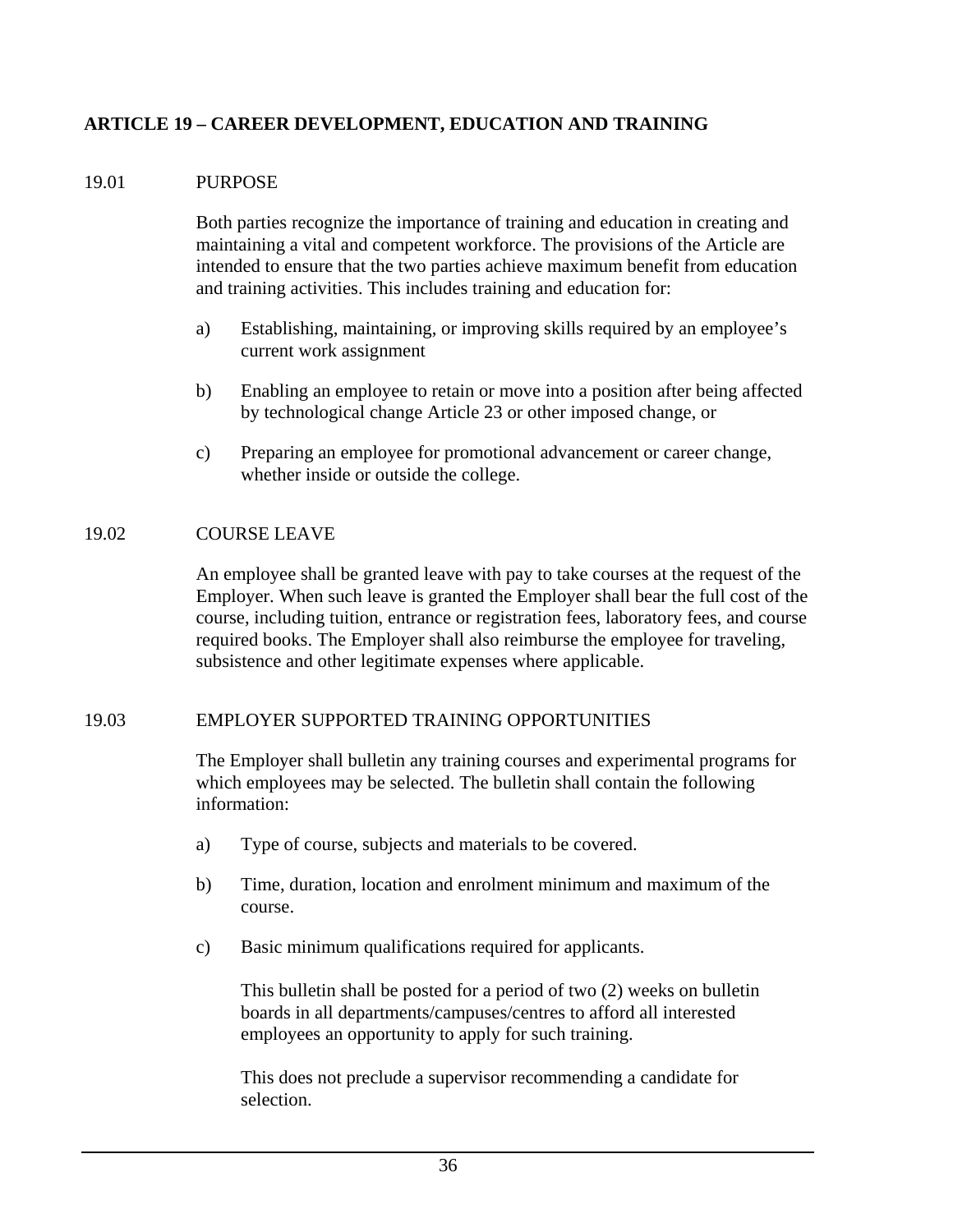## ARTICLE 19 – CAREER DEVELOPMENT, EDUCATION AND TRAINING

### 19.01 PURPOSE

Both parties recognize the importance of training and education in creating and maintaining a vital and competent workforce. The provisions of the Article are intended to ensure that the two parties achieve maximum benefit from education and training activities. This includes training and education for:

a) Establishing, maintaining, or improving skills required by an employee's current work assignment

b) Enabling an employee to retain or move into a position after being affected by technological change Article 23 or other imposed change, or

c) Preparing an employee for promotional advancement or career change, whether inside or outside the college.

### 19.02 COURSE LEAVE

An employee shall be granted leave with pay to take courses at the request of the Employer. When such leave is granted the Employer shall bear the full cost of the course, including tuition, entrance or registration fees, laboratory fees, and course required books. The Employer shall also reimburse the employee for traveling, subsistence and other legitimate expenses where applicable.

### 19.03 EMPLOYER SUPPORTED TRAINING OPPORTUNITIES

The Employer shall bulletin any training courses and experimental programs for which employees may be selected. The bulletin shall contain the following information:

a) Type of course, subjects and materials to be covered.

b) Time, duration, location and enrolment minimum and maximum of the course.

c) Basic minimum qualifications required for applicants.

This bulletin shall be posted for a period of two (2) weeks on bulletin boards in all departments/campuses/centres to afford all interested employees an opportunity to apply for such training.

This does not preclude a supervisor recommending a candidate for selection.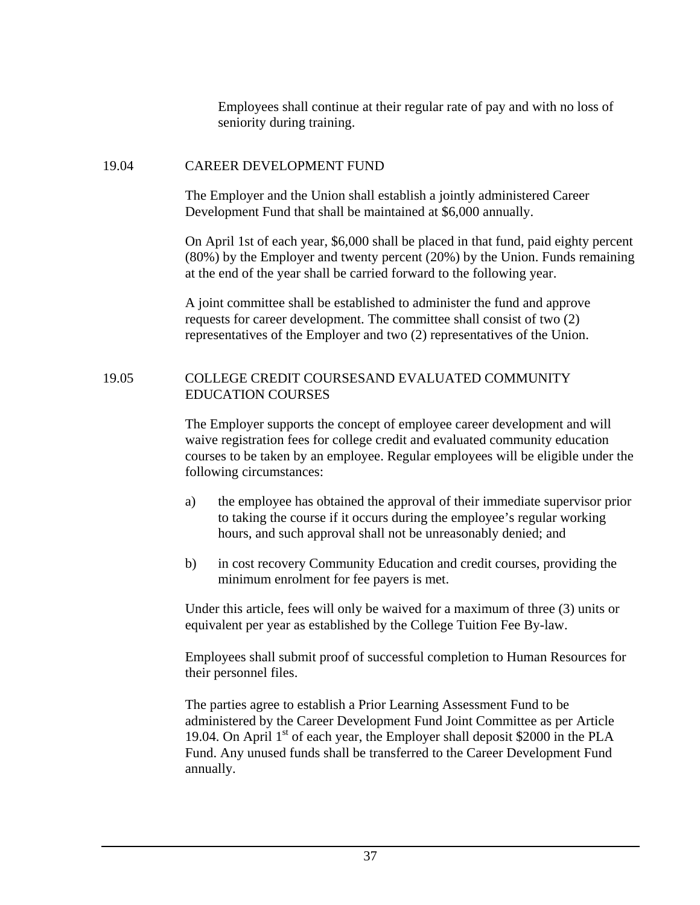Employees shall continue at their regular rate of pay and with no loss of seniority during training.

### 19.04 CAREER DEVELOPMENT FUND

The Employer and the Union shall establish a jointly administered Career Development Fund that shall be maintained at $6,000 annually.

On April 1st of each year, $6,000 shall be placed in that fund, paid eighty percent (80%) by the Employer and twenty percent (20%) by the Union. Funds remaining at the end of the year shall be carried forward to the following year.

A joint committee shall be established to administer the fund and approve requests for career development. The committee shall consist of two (2) representatives of the Employer and two (2) representatives of the Union.

### 19.05 COLLEGE CREDIT COURSESAND EVALUATED COMMUNITY EDUCATION COURSES

The Employer supports the concept of employee career development and will waive registration fees for college credit and evaluated community education courses to be taken by an employee. Regular employees will be eligible under the following circumstances:

a) the employee has obtained the approval of their immediate supervisor prior to taking the course if it occurs during the employee's regular working hours, and such approval shall not be unreasonably denied; and

b) in cost recovery Community Education and credit courses, providing the minimum enrolment for fee payers is met.

Under this article, fees will only be waived for a maximum of three (3) units or equivalent per year as established by the College Tuition Fee By-law.

Employees shall submit proof of successful completion to Human Resources for their personnel files.

The parties agree to establish a Prior Learning Assessment Fund to be administered by the Career Development Fund Joint Committee as per Article 19.04. On April 1st of each year, the Employer shall deposit $2000 in the PLA Fund. Any unused funds shall be transferred to the Career Development Fund annually.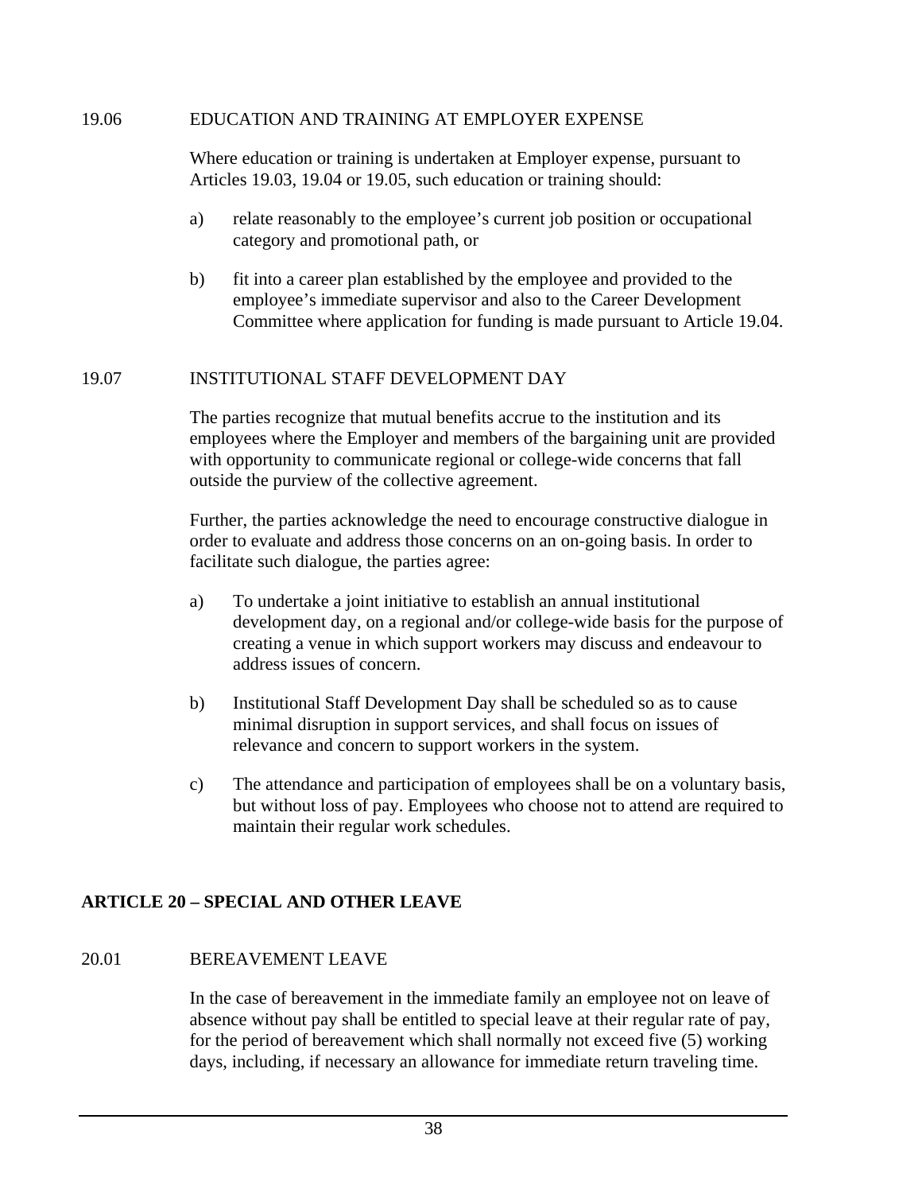19.06 EDUCATION AND TRAINING AT EMPLOYER EXPENSE

Where education or training is undertaken at Employer expense, pursuant to Articles 19.03, 19.04 or 19.05, such education or training should:

a) relate reasonably to the employee's current job position or occupational category and promotional path, or

b) fit into a career plan established by the employee and provided to the employee's immediate supervisor and also to the Career Development Committee where application for funding is made pursuant to Article 19.04.

19.07 INSTITUTIONAL STAFF DEVELOPMENT DAY

The parties recognize that mutual benefits accrue to the institution and its employees where the Employer and members of the bargaining unit are provided with opportunity to communicate regional or college-wide concerns that fall outside the purview of the collective agreement.

Further, the parties acknowledge the need to encourage constructive dialogue in order to evaluate and address those concerns on an on-going basis. In order to facilitate such dialogue, the parties agree:

a) To undertake a joint initiative to establish an annual institutional development day, on a regional and/or college-wide basis for the purpose of creating a venue in which support workers may discuss and endeavour to address issues of concern.

b) Institutional Staff Development Day shall be scheduled so as to cause minimal disruption in support services, and shall focus on issues of relevance and concern to support workers in the system.

c) The attendance and participation of employees shall be on a voluntary basis, but without loss of pay. Employees who choose not to attend are required to maintain their regular work schedules.

## ARTICLE 20 – SPECIAL AND OTHER LEAVE

20.01 BEREAVEMENT LEAVE

In the case of bereavement in the immediate family an employee not on leave of absence without pay shall be entitled to special leave at their regular rate of pay, for the period of bereavement which shall normally not exceed five (5) working days, including, if necessary an allowance for immediate return traveling time.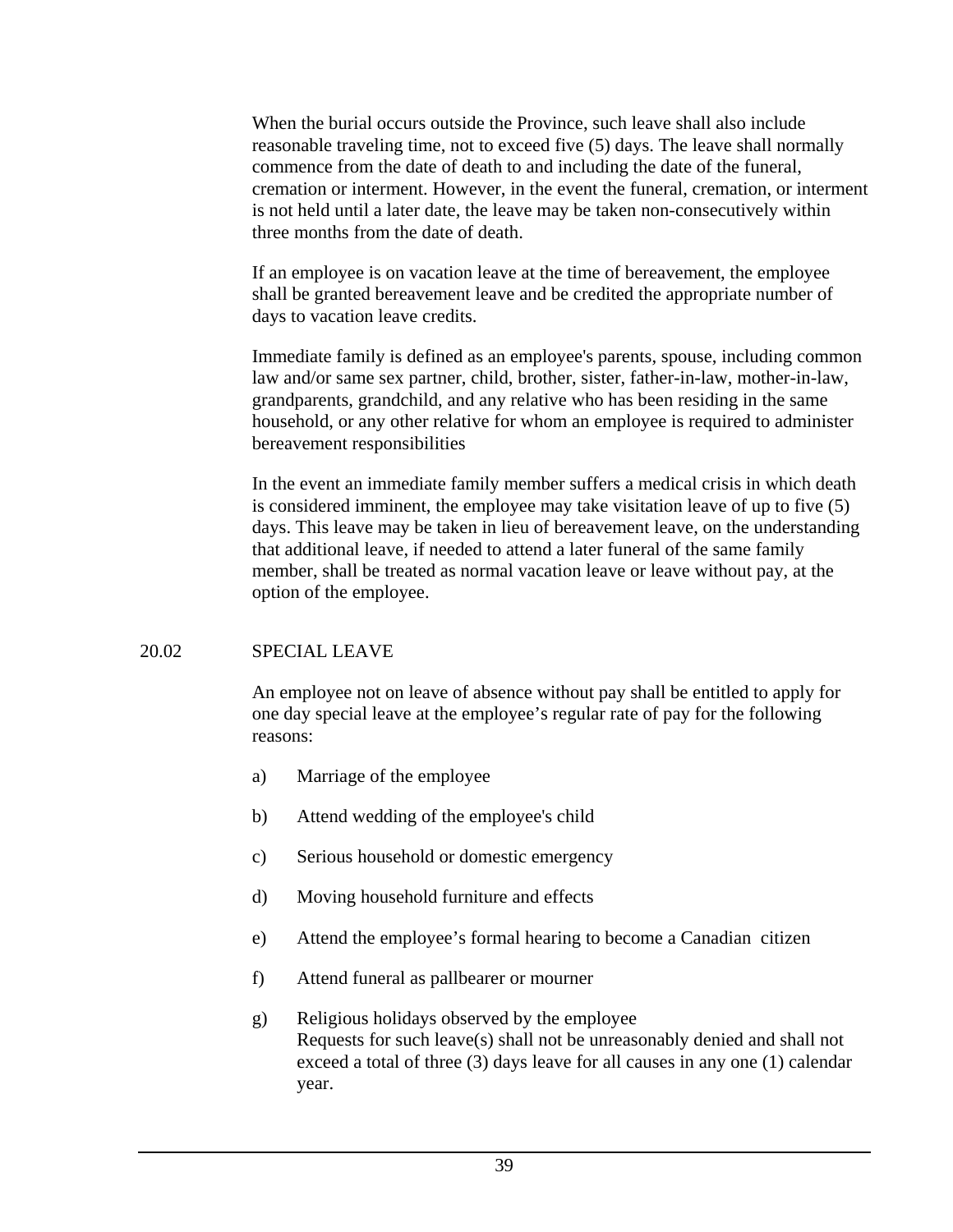When the burial occurs outside the Province, such leave shall also include reasonable traveling time, not to exceed five (5) days. The leave shall normally commence from the date of death to and including the date of the funeral, cremation or interment. However, in the event the funeral, cremation, or interment is not held until a later date, the leave may be taken non-consecutively within three months from the date of death.

If an employee is on vacation leave at the time of bereavement, the employee shall be granted bereavement leave and be credited the appropriate number of days to vacation leave credits.

Immediate family is defined as an employee's parents, spouse, including common law and/or same sex partner, child, brother, sister, father-in-law, mother-in-law, grandparents, grandchild, and any relative who has been residing in the same household, or any other relative for whom an employee is required to administer bereavement responsibilities

In the event an immediate family member suffers a medical crisis in which death is considered imminent, the employee may take visitation leave of up to five (5) days. This leave may be taken in lieu of bereavement leave, on the understanding that additional leave, if needed to attend a later funeral of the same family member, shall be treated as normal vacation leave or leave without pay, at the option of the employee.

## 20.02 SPECIAL LEAVE

An employee not on leave of absence without pay shall be entitled to apply for one day special leave at the employee's regular rate of pay for the following reasons:

a) Marriage of the employee

b) Attend wedding of the employee's child

c) Serious household or domestic emergency

d) Moving household furniture and effects

e) Attend the employee's formal hearing to become a Canadian citizen

f) Attend funeral as pallbearer or mourner

g) Religious holidays observed by the employee
Requests for such leave(s) shall not be unreasonably denied and shall not exceed a total of three (3) days leave for all causes in any one (1) calendar year.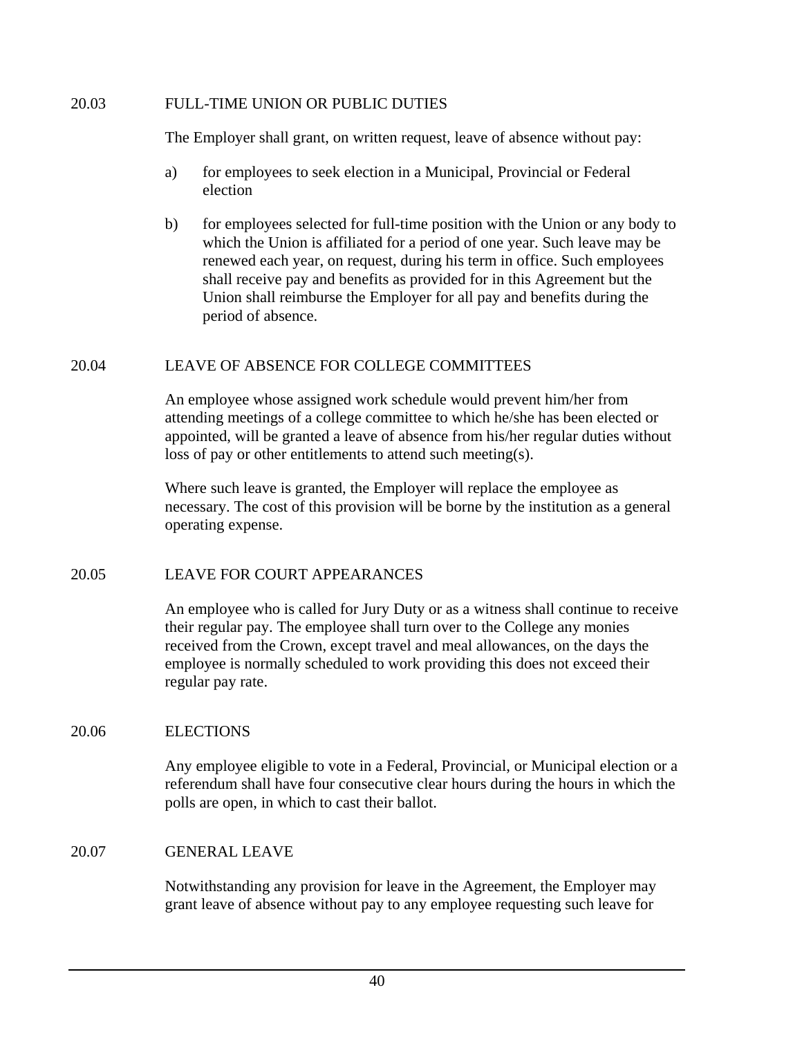### 20.03 FULL-TIME UNION OR PUBLIC DUTIES

The Employer shall grant, on written request, leave of absence without pay:

a) for employees to seek election in a Municipal, Provincial or Federal election

b) for employees selected for full-time position with the Union or any body to which the Union is affiliated for a period of one year. Such leave may be renewed each year, on request, during his term in office. Such employees shall receive pay and benefits as provided for in this Agreement but the Union shall reimburse the Employer for all pay and benefits during the period of absence.

### 20.04 LEAVE OF ABSENCE FOR COLLEGE COMMITTEES

An employee whose assigned work schedule would prevent him/her from attending meetings of a college committee to which he/she has been elected or appointed, will be granted a leave of absence from his/her regular duties without loss of pay or other entitlements to attend such meeting(s).

Where such leave is granted, the Employer will replace the employee as necessary. The cost of this provision will be borne by the institution as a general operating expense.

### 20.05 LEAVE FOR COURT APPEARANCES

An employee who is called for Jury Duty or as a witness shall continue to receive their regular pay. The employee shall turn over to the College any monies received from the Crown, except travel and meal allowances, on the days the employee is normally scheduled to work providing this does not exceed their regular pay rate.

### 20.06 ELECTIONS

Any employee eligible to vote in a Federal, Provincial, or Municipal election or a referendum shall have four consecutive clear hours during the hours in which the polls are open, in which to cast their ballot.

### 20.07 GENERAL LEAVE

Notwithstanding any provision for leave in the Agreement, the Employer may grant leave of absence without pay to any employee requesting such leave for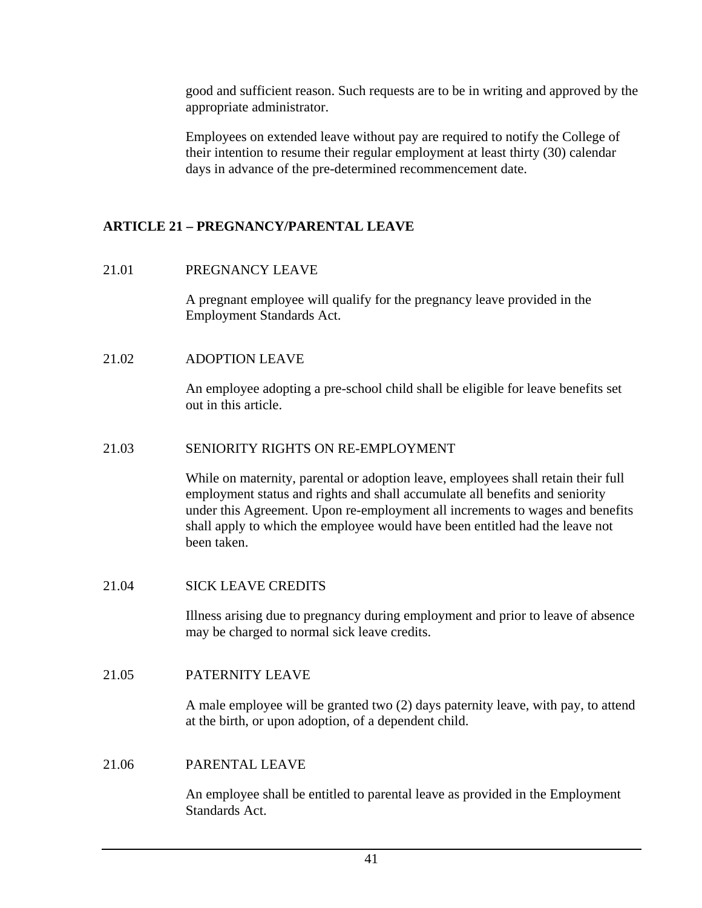good and sufficient reason. Such requests are to be in writing and approved by the appropriate administrator.

Employees on extended leave without pay are required to notify the College of their intention to resume their regular employment at least thirty (30) calendar days in advance of the pre-determined recommencement date.

## ARTICLE 21 – PREGNANCY/PARENTAL LEAVE

21.01 PREGNANCY LEAVE

A pregnant employee will qualify for the pregnancy leave provided in the Employment Standards Act.

21.02 ADOPTION LEAVE

An employee adopting a pre-school child shall be eligible for leave benefits set out in this article.

21.03 SENIORITY RIGHTS ON RE-EMPLOYMENT

While on maternity, parental or adoption leave, employees shall retain their full employment status and rights and shall accumulate all benefits and seniority under this Agreement. Upon re-employment all increments to wages and benefits shall apply to which the employee would have been entitled had the leave not been taken.

21.04 SICK LEAVE CREDITS

Illness arising due to pregnancy during employment and prior to leave of absence may be charged to normal sick leave credits.

21.05 PATERNITY LEAVE

A male employee will be granted two (2) days paternity leave, with pay, to attend at the birth, or upon adoption, of a dependent child.

21.06 PARENTAL LEAVE

An employee shall be entitled to parental leave as provided in the Employment Standards Act.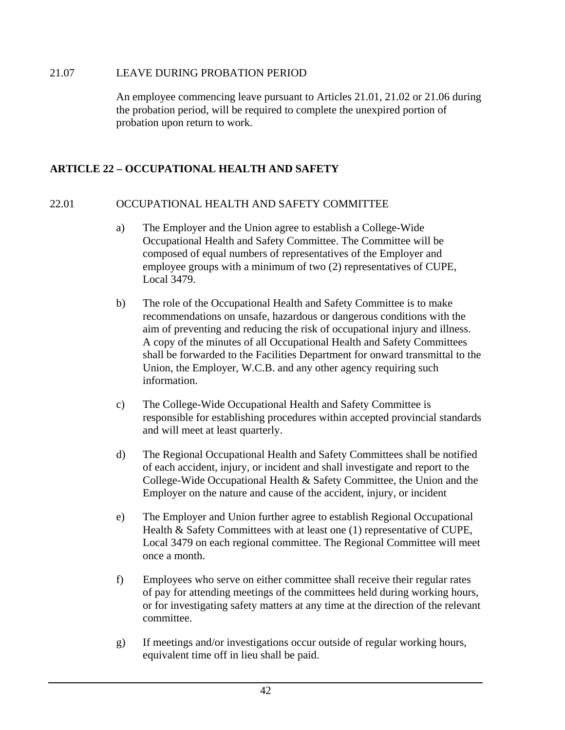21.07 LEAVE DURING PROBATION PERIOD

An employee commencing leave pursuant to Articles 21.01, 21.02 or 21.06 during the probation period, will be required to complete the unexpired portion of probation upon return to work.

## ARTICLE 22 – OCCUPATIONAL HEALTH AND SAFETY

22.01 OCCUPATIONAL HEALTH AND SAFETY COMMITTEE

a) The Employer and the Union agree to establish a College-Wide Occupational Health and Safety Committee. The Committee will be composed of equal numbers of representatives of the Employer and employee groups with a minimum of two (2) representatives of CUPE, Local 3479.

b) The role of the Occupational Health and Safety Committee is to make recommendations on unsafe, hazardous or dangerous conditions with the aim of preventing and reducing the risk of occupational injury and illness. A copy of the minutes of all Occupational Health and Safety Committees shall be forwarded to the Facilities Department for onward transmittal to the Union, the Employer, W.C.B. and any other agency requiring such information.

c) The College-Wide Occupational Health and Safety Committee is responsible for establishing procedures within accepted provincial standards and will meet at least quarterly.

d) The Regional Occupational Health and Safety Committees shall be notified of each accident, injury, or incident and shall investigate and report to the College-Wide Occupational Health & Safety Committee, the Union and the Employer on the nature and cause of the accident, injury, or incident

e) The Employer and Union further agree to establish Regional Occupational Health & Safety Committees with at least one (1) representative of CUPE, Local 3479 on each regional committee. The Regional Committee will meet once a month.

f) Employees who serve on either committee shall receive their regular rates of pay for attending meetings of the committees held during working hours, or for investigating safety matters at any time at the direction of the relevant committee.

g) If meetings and/or investigations occur outside of regular working hours, equivalent time off in lieu shall be paid.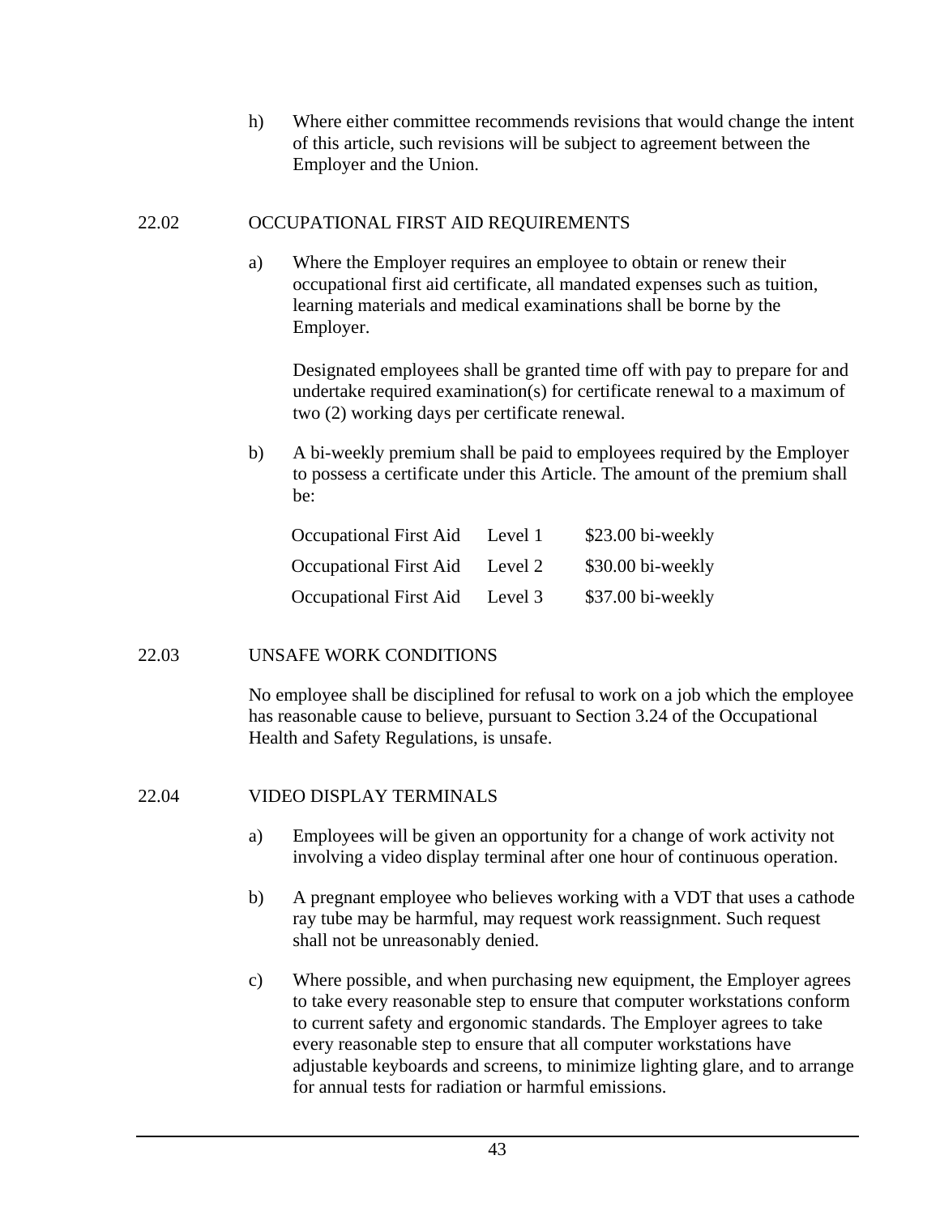h) Where either committee recommends revisions that would change the intent of this article, such revisions will be subject to agreement between the Employer and the Union.

## 22.02 OCCUPATIONAL FIRST AID REQUIREMENTS

a) Where the Employer requires an employee to obtain or renew their occupational first aid certificate, all mandated expenses such as tuition, learning materials and medical examinations shall be borne by the Employer.

Designated employees shall be granted time off with pay to prepare for and undertake required examination(s) for certificate renewal to a maximum of two (2) working days per certificate renewal.

b) A bi-weekly premium shall be paid to employees required by the Employer to possess a certificate under this Article. The amount of the premium shall be:

| | | |
|---|---|---|
| Occupational First Aid | Level 1 | $23.00 bi-weekly |
| Occupational First Aid | Level 2 | $30.00 bi-weekly |
| Occupational First Aid | Level 3 | $37.00 bi-weekly |

## 22.03 UNSAFE WORK CONDITIONS

No employee shall be disciplined for refusal to work on a job which the employee has reasonable cause to believe, pursuant to Section 3.24 of the Occupational Health and Safety Regulations, is unsafe.

## 22.04 VIDEO DISPLAY TERMINALS

a) Employees will be given an opportunity for a change of work activity not involving a video display terminal after one hour of continuous operation.

b) A pregnant employee who believes working with a VDT that uses a cathode ray tube may be harmful, may request work reassignment. Such request shall not be unreasonably denied.

c) Where possible, and when purchasing new equipment, the Employer agrees to take every reasonable step to ensure that computer workstations conform to current safety and ergonomic standards. The Employer agrees to take every reasonable step to ensure that all computer workstations have adjustable keyboards and screens, to minimize lighting glare, and to arrange for annual tests for radiation or harmful emissions.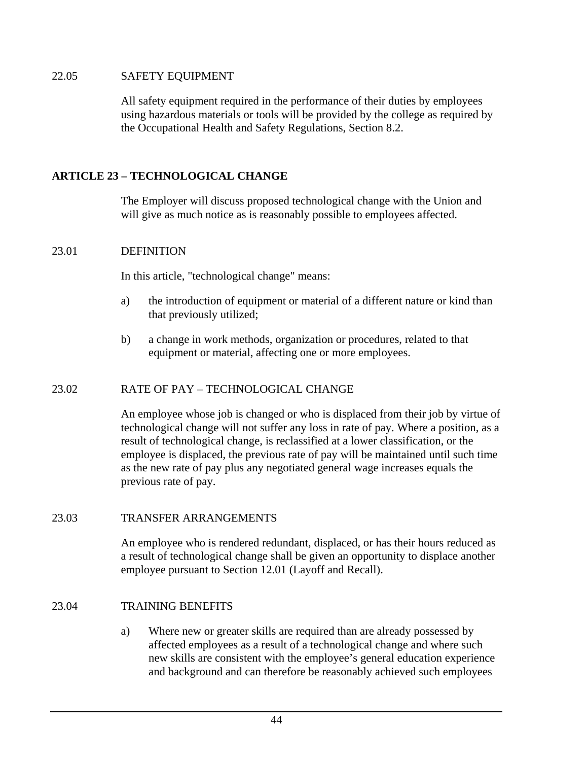22.05 SAFETY EQUIPMENT

All safety equipment required in the performance of their duties by employees using hazardous materials or tools will be provided by the college as required by the Occupational Health and Safety Regulations, Section 8.2.

## ARTICLE 23 – TECHNOLOGICAL CHANGE

The Employer will discuss proposed technological change with the Union and will give as much notice as is reasonably possible to employees affected.

23.01 DEFINITION

In this article, "technological change" means:

a) the introduction of equipment or material of a different nature or kind than that previously utilized;

b) a change in work methods, organization or procedures, related to that equipment or material, affecting one or more employees.

23.02 RATE OF PAY – TECHNOLOGICAL CHANGE

An employee whose job is changed or who is displaced from their job by virtue of technological change will not suffer any loss in rate of pay. Where a position, as a result of technological change, is reclassified at a lower classification, or the employee is displaced, the previous rate of pay will be maintained until such time as the new rate of pay plus any negotiated general wage increases equals the previous rate of pay.

23.03 TRANSFER ARRANGEMENTS

An employee who is rendered redundant, displaced, or has their hours reduced as a result of technological change shall be given an opportunity to displace another employee pursuant to Section 12.01 (Layoff and Recall).

23.04 TRAINING BENEFITS

a) Where new or greater skills are required than are already possessed by affected employees as a result of a technological change and where such new skills are consistent with the employee's general education experience and background and can therefore be reasonably achieved such employees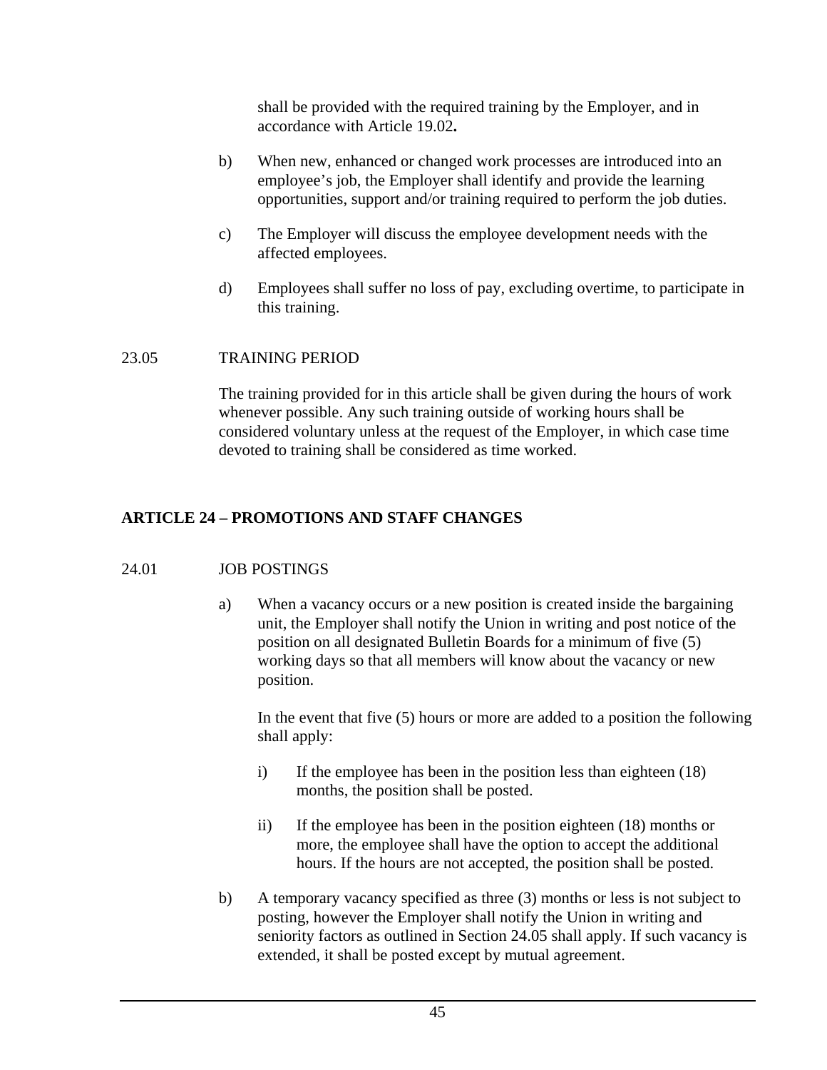shall be provided with the required training by the Employer, and in accordance with Article 19.02**.**

b) When new, enhanced or changed work processes are introduced into an employee's job, the Employer shall identify and provide the learning opportunities, support and/or training required to perform the job duties.

c) The Employer will discuss the employee development needs with the affected employees.

d) Employees shall suffer no loss of pay, excluding overtime, to participate in this training.

23.05 TRAINING PERIOD

The training provided for in this article shall be given during the hours of work whenever possible. Any such training outside of working hours shall be considered voluntary unless at the request of the Employer, in which case time devoted to training shall be considered as time worked.

## ARTICLE 24 – PROMOTIONS AND STAFF CHANGES

24.01 JOB POSTINGS

a) When a vacancy occurs or a new position is created inside the bargaining unit, the Employer shall notify the Union in writing and post notice of the position on all designated Bulletin Boards for a minimum of five (5) working days so that all members will know about the vacancy or new position.

In the event that five (5) hours or more are added to a position the following shall apply:

i) If the employee has been in the position less than eighteen (18) months, the position shall be posted.

ii) If the employee has been in the position eighteen (18) months or more, the employee shall have the option to accept the additional hours. If the hours are not accepted, the position shall be posted.

b) A temporary vacancy specified as three (3) months or less is not subject to posting, however the Employer shall notify the Union in writing and seniority factors as outlined in Section 24.05 shall apply. If such vacancy is extended, it shall be posted except by mutual agreement.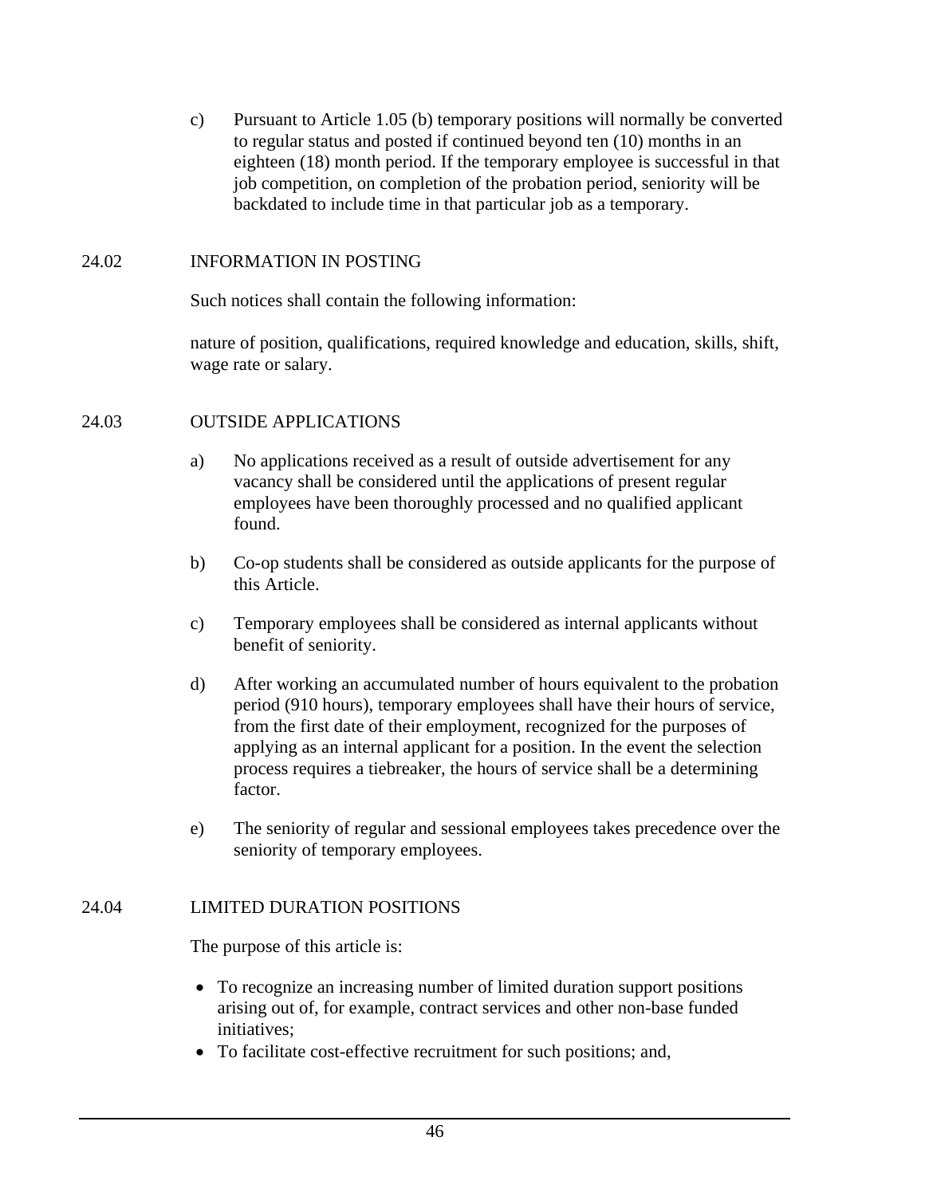c) Pursuant to Article 1.05 (b) temporary positions will normally be converted to regular status and posted if continued beyond ten (10) months in an eighteen (18) month period. If the temporary employee is successful in that job competition, on completion of the probation period, seniority will be backdated to include time in that particular job as a temporary.

## 24.02 INFORMATION IN POSTING

Such notices shall contain the following information:

nature of position, qualifications, required knowledge and education, skills, shift, wage rate or salary.

## 24.03 OUTSIDE APPLICATIONS

a) No applications received as a result of outside advertisement for any vacancy shall be considered until the applications of present regular employees have been thoroughly processed and no qualified applicant found.

b) Co-op students shall be considered as outside applicants for the purpose of this Article.

c) Temporary employees shall be considered as internal applicants without benefit of seniority.

d) After working an accumulated number of hours equivalent to the probation period (910 hours), temporary employees shall have their hours of service, from the first date of their employment, recognized for the purposes of applying as an internal applicant for a position. In the event the selection process requires a tiebreaker, the hours of service shall be a determining factor.

e) The seniority of regular and sessional employees takes precedence over the seniority of temporary employees.

## 24.04 LIMITED DURATION POSITIONS

The purpose of this article is:

- To recognize an increasing number of limited duration support positions arising out of, for example, contract services and other non-base funded initiatives;
- To facilitate cost-effective recruitment for such positions; and,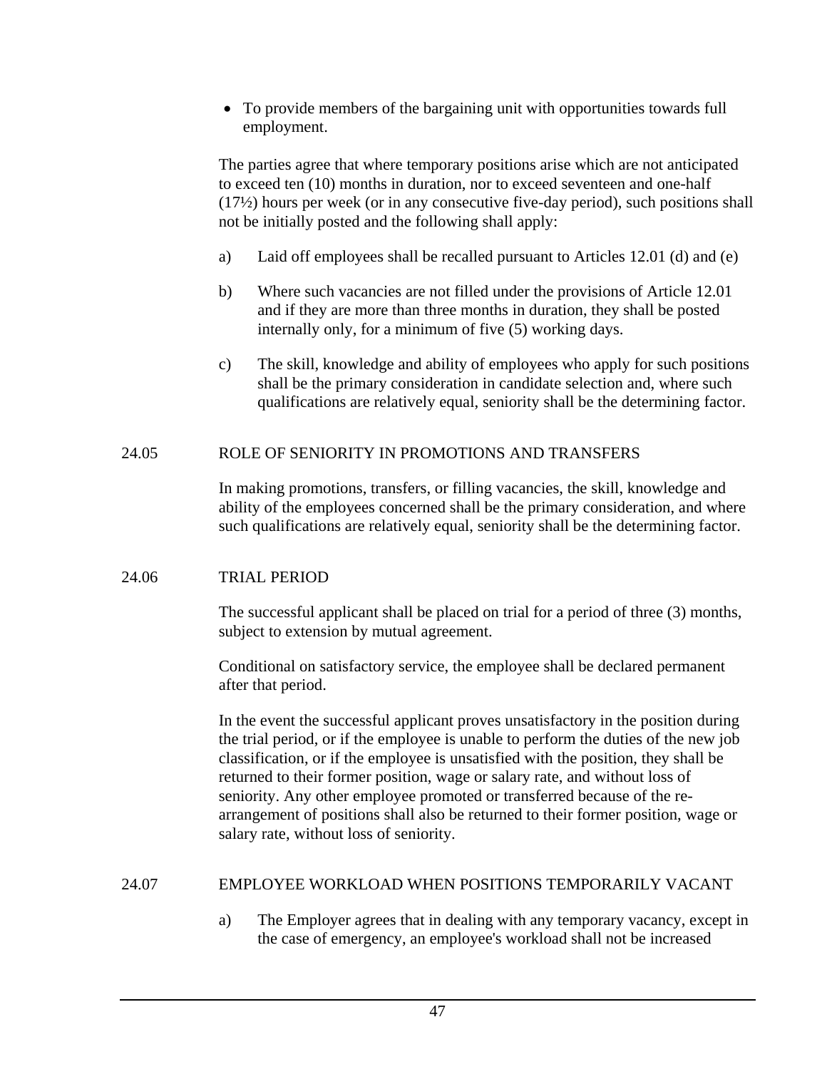- To provide members of the bargaining unit with opportunities towards full employment.

The parties agree that where temporary positions arise which are not anticipated to exceed ten (10) months in duration, nor to exceed seventeen and one-half (17½) hours per week (or in any consecutive five-day period), such positions shall not be initially posted and the following shall apply:

a) Laid off employees shall be recalled pursuant to Articles 12.01 (d) and (e)

b) Where such vacancies are not filled under the provisions of Article 12.01 and if they are more than three months in duration, they shall be posted internally only, for a minimum of five (5) working days.

c) The skill, knowledge and ability of employees who apply for such positions shall be the primary consideration in candidate selection and, where such qualifications are relatively equal, seniority shall be the determining factor.

## 24.05 ROLE OF SENIORITY IN PROMOTIONS AND TRANSFERS

In making promotions, transfers, or filling vacancies, the skill, knowledge and ability of the employees concerned shall be the primary consideration, and where such qualifications are relatively equal, seniority shall be the determining factor.

## 24.06 TRIAL PERIOD

The successful applicant shall be placed on trial for a period of three (3) months, subject to extension by mutual agreement.

Conditional on satisfactory service, the employee shall be declared permanent after that period.

In the event the successful applicant proves unsatisfactory in the position during the trial period, or if the employee is unable to perform the duties of the new job classification, or if the employee is unsatisfied with the position, they shall be returned to their former position, wage or salary rate, and without loss of seniority. Any other employee promoted or transferred because of the re-arrangement of positions shall also be returned to their former position, wage or salary rate, without loss of seniority.

## 24.07 EMPLOYEE WORKLOAD WHEN POSITIONS TEMPORARILY VACANT

a) The Employer agrees that in dealing with any temporary vacancy, except in the case of emergency, an employee's workload shall not be increased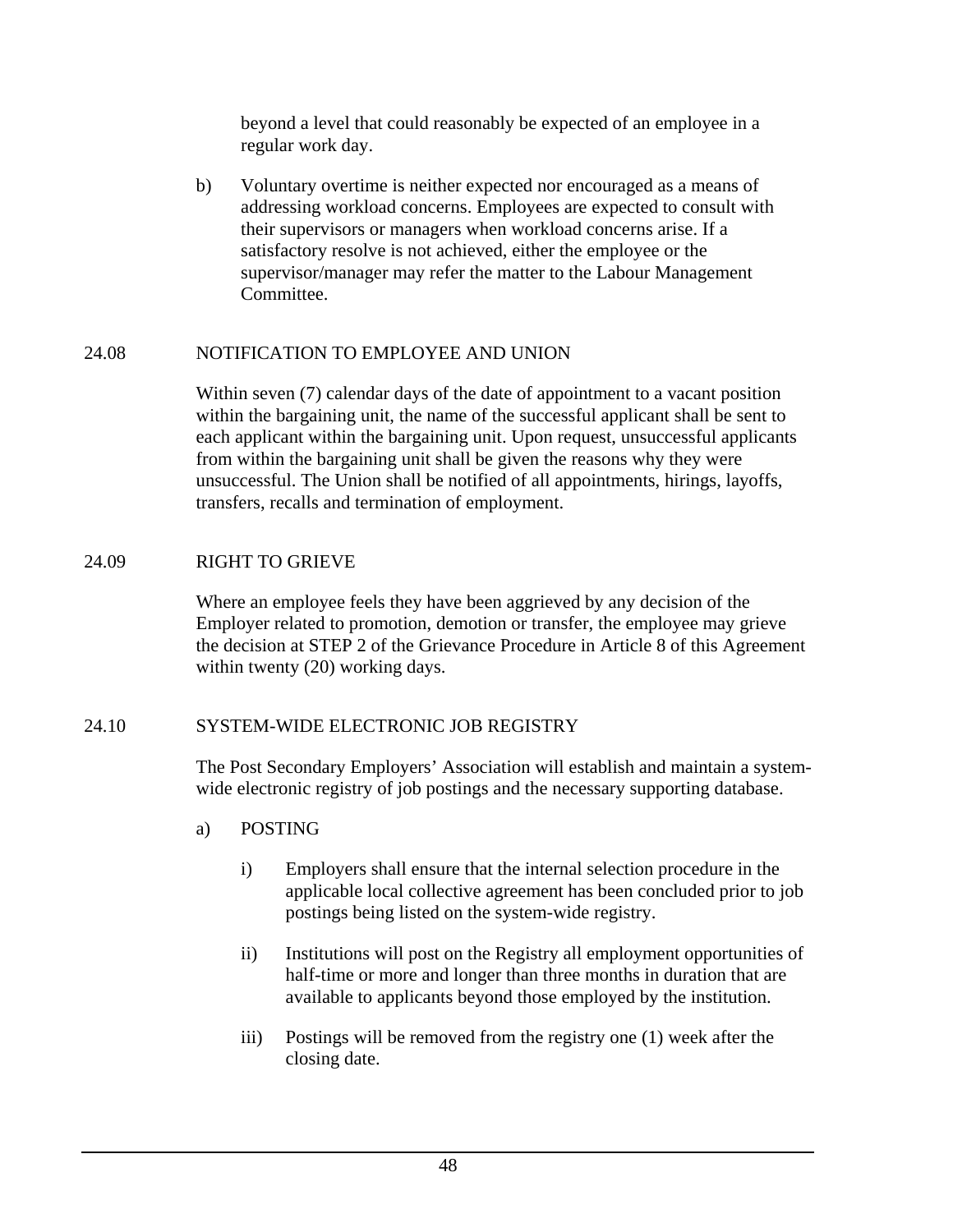beyond a level that could reasonably be expected of an employee in a regular work day.

b) Voluntary overtime is neither expected nor encouraged as a means of addressing workload concerns. Employees are expected to consult with their supervisors or managers when workload concerns arise. If a satisfactory resolve is not achieved, either the employee or the supervisor/manager may refer the matter to the Labour Management Committee.

## 24.08 NOTIFICATION TO EMPLOYEE AND UNION

Within seven (7) calendar days of the date of appointment to a vacant position within the bargaining unit, the name of the successful applicant shall be sent to each applicant within the bargaining unit. Upon request, unsuccessful applicants from within the bargaining unit shall be given the reasons why they were unsuccessful. The Union shall be notified of all appointments, hirings, layoffs, transfers, recalls and termination of employment.

## 24.09 RIGHT TO GRIEVE

Where an employee feels they have been aggrieved by any decision of the Employer related to promotion, demotion or transfer, the employee may grieve the decision at STEP 2 of the Grievance Procedure in Article 8 of this Agreement within twenty (20) working days.

## 24.10 SYSTEM-WIDE ELECTRONIC JOB REGISTRY

The Post Secondary Employers' Association will establish and maintain a system-wide electronic registry of job postings and the necessary supporting database.

a) POSTING

i) Employers shall ensure that the internal selection procedure in the applicable local collective agreement has been concluded prior to job postings being listed on the system-wide registry.

ii) Institutions will post on the Registry all employment opportunities of half-time or more and longer than three months in duration that are available to applicants beyond those employed by the institution.

iii) Postings will be removed from the registry one (1) week after the closing date.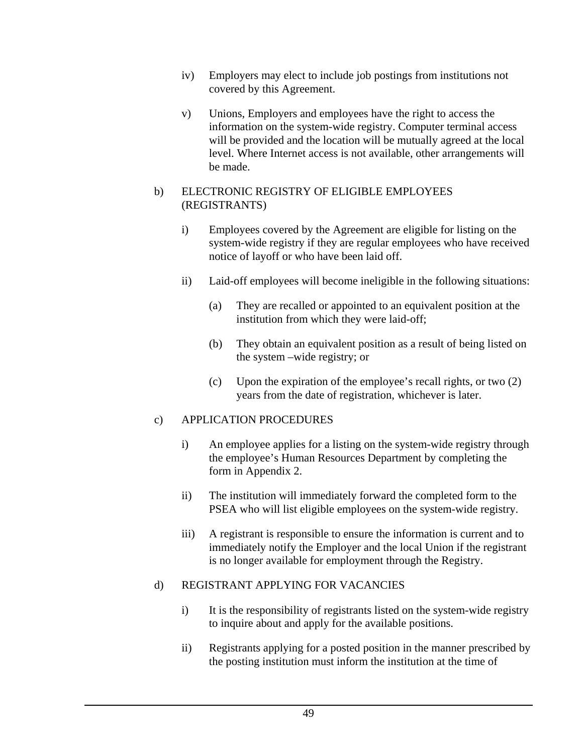iv) Employers may elect to include job postings from institutions not covered by this Agreement.

v) Unions, Employers and employees have the right to access the information on the system-wide registry. Computer terminal access will be provided and the location will be mutually agreed at the local level. Where Internet access is not available, other arrangements will be made.

b) ELECTRONIC REGISTRY OF ELIGIBLE EMPLOYEES (REGISTRANTS)

i) Employees covered by the Agreement are eligible for listing on the system-wide registry if they are regular employees who have received notice of layoff or who have been laid off.

ii) Laid-off employees will become ineligible in the following situations:

(a) They are recalled or appointed to an equivalent position at the institution from which they were laid-off;

(b) They obtain an equivalent position as a result of being listed on the system –wide registry; or

(c) Upon the expiration of the employee's recall rights, or two (2) years from the date of registration, whichever is later.

c) APPLICATION PROCEDURES

i) An employee applies for a listing on the system-wide registry through the employee's Human Resources Department by completing the form in Appendix 2.

ii) The institution will immediately forward the completed form to the PSEA who will list eligible employees on the system-wide registry.

iii) A registrant is responsible to ensure the information is current and to immediately notify the Employer and the local Union if the registrant is no longer available for employment through the Registry.

d) REGISTRANT APPLYING FOR VACANCIES

i) It is the responsibility of registrants listed on the system-wide registry to inquire about and apply for the available positions.

ii) Registrants applying for a posted position in the manner prescribed by the posting institution must inform the institution at the time of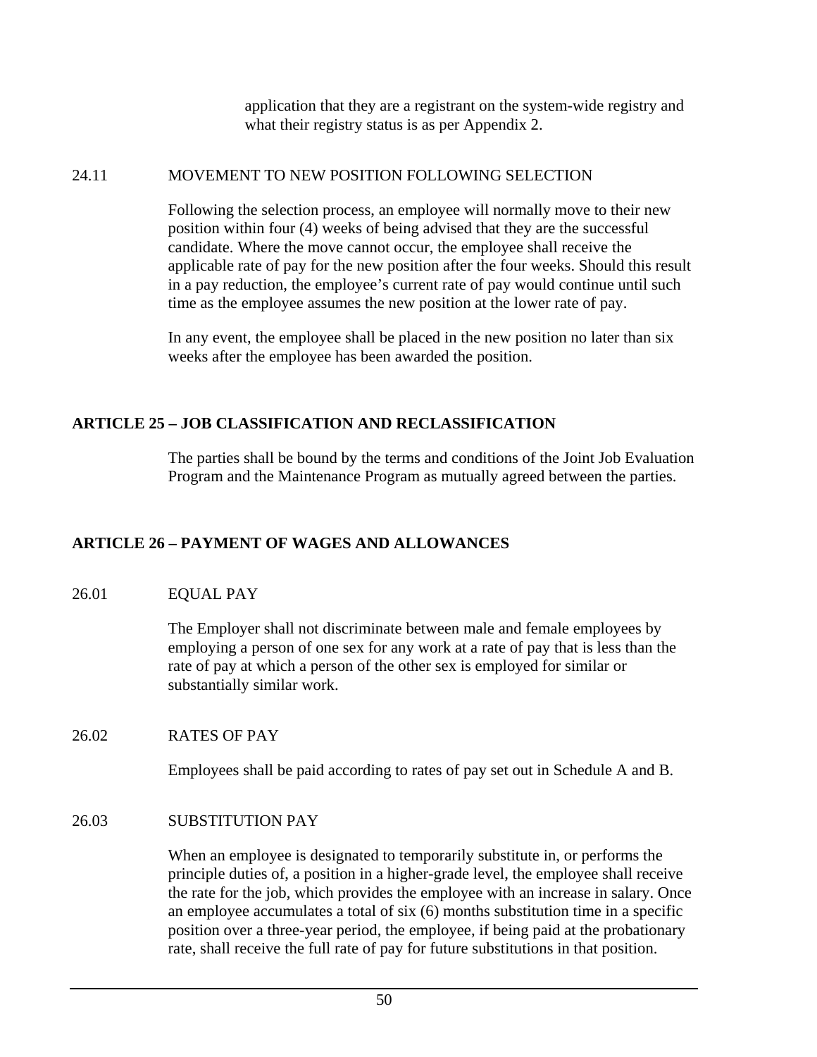application that they are a registrant on the system-wide registry and what their registry status is as per Appendix 2.

### 24.11 MOVEMENT TO NEW POSITION FOLLOWING SELECTION

Following the selection process, an employee will normally move to their new position within four (4) weeks of being advised that they are the successful candidate. Where the move cannot occur, the employee shall receive the applicable rate of pay for the new position after the four weeks. Should this result in a pay reduction, the employee's current rate of pay would continue until such time as the employee assumes the new position at the lower rate of pay.

In any event, the employee shall be placed in the new position no later than six weeks after the employee has been awarded the position.

## ARTICLE 25 – JOB CLASSIFICATION AND RECLASSIFICATION

The parties shall be bound by the terms and conditions of the Joint Job Evaluation Program and the Maintenance Program as mutually agreed between the parties.

## ARTICLE 26 – PAYMENT OF WAGES AND ALLOWANCES

### 26.01 EQUAL PAY

The Employer shall not discriminate between male and female employees by employing a person of one sex for any work at a rate of pay that is less than the rate of pay at which a person of the other sex is employed for similar or substantially similar work.

### 26.02 RATES OF PAY

Employees shall be paid according to rates of pay set out in Schedule A and B.

### 26.03 SUBSTITUTION PAY

When an employee is designated to temporarily substitute in, or performs the principle duties of, a position in a higher-grade level, the employee shall receive the rate for the job, which provides the employee with an increase in salary. Once an employee accumulates a total of six (6) months substitution time in a specific position over a three-year period, the employee, if being paid at the probationary rate, shall receive the full rate of pay for future substitutions in that position.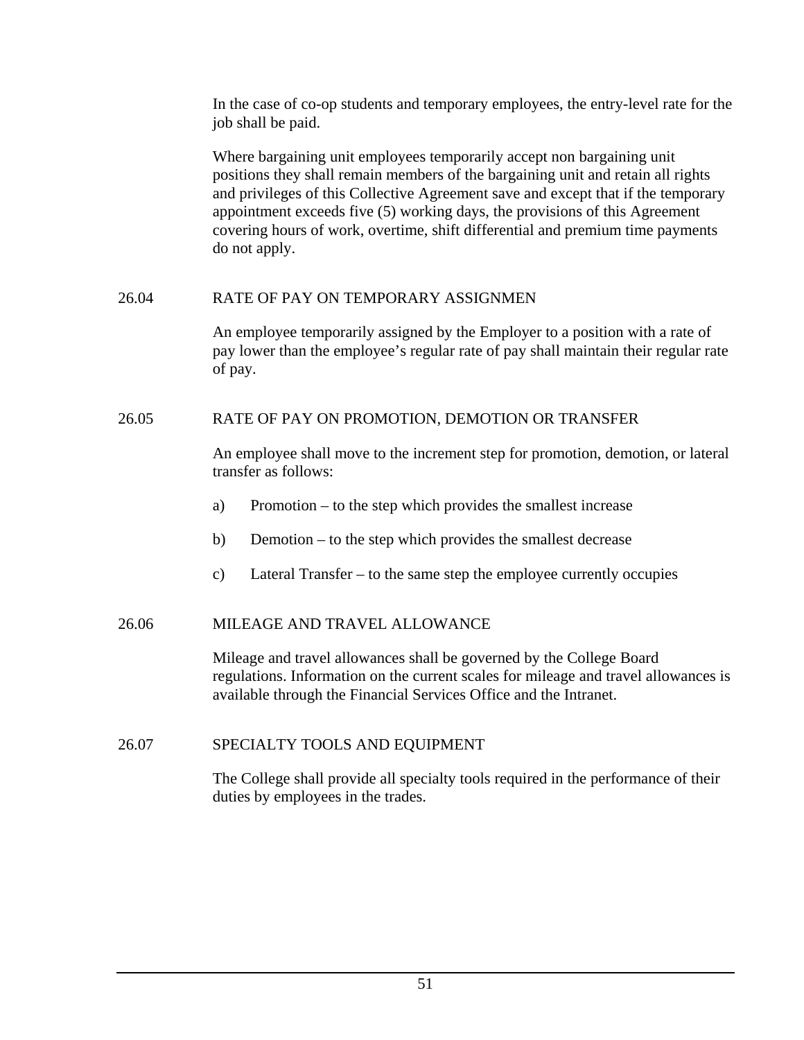In the case of co-op students and temporary employees, the entry-level rate for the job shall be paid.

Where bargaining unit employees temporarily accept non bargaining unit positions they shall remain members of the bargaining unit and retain all rights and privileges of this Collective Agreement save and except that if the temporary appointment exceeds five (5) working days, the provisions of this Agreement covering hours of work, overtime, shift differential and premium time payments do not apply.

### 26.04 RATE OF PAY ON TEMPORARY ASSIGNMEN

An employee temporarily assigned by the Employer to a position with a rate of pay lower than the employee's regular rate of pay shall maintain their regular rate of pay.

### 26.05 RATE OF PAY ON PROMOTION, DEMOTION OR TRANSFER

An employee shall move to the increment step for promotion, demotion, or lateral transfer as follows:

a) Promotion – to the step which provides the smallest increase

b) Demotion – to the step which provides the smallest decrease

c) Lateral Transfer – to the same step the employee currently occupies

### 26.06 MILEAGE AND TRAVEL ALLOWANCE

Mileage and travel allowances shall be governed by the College Board regulations. Information on the current scales for mileage and travel allowances is available through the Financial Services Office and the Intranet.

### 26.07 SPECIALTY TOOLS AND EQUIPMENT

The College shall provide all specialty tools required in the performance of their duties by employees in the trades.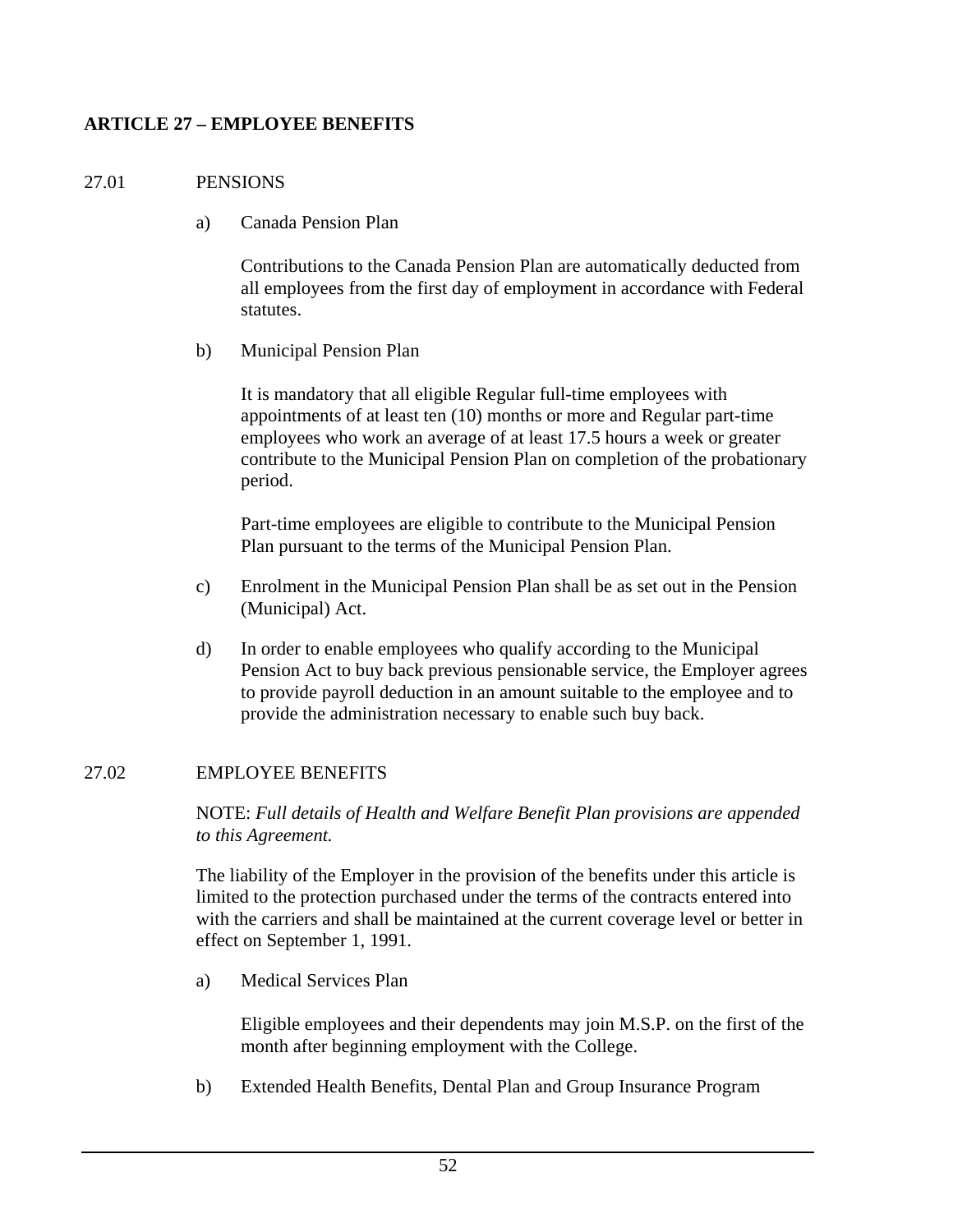## ARTICLE 27 – EMPLOYEE BENEFITS

27.01 PENSIONS

a) Canada Pension Plan

Contributions to the Canada Pension Plan are automatically deducted from all employees from the first day of employment in accordance with Federal statutes.

b) Municipal Pension Plan

It is mandatory that all eligible Regular full-time employees with appointments of at least ten (10) months or more and Regular part-time employees who work an average of at least 17.5 hours a week or greater contribute to the Municipal Pension Plan on completion of the probationary period.

Part-time employees are eligible to contribute to the Municipal Pension Plan pursuant to the terms of the Municipal Pension Plan.

c) Enrolment in the Municipal Pension Plan shall be as set out in the Pension (Municipal) Act.

d) In order to enable employees who qualify according to the Municipal Pension Act to buy back previous pensionable service, the Employer agrees to provide payroll deduction in an amount suitable to the employee and to provide the administration necessary to enable such buy back.

27.02 EMPLOYEE BENEFITS

NOTE: *Full details of Health and Welfare Benefit Plan provisions are appended to this Agreement.*

The liability of the Employer in the provision of the benefits under this article is limited to the protection purchased under the terms of the contracts entered into with the carriers and shall be maintained at the current coverage level or better in effect on September 1, 1991.

a) Medical Services Plan

Eligible employees and their dependents may join M.S.P. on the first of the month after beginning employment with the College.

b) Extended Health Benefits, Dental Plan and Group Insurance Program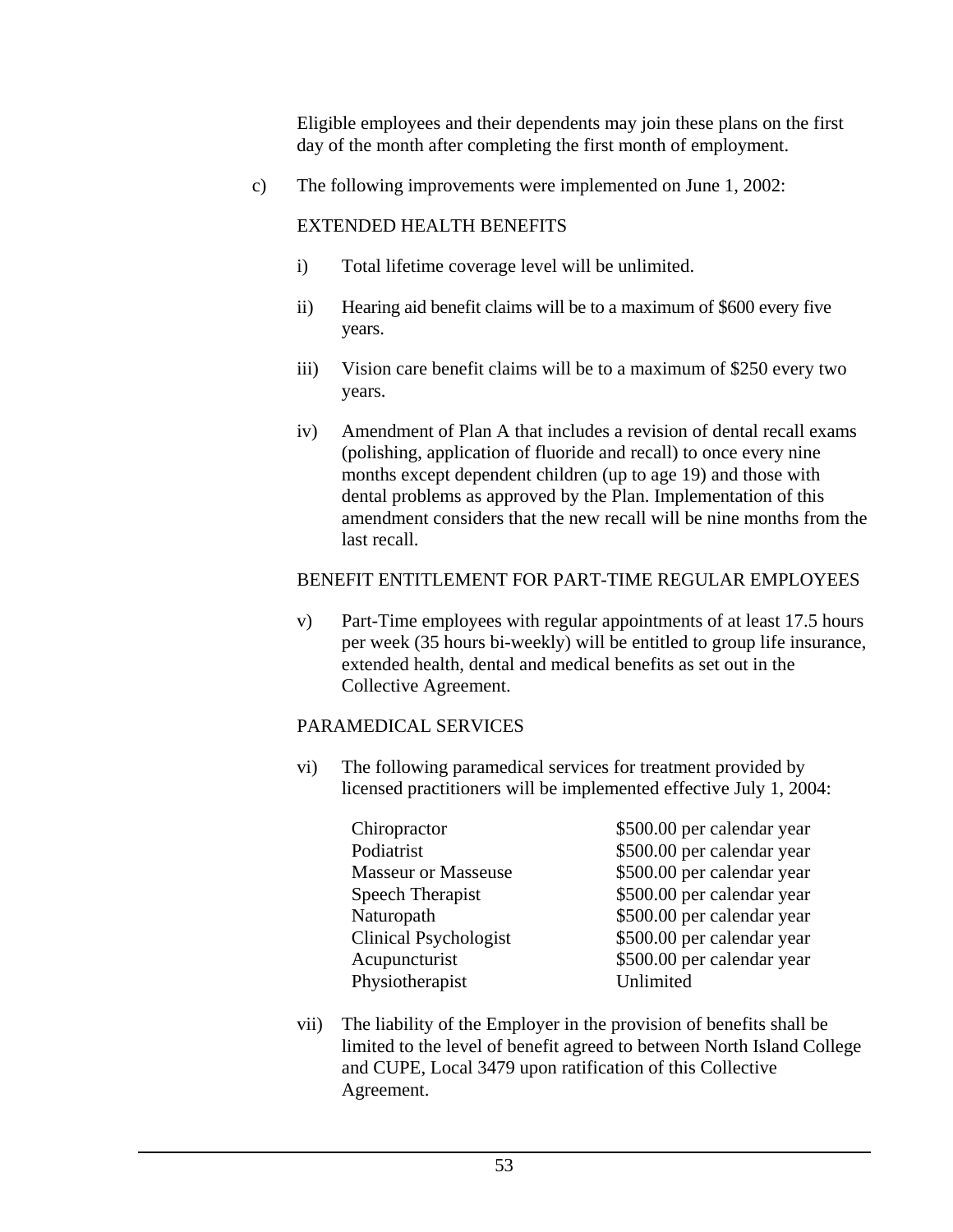Eligible employees and their dependents may join these plans on the first day of the month after completing the first month of employment.

c) The following improvements were implemented on June 1, 2002:

EXTENDED HEALTH BENEFITS

i) Total lifetime coverage level will be unlimited.

ii) Hearing aid benefit claims will be to a maximum of $600 every five years.

iii) Vision care benefit claims will be to a maximum of $250 every two years.

iv) Amendment of Plan A that includes a revision of dental recall exams (polishing, application of fluoride and recall) to once every nine months except dependent children (up to age 19) and those with dental problems as approved by the Plan. Implementation of this amendment considers that the new recall will be nine months from the last recall.

BENEFIT ENTITLEMENT FOR PART-TIME REGULAR EMPLOYEES

v) Part-Time employees with regular appointments of at least 17.5 hours per week (35 hours bi-weekly) will be entitled to group life insurance, extended health, dental and medical benefits as set out in the Collective Agreement.

PARAMEDICAL SERVICES

vi) The following paramedical services for treatment provided by licensed practitioners will be implemented effective July 1, 2004:

| | |
|---|---|
| Chiropractor | $500.00 per calendar year |
| Podiatrist | $500.00 per calendar year |
| Masseur or Masseuse | $500.00 per calendar year |
| Speech Therapist | $500.00 per calendar year |
| Naturopath | $500.00 per calendar year |
| Clinical Psychologist | $500.00 per calendar year |
| Acupuncturist | $500.00 per calendar year |
| Physiotherapist | Unlimited |

vii) The liability of the Employer in the provision of benefits shall be limited to the level of benefit agreed to between North Island College and CUPE, Local 3479 upon ratification of this Collective Agreement.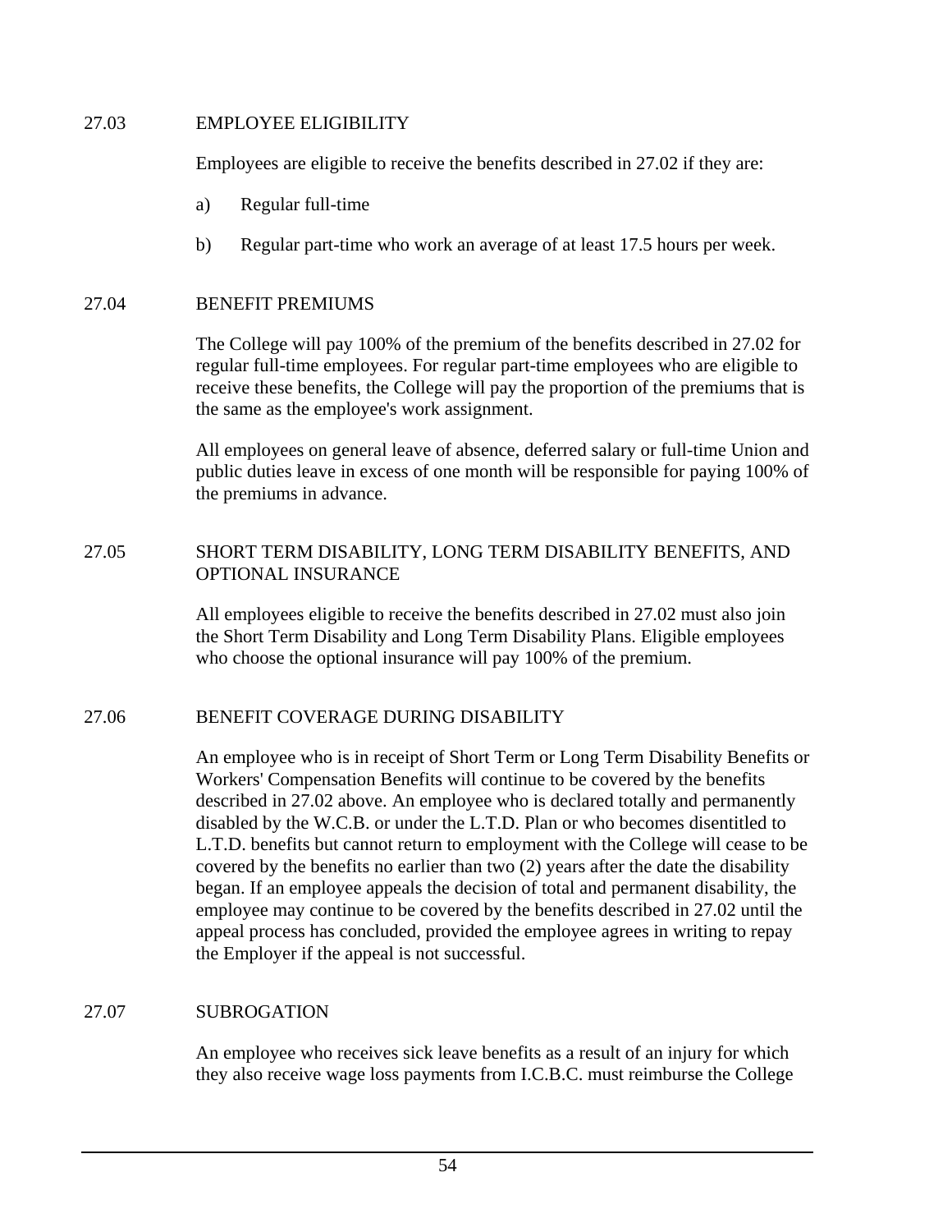## 27.03 EMPLOYEE ELIGIBILITY

Employees are eligible to receive the benefits described in 27.02 if they are:

a) Regular full-time

b) Regular part-time who work an average of at least 17.5 hours per week.

## 27.04 BENEFIT PREMIUMS

The College will pay 100% of the premium of the benefits described in 27.02 for regular full-time employees. For regular part-time employees who are eligible to receive these benefits, the College will pay the proportion of the premiums that is the same as the employee's work assignment.

All employees on general leave of absence, deferred salary or full-time Union and public duties leave in excess of one month will be responsible for paying 100% of the premiums in advance.

## 27.05 SHORT TERM DISABILITY, LONG TERM DISABILITY BENEFITS, AND OPTIONAL INSURANCE

All employees eligible to receive the benefits described in 27.02 must also join the Short Term Disability and Long Term Disability Plans. Eligible employees who choose the optional insurance will pay 100% of the premium.

## 27.06 BENEFIT COVERAGE DURING DISABILITY

An employee who is in receipt of Short Term or Long Term Disability Benefits or Workers' Compensation Benefits will continue to be covered by the benefits described in 27.02 above. An employee who is declared totally and permanently disabled by the W.C.B. or under the L.T.D. Plan or who becomes disentitled to L.T.D. benefits but cannot return to employment with the College will cease to be covered by the benefits no earlier than two (2) years after the date the disability began. If an employee appeals the decision of total and permanent disability, the employee may continue to be covered by the benefits described in 27.02 until the appeal process has concluded, provided the employee agrees in writing to repay the Employer if the appeal is not successful.

## 27.07 SUBROGATION

An employee who receives sick leave benefits as a result of an injury for which they also receive wage loss payments from I.C.B.C. must reimburse the College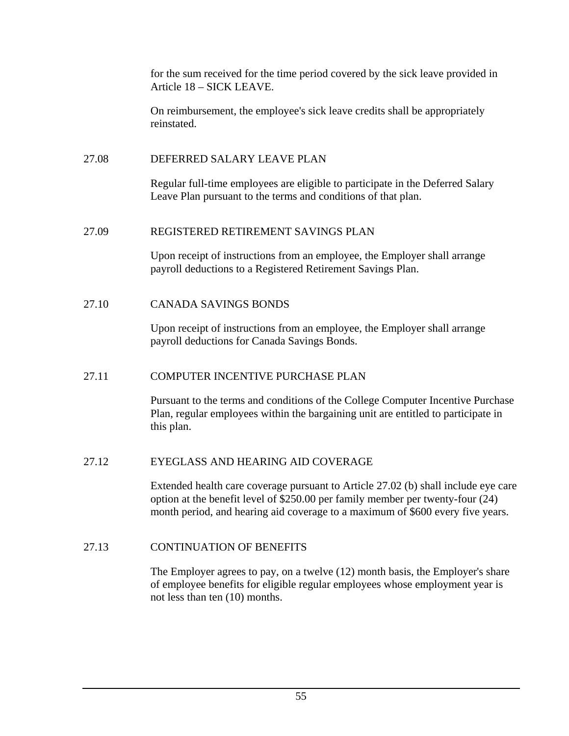for the sum received for the time period covered by the sick leave provided in Article 18 – SICK LEAVE.

On reimbursement, the employee's sick leave credits shall be appropriately reinstated.

### 27.08 DEFERRED SALARY LEAVE PLAN

Regular full-time employees are eligible to participate in the Deferred Salary Leave Plan pursuant to the terms and conditions of that plan.

### 27.09 REGISTERED RETIREMENT SAVINGS PLAN

Upon receipt of instructions from an employee, the Employer shall arrange payroll deductions to a Registered Retirement Savings Plan.

### 27.10 CANADA SAVINGS BONDS

Upon receipt of instructions from an employee, the Employer shall arrange payroll deductions for Canada Savings Bonds.

### 27.11 COMPUTER INCENTIVE PURCHASE PLAN

Pursuant to the terms and conditions of the College Computer Incentive Purchase Plan, regular employees within the bargaining unit are entitled to participate in this plan.

### 27.12 EYEGLASS AND HEARING AID COVERAGE

Extended health care coverage pursuant to Article 27.02 (b) shall include eye care option at the benefit level of $250.00 per family member per twenty-four (24) month period, and hearing aid coverage to a maximum of $600 every five years.

### 27.13 CONTINUATION OF BENEFITS

The Employer agrees to pay, on a twelve (12) month basis, the Employer's share of employee benefits for eligible regular employees whose employment year is not less than ten (10) months.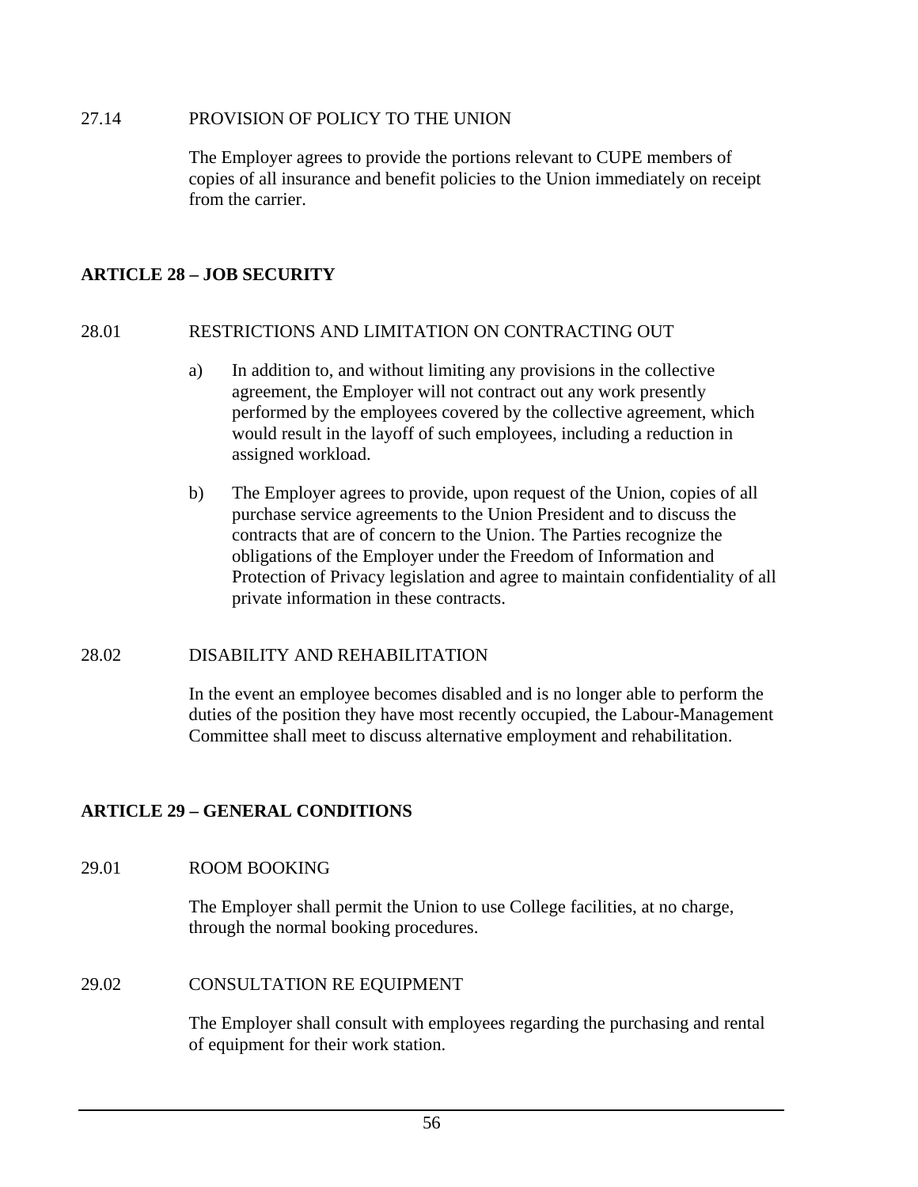27.14 PROVISION OF POLICY TO THE UNION

The Employer agrees to provide the portions relevant to CUPE members of copies of all insurance and benefit policies to the Union immediately on receipt from the carrier.

## ARTICLE 28 – JOB SECURITY

28.01 RESTRICTIONS AND LIMITATION ON CONTRACTING OUT

a) In addition to, and without limiting any provisions in the collective agreement, the Employer will not contract out any work presently performed by the employees covered by the collective agreement, which would result in the layoff of such employees, including a reduction in assigned workload.

b) The Employer agrees to provide, upon request of the Union, copies of all purchase service agreements to the Union President and to discuss the contracts that are of concern to the Union. The Parties recognize the obligations of the Employer under the Freedom of Information and Protection of Privacy legislation and agree to maintain confidentiality of all private information in these contracts.

28.02 DISABILITY AND REHABILITATION

In the event an employee becomes disabled and is no longer able to perform the duties of the position they have most recently occupied, the Labour-Management Committee shall meet to discuss alternative employment and rehabilitation.

## ARTICLE 29 – GENERAL CONDITIONS

29.01 ROOM BOOKING

The Employer shall permit the Union to use College facilities, at no charge, through the normal booking procedures.

29.02 CONSULTATION RE EQUIPMENT

The Employer shall consult with employees regarding the purchasing and rental of equipment for their work station.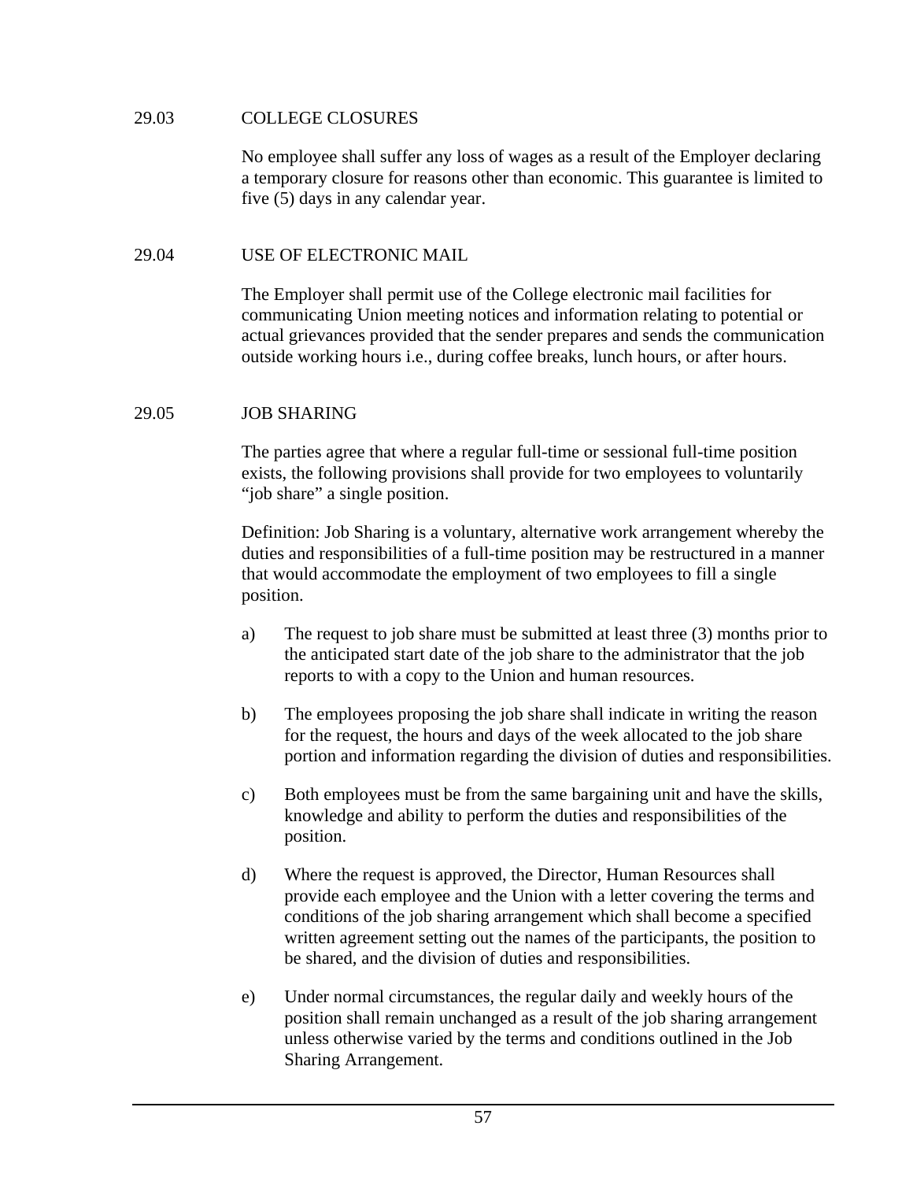### 29.03 COLLEGE CLOSURES

No employee shall suffer any loss of wages as a result of the Employer declaring a temporary closure for reasons other than economic. This guarantee is limited to five (5) days in any calendar year.

### 29.04 USE OF ELECTRONIC MAIL

The Employer shall permit use of the College electronic mail facilities for communicating Union meeting notices and information relating to potential or actual grievances provided that the sender prepares and sends the communication outside working hours i.e., during coffee breaks, lunch hours, or after hours.

### 29.05 JOB SHARING

The parties agree that where a regular full-time or sessional full-time position exists, the following provisions shall provide for two employees to voluntarily "job share" a single position.

Definition: Job Sharing is a voluntary, alternative work arrangement whereby the duties and responsibilities of a full-time position may be restructured in a manner that would accommodate the employment of two employees to fill a single position.

a) The request to job share must be submitted at least three (3) months prior to the anticipated start date of the job share to the administrator that the job reports to with a copy to the Union and human resources.

b) The employees proposing the job share shall indicate in writing the reason for the request, the hours and days of the week allocated to the job share portion and information regarding the division of duties and responsibilities.

c) Both employees must be from the same bargaining unit and have the skills, knowledge and ability to perform the duties and responsibilities of the position.

d) Where the request is approved, the Director, Human Resources shall provide each employee and the Union with a letter covering the terms and conditions of the job sharing arrangement which shall become a specified written agreement setting out the names of the participants, the position to be shared, and the division of duties and responsibilities.

e) Under normal circumstances, the regular daily and weekly hours of the position shall remain unchanged as a result of the job sharing arrangement unless otherwise varied by the terms and conditions outlined in the Job Sharing Arrangement.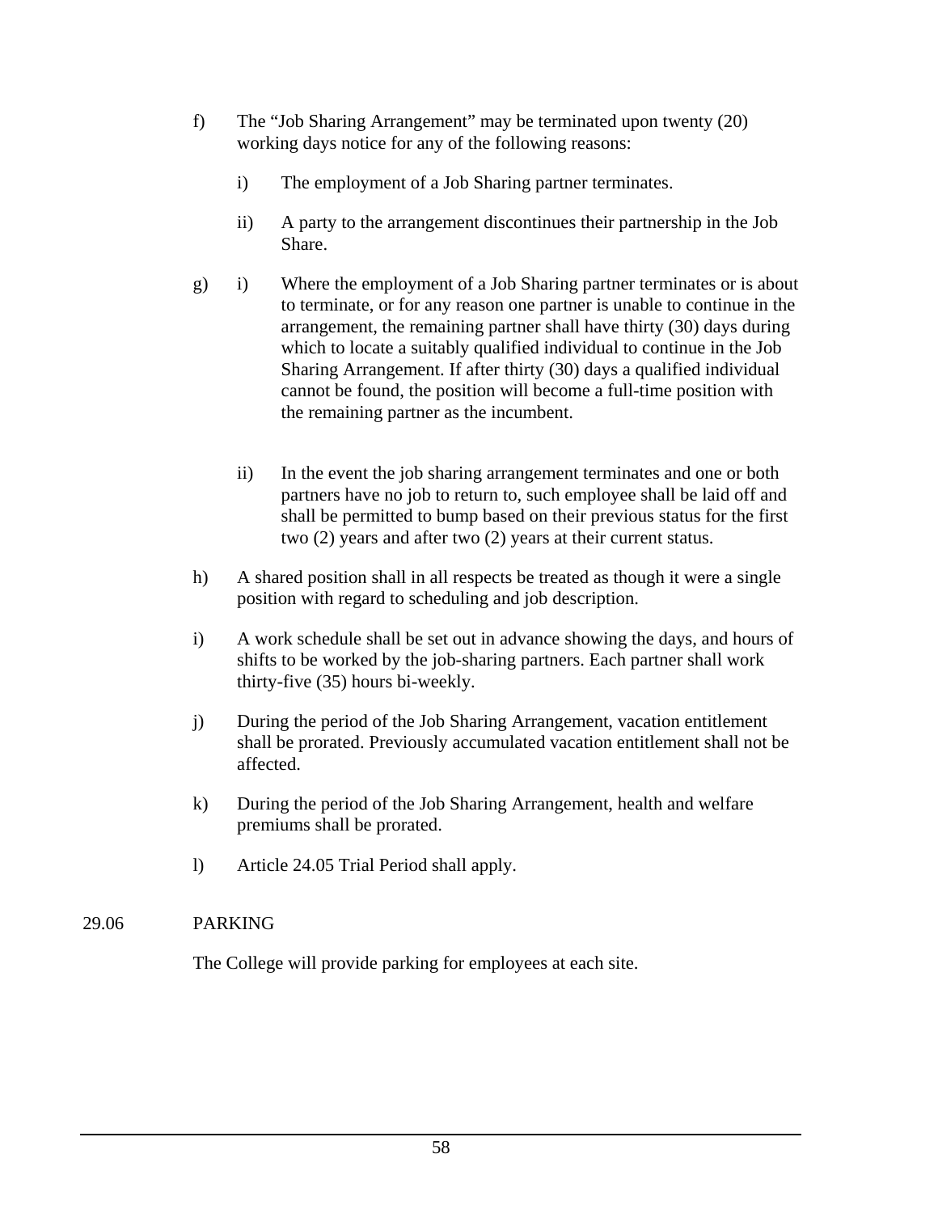f) The "Job Sharing Arrangement" may be terminated upon twenty (20) working days notice for any of the following reasons:

   i) The employment of a Job Sharing partner terminates.

   ii) A party to the arrangement discontinues their partnership in the Job Share.

g) i) Where the employment of a Job Sharing partner terminates or is about to terminate, or for any reason one partner is unable to continue in the arrangement, the remaining partner shall have thirty (30) days during which to locate a suitably qualified individual to continue in the Job Sharing Arrangement. If after thirty (30) days a qualified individual cannot be found, the position will become a full-time position with the remaining partner as the incumbent.

   ii) In the event the job sharing arrangement terminates and one or both partners have no job to return to, such employee shall be laid off and shall be permitted to bump based on their previous status for the first two (2) years and after two (2) years at their current status.

h) A shared position shall in all respects be treated as though it were a single position with regard to scheduling and job description.

i) A work schedule shall be set out in advance showing the days, and hours of shifts to be worked by the job-sharing partners. Each partner shall work thirty-five (35) hours bi-weekly.

j) During the period of the Job Sharing Arrangement, vacation entitlement shall be prorated. Previously accumulated vacation entitlement shall not be affected.

k) During the period of the Job Sharing Arrangement, health and welfare premiums shall be prorated.

l) Article 24.05 Trial Period shall apply.

29.06 PARKING

The College will provide parking for employees at each site.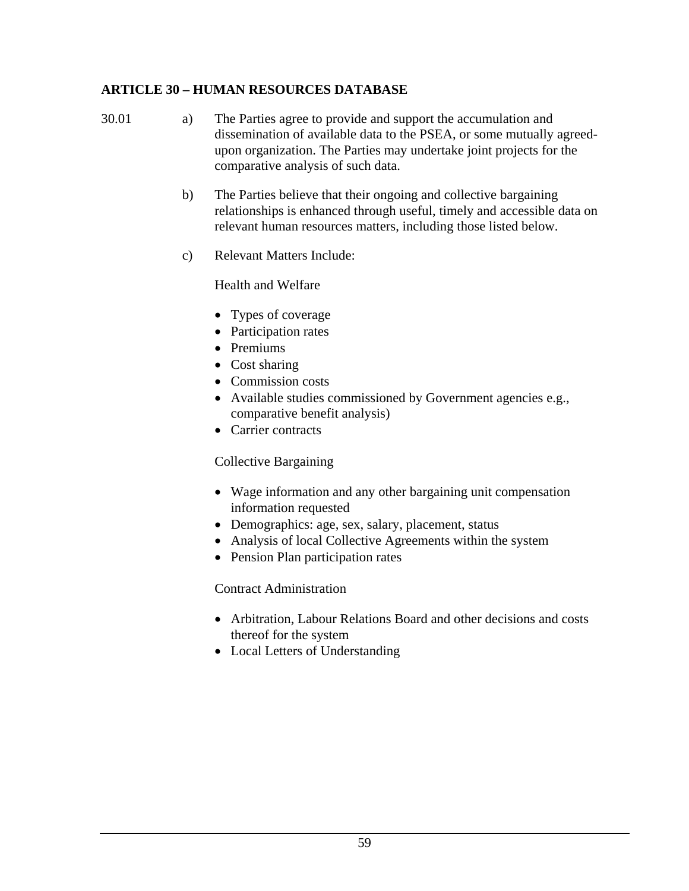## ARTICLE 30 – HUMAN RESOURCES DATABASE

30.01

a) The Parties agree to provide and support the accumulation and dissemination of available data to the PSEA, or some mutually agreed-upon organization. The Parties may undertake joint projects for the comparative analysis of such data.

b) The Parties believe that their ongoing and collective bargaining relationships is enhanced through useful, timely and accessible data on relevant human resources matters, including those listed below.

c) Relevant Matters Include:

Health and Welfare

- Types of coverage
- Participation rates
- Premiums
- Cost sharing
- Commission costs
- Available studies commissioned by Government agencies e.g., comparative benefit analysis)
- Carrier contracts

Collective Bargaining

- Wage information and any other bargaining unit compensation information requested
- Demographics: age, sex, salary, placement, status
- Analysis of local Collective Agreements within the system
- Pension Plan participation rates

Contract Administration

- Arbitration, Labour Relations Board and other decisions and costs thereof for the system
- Local Letters of Understanding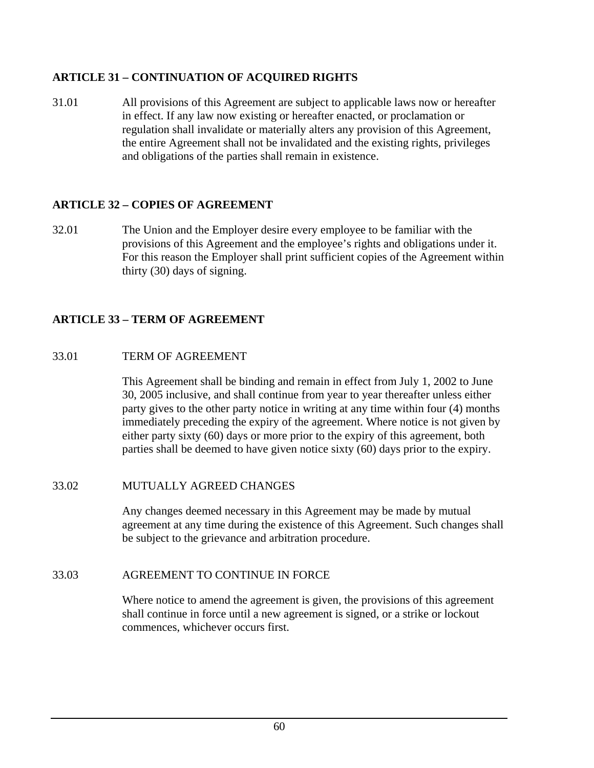## ARTICLE 31 – CONTINUATION OF ACQUIRED RIGHTS

31.01 All provisions of this Agreement are subject to applicable laws now or hereafter in effect. If any law now existing or hereafter enacted, or proclamation or regulation shall invalidate or materially alters any provision of this Agreement, the entire Agreement shall not be invalidated and the existing rights, privileges and obligations of the parties shall remain in existence.

## ARTICLE 32 – COPIES OF AGREEMENT

32.01 The Union and the Employer desire every employee to be familiar with the provisions of this Agreement and the employee's rights and obligations under it. For this reason the Employer shall print sufficient copies of the Agreement within thirty (30) days of signing.

## ARTICLE 33 – TERM OF AGREEMENT

33.01 TERM OF AGREEMENT

This Agreement shall be binding and remain in effect from July 1, 2002 to June 30, 2005 inclusive, and shall continue from year to year thereafter unless either party gives to the other party notice in writing at any time within four (4) months immediately preceding the expiry of the agreement. Where notice is not given by either party sixty (60) days or more prior to the expiry of this agreement, both parties shall be deemed to have given notice sixty (60) days prior to the expiry.

33.02 MUTUALLY AGREED CHANGES

Any changes deemed necessary in this Agreement may be made by mutual agreement at any time during the existence of this Agreement. Such changes shall be subject to the grievance and arbitration procedure.

33.03 AGREEMENT TO CONTINUE IN FORCE

Where notice to amend the agreement is given, the provisions of this agreement shall continue in force until a new agreement is signed, or a strike or lockout commences, whichever occurs first.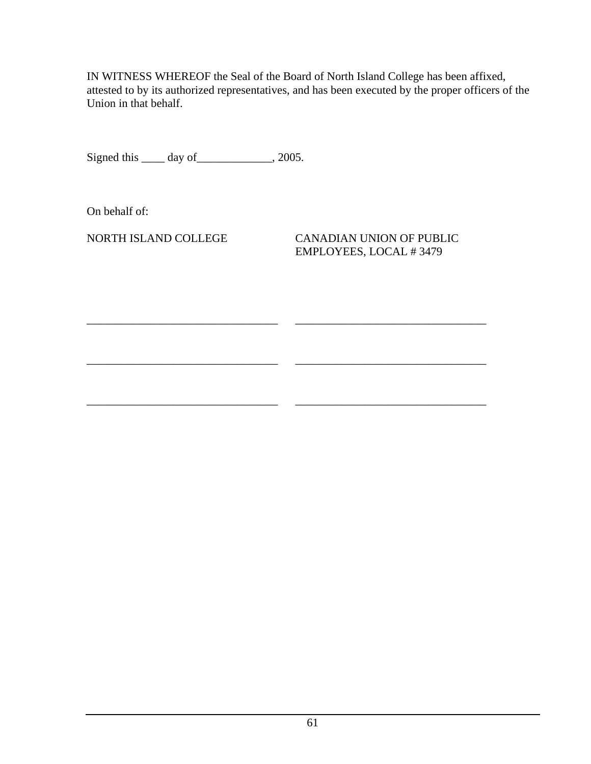IN WITNESS WHEREOF the Seal of the Board of North Island College has been affixed, attested to by its authorized representatives, and has been executed by the proper officers of the Union in that behalf.

Signed this ____ day of_____________, 2005.

On behalf of:

| NORTH ISLAND COLLEGE | CANADIAN UNION OF PUBLIC EMPLOYEES, LOCAL # 3479 |
| --- | --- |
| _________________________________ | _________________________________ |
| _________________________________ | _________________________________ |
| _________________________________ | _________________________________ |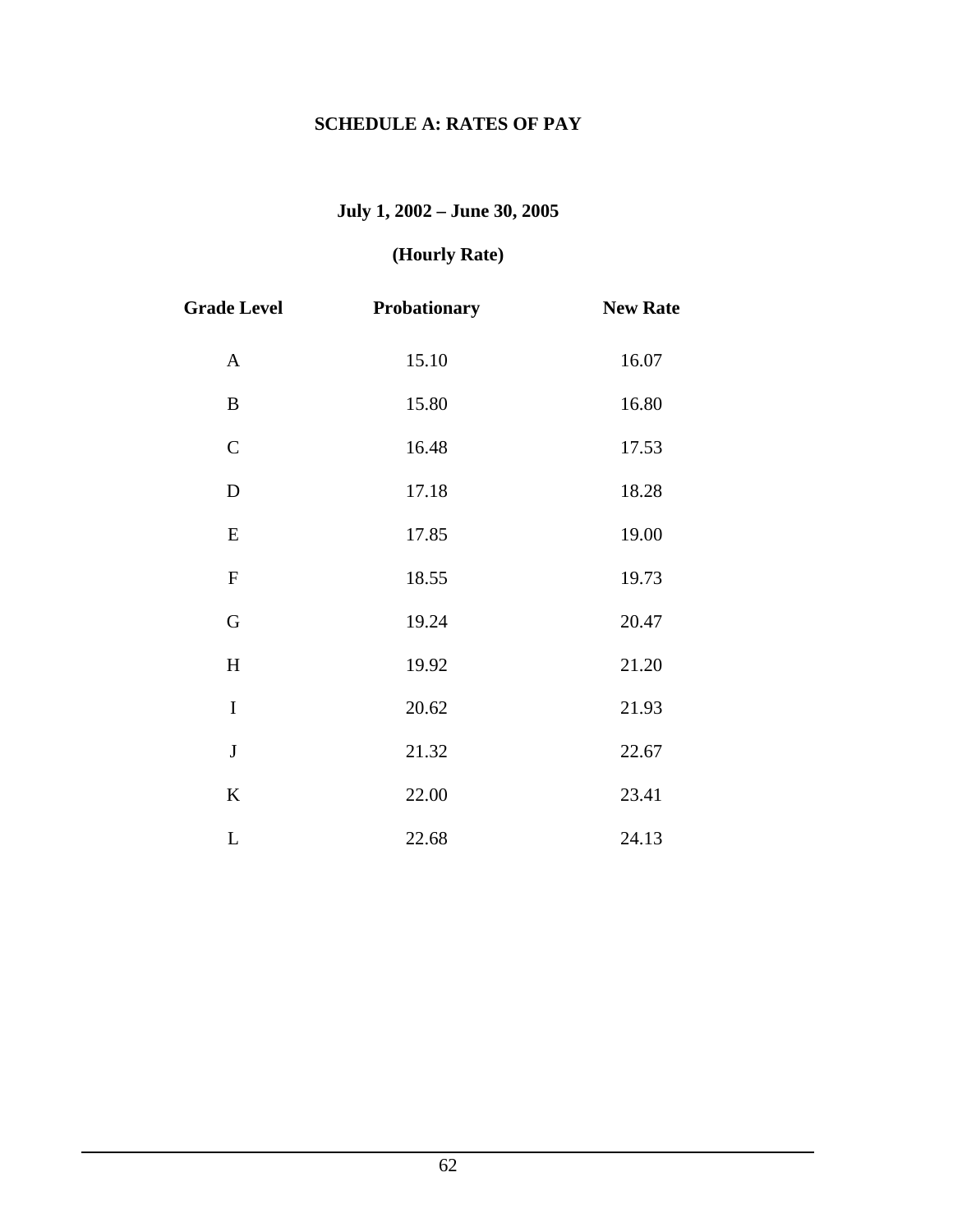## SCHEDULE A: RATES OF PAY

**July 1, 2002 – June 30, 2005**

**(Hourly Rate)**

| Grade Level | Probationary | New Rate |
|---|---|---|
| A | 15.10 | 16.07 |
| B | 15.80 | 16.80 |
| C | 16.48 | 17.53 |
| D | 17.18 | 18.28 |
| E | 17.85 | 19.00 |
| F | 18.55 | 19.73 |
| G | 19.24 | 20.47 |
| H | 19.92 | 21.20 |
| I | 20.62 | 21.93 |
| J | 21.32 | 22.67 |
| K | 22.00 | 23.41 |
| L | 22.68 | 24.13 |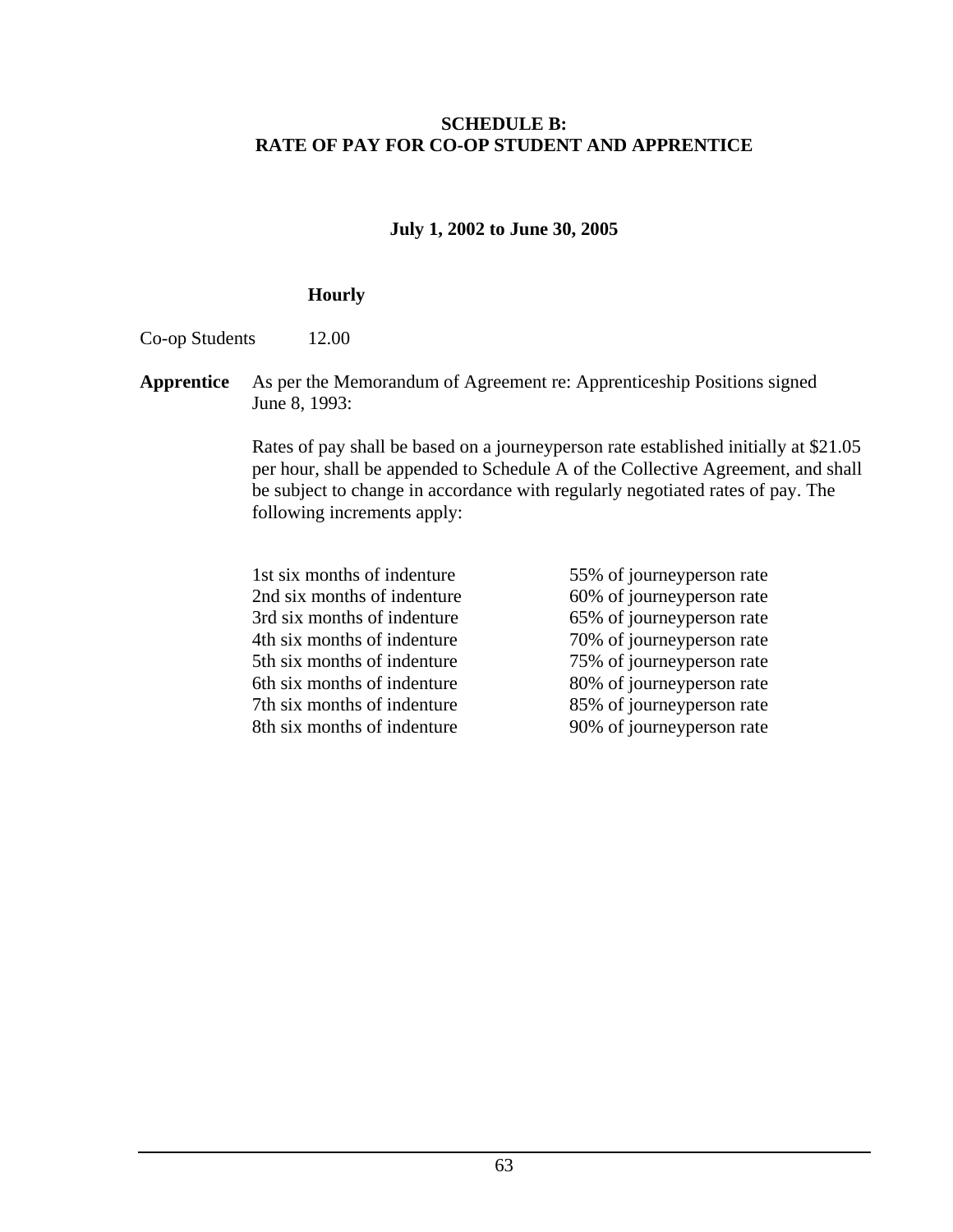## SCHEDULE B:
## RATE OF PAY FOR CO-OP STUDENT AND APPRENTICE

**July 1, 2002 to June 30, 2005**

| | **Hourly** |
|---|---|
| Co-op Students | 12.00 |

**Apprentice** As per the Memorandum of Agreement re: Apprenticeship Positions signed June 8, 1993:

Rates of pay shall be based on a journeyperson rate established initially at $21.05 per hour, shall be appended to Schedule A of the Collective Agreement, and shall be subject to change in accordance with regularly negotiated rates of pay. The following increments apply:

| | |
|---|---|
| 1st six months of indenture | 55% of journeyperson rate |
| 2nd six months of indenture | 60% of journeyperson rate |
| 3rd six months of indenture | 65% of journeyperson rate |
| 4th six months of indenture | 70% of journeyperson rate |
| 5th six months of indenture | 75% of journeyperson rate |
| 6th six months of indenture | 80% of journeyperson rate |
| 7th six months of indenture | 85% of journeyperson rate |
| 8th six months of indenture | 90% of journeyperson rate |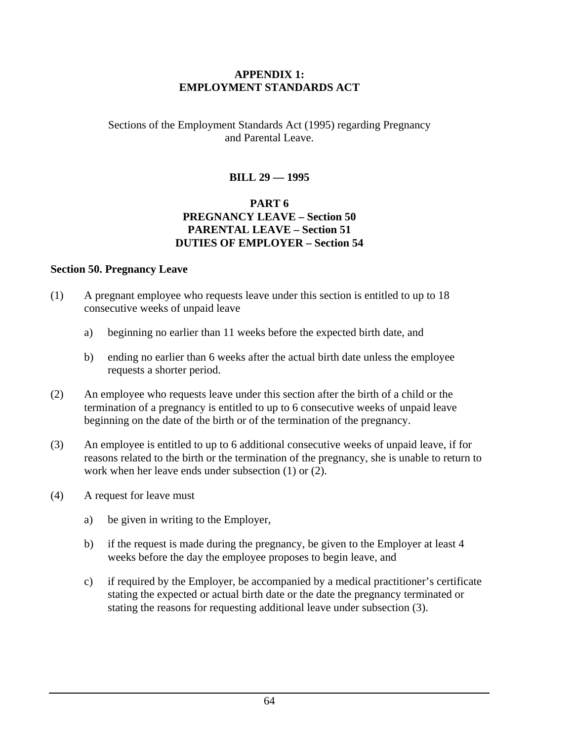## APPENDIX 1:
## EMPLOYMENT STANDARDS ACT

Sections of the Employment Standards Act (1995) regarding Pregnancy and Parental Leave.

### BILL 29 — 1995

### PART 6
### PREGNANCY LEAVE – Section 50
### PARENTAL LEAVE – Section 51
### DUTIES OF EMPLOYER – Section 54

**Section 50. Pregnancy Leave**

(1) A pregnant employee who requests leave under this section is entitled to up to 18 consecutive weeks of unpaid leave

   a) beginning no earlier than 11 weeks before the expected birth date, and

   b) ending no earlier than 6 weeks after the actual birth date unless the employee requests a shorter period.

(2) An employee who requests leave under this section after the birth of a child or the termination of a pregnancy is entitled to up to 6 consecutive weeks of unpaid leave beginning on the date of the birth or of the termination of the pregnancy.

(3) An employee is entitled to up to 6 additional consecutive weeks of unpaid leave, if for reasons related to the birth or the termination of the pregnancy, she is unable to return to work when her leave ends under subsection (1) or (2).

(4) A request for leave must

   a) be given in writing to the Employer,

   b) if the request is made during the pregnancy, be given to the Employer at least 4 weeks before the day the employee proposes to begin leave, and

   c) if required by the Employer, be accompanied by a medical practitioner's certificate stating the expected or actual birth date or the date the pregnancy terminated or stating the reasons for requesting additional leave under subsection (3).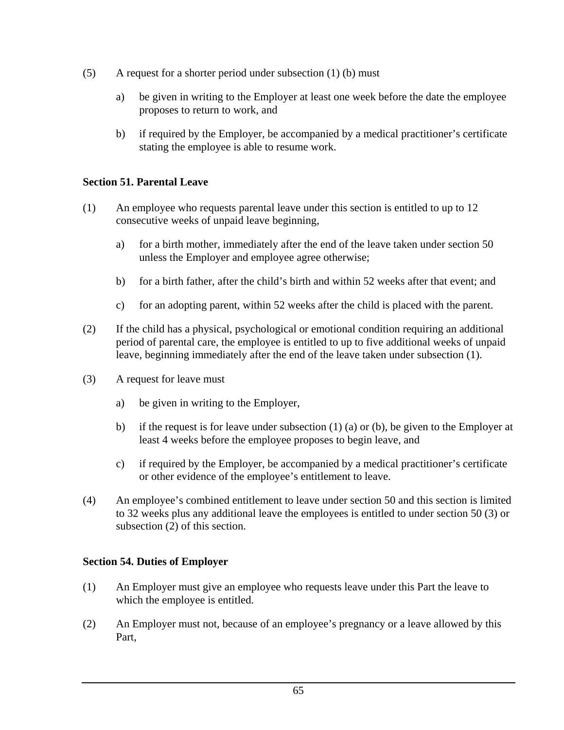(5) A request for a shorter period under subsection (1) (b) must

a) be given in writing to the Employer at least one week before the date the employee proposes to return to work, and

b) if required by the Employer, be accompanied by a medical practitioner's certificate stating the employee is able to resume work.

**Section 51. Parental Leave**

(1) An employee who requests parental leave under this section is entitled to up to 12 consecutive weeks of unpaid leave beginning,

a) for a birth mother, immediately after the end of the leave taken under section 50 unless the Employer and employee agree otherwise;

b) for a birth father, after the child's birth and within 52 weeks after that event; and

c) for an adopting parent, within 52 weeks after the child is placed with the parent.

(2) If the child has a physical, psychological or emotional condition requiring an additional period of parental care, the employee is entitled to up to five additional weeks of unpaid leave, beginning immediately after the end of the leave taken under subsection (1).

(3) A request for leave must

a) be given in writing to the Employer,

b) if the request is for leave under subsection (1) (a) or (b), be given to the Employer at least 4 weeks before the employee proposes to begin leave, and

c) if required by the Employer, be accompanied by a medical practitioner's certificate or other evidence of the employee's entitlement to leave.

(4) An employee's combined entitlement to leave under section 50 and this section is limited to 32 weeks plus any additional leave the employees is entitled to under section 50 (3) or subsection (2) of this section.

**Section 54. Duties of Employer**

(1) An Employer must give an employee who requests leave under this Part the leave to which the employee is entitled.

(2) An Employer must not, because of an employee's pregnancy or a leave allowed by this Part,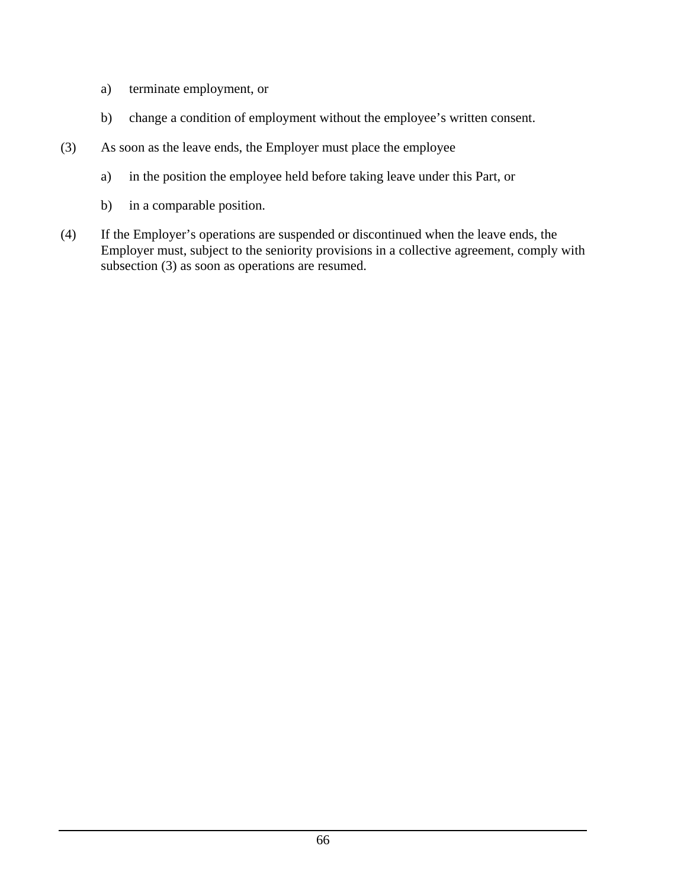a) terminate employment, or

b) change a condition of employment without the employee's written consent.

(3) As soon as the leave ends, the Employer must place the employee

a) in the position the employee held before taking leave under this Part, or

b) in a comparable position.

(4) If the Employer's operations are suspended or discontinued when the leave ends, the Employer must, subject to the seniority provisions in a collective agreement, comply with subsection (3) as soon as operations are resumed.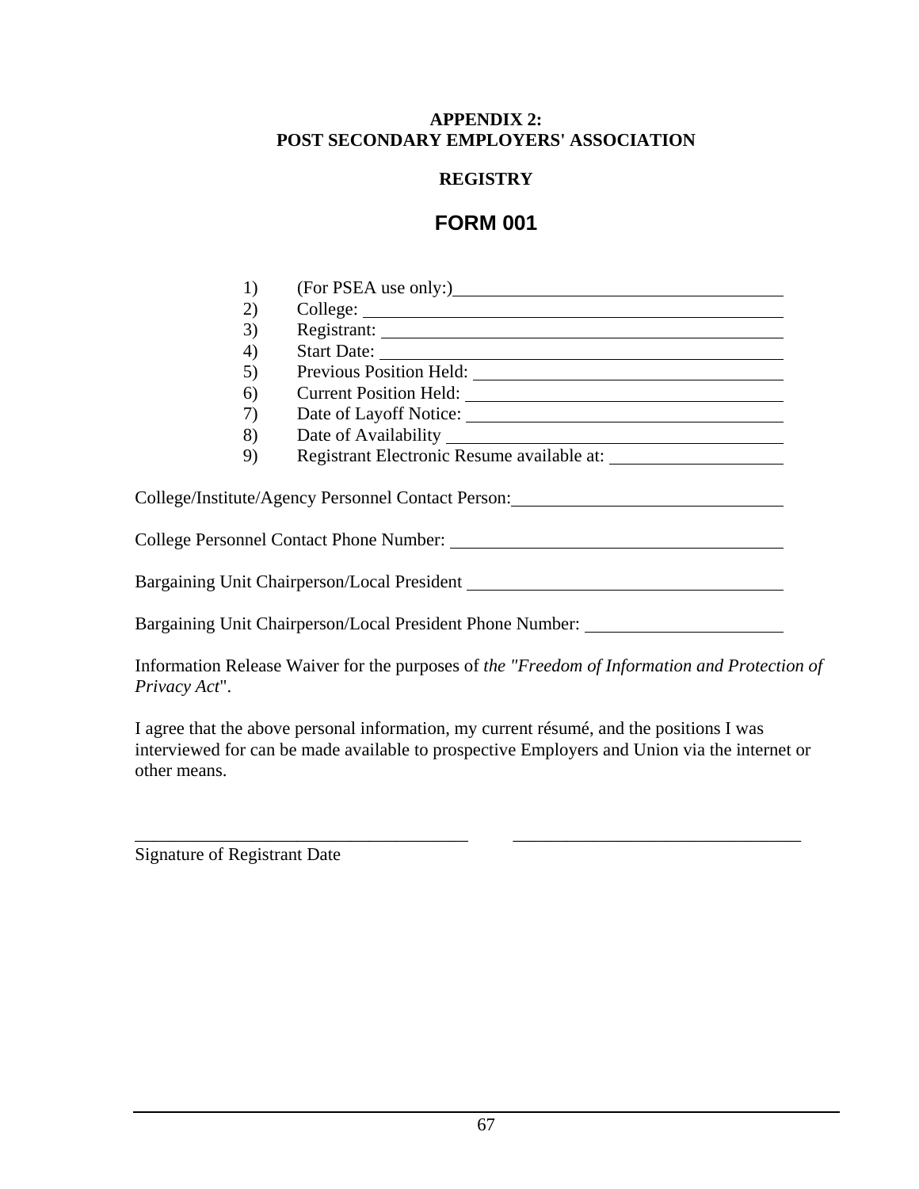**APPENDIX 2:**
**POST SECONDARY EMPLOYERS' ASSOCIATION**

**REGISTRY**

# FORM 001

1) (For PSEA use only:)\_\_\_\_\_\_\_\_\_\_\_\_\_\_\_\_\_\_\_\_\_\_\_\_\_\_\_\_\_\_\_\_
2) College: \_\_\_\_\_\_\_\_\_\_\_\_\_\_\_\_\_\_\_\_\_\_\_\_\_\_\_\_\_\_\_\_\_\_\_\_\_\_\_\_
3) Registrant: \_\_\_\_\_\_\_\_\_\_\_\_\_\_\_\_\_\_\_\_\_\_\_\_\_\_\_\_\_\_\_\_\_\_\_\_\_\_
4) Start Date: \_\_\_\_\_\_\_\_\_\_\_\_\_\_\_\_\_\_\_\_\_\_\_\_\_\_\_\_\_\_\_\_\_\_\_\_\_\_
5) Previous Position Held: \_\_\_\_\_\_\_\_\_\_\_\_\_\_\_\_\_\_\_\_\_\_\_\_\_\_\_\_\_\_
6) Current Position Held: \_\_\_\_\_\_\_\_\_\_\_\_\_\_\_\_\_\_\_\_\_\_\_\_\_\_\_\_\_\_
7) Date of Layoff Notice: \_\_\_\_\_\_\_\_\_\_\_\_\_\_\_\_\_\_\_\_\_\_\_\_\_\_\_\_\_\_
8) Date of Availability \_\_\_\_\_\_\_\_\_\_\_\_\_\_\_\_\_\_\_\_\_\_\_\_\_\_\_\_\_\_\_\_
9) Registrant Electronic Resume available at: \_\_\_\_\_\_\_\_\_\_\_\_\_\_\_\_

College/Institute/Agency Personnel Contact Person:\_\_\_\_\_\_\_\_\_\_\_\_\_\_\_\_\_\_\_\_\_\_\_\_\_\_

College Personnel Contact Phone Number: \_\_\_\_\_\_\_\_\_\_\_\_\_\_\_\_\_\_\_\_\_\_\_\_\_\_\_\_\_\_\_\_

Bargaining Unit Chairperson/Local President \_\_\_\_\_\_\_\_\_\_\_\_\_\_\_\_\_\_\_\_\_\_\_\_\_\_\_\_\_\_

Bargaining Unit Chairperson/Local President Phone Number: \_\_\_\_\_\_\_\_\_\_\_\_\_\_\_\_\_\_\_

Information Release Waiver for the purposes of *the "Freedom of Information and Protection of Privacy Act*".

I agree that the above personal information, my current résumé, and the positions I was interviewed for can be made available to prospective Employers and Union via the internet or other means.

\_\_\_\_\_\_\_\_\_\_\_\_\_\_\_\_\_\_\_\_\_\_\_\_\_\_\_\_\_\_\_\_\_\_\_\_\_ \_\_\_\_\_\_\_\_\_\_\_\_\_\_\_\_\_\_\_\_\_\_\_\_\_\_\_\_\_\_\_\_\_

Signature of Registrant Date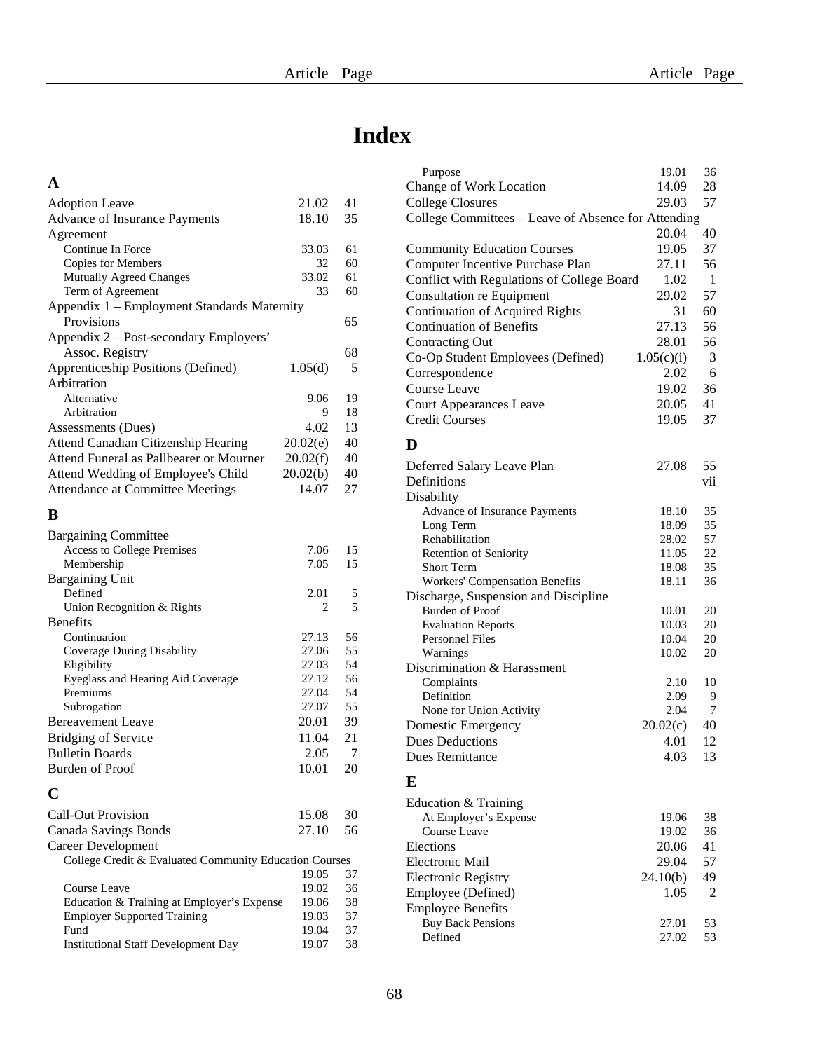# Index

| | Article | Page |
|---|---|---|
| **A** | | |
| Adoption Leave | 21.02 | 41 |
| Advance of Insurance Payments | 18.10 | 35 |
| Agreement | | |
| Continue In Force | 33.03 | 61 |
| Copies for Members | 32 | 60 |
| Mutually Agreed Changes | 33.02 | 61 |
| Term of Agreement | 33 | 60 |
| Appendix 1 – Employment Standards Maternity Provisions | | 65 |
| Appendix 2 – Post-secondary Employers' Assoc. Registry | | 68 |
| Apprenticeship Positions (Defined) | 1.05(d) | 5 |
| Arbitration | | |
| Alternative | 9.06 | 19 |
| Arbitration | 9 | 18 |
| Assessments (Dues) | 4.02 | 13 |
| Attend Canadian Citizenship Hearing | 20.02(e) | 40 |
| Attend Funeral as Pallbearer or Mourner | 20.02(f) | 40 |
| Attend Wedding of Employee's Child | 20.02(b) | 40 |
| Attendance at Committee Meetings | 14.07 | 27 |
| **B** | | |
| Bargaining Committee | | |
| Access to College Premises | 7.06 | 15 |
| Membership | 7.05 | 15 |
| Bargaining Unit | | |
| Defined | 2.01 | 5 |
| Union Recognition & Rights | 2 | 5 |
| Benefits | | |
| Continuation | 27.13 | 56 |
| Coverage During Disability | 27.06 | 55 |
| Eligibility | 27.03 | 54 |
| Eyeglass and Hearing Aid Coverage | 27.12 | 56 |
| Premiums | 27.04 | 54 |
| Subrogation | 27.07 | 55 |
| Bereavement Leave | 20.01 | 39 |
| Bridging of Service | 11.04 | 21 |
| Bulletin Boards | 2.05 | 7 |
| Burden of Proof | 10.01 | 20 |
| **C** | | |
| Call-Out Provision | 15.08 | 30 |
| Canada Savings Bonds | 27.10 | 56 |
| Career Development | | |
| College Credit & Evaluated Community Education Courses | 19.05 | 37 |
| Course Leave | 19.02 | 36 |
| Education & Training at Employer's Expense | 19.06 | 38 |
| Employer Supported Training | 19.03 | 37 |
| Fund | 19.04 | 37 |
| Institutional Staff Development Day | 19.07 | 38 |
| Purpose | 19.01 | 36 |
| Change of Work Location | 14.09 | 28 |
| College Closures | 29.03 | 57 |
| College Committees – Leave of Absence for Attending | 20.04 | 40 |
| Community Education Courses | 19.05 | 37 |
| Computer Incentive Purchase Plan | 27.11 | 56 |
| Conflict with Regulations of College Board | 1.02 | 1 |
| Consultation re Equipment | 29.02 | 57 |
| Continuation of Acquired Rights | 31 | 60 |
| Continuation of Benefits | 27.13 | 56 |
| Contracting Out | 28.01 | 56 |
| Co-Op Student Employees (Defined) | 1.05(c)(i) | 3 |
| Correspondence | 2.02 | 6 |
| Course Leave | 19.02 | 36 |
| Court Appearances Leave | 20.05 | 41 |
| Credit Courses | 19.05 | 37 |
| **D** | | |
| Deferred Salary Leave Plan | 27.08 | 55 |
| Definitions | | vii |
| Disability | | |
| Advance of Insurance Payments | 18.10 | 35 |
| Long Term | 18.09 | 35 |
| Rehabilitation | 28.02 | 57 |
| Retention of Seniority | 11.05 | 22 |
| Short Term | 18.08 | 35 |
| Workers' Compensation Benefits | 18.11 | 36 |
| Discharge, Suspension and Discipline | | |
| Burden of Proof | 10.01 | 20 |
| Evaluation Reports | 10.03 | 20 |
| Personnel Files | 10.04 | 20 |
| Warnings | 10.02 | 20 |
| Discrimination & Harassment | | |
| Complaints | 2.10 | 10 |
| Definition | 2.09 | 9 |
| None for Union Activity | 2.04 | 7 |
| Domestic Emergency | 20.02(c) | 40 |
| Dues Deductions | 4.01 | 12 |
| Dues Remittance | 4.03 | 13 |
| **E** | | |
| Education & Training | | |
| At Employer's Expense | 19.06 | 38 |
| Course Leave | 19.02 | 36 |
| Elections | 20.06 | 41 |
| Electronic Mail | 29.04 | 57 |
| Electronic Registry | 24.10(b) | 49 |
| Employee (Defined) | 1.05 | 2 |
| Employee Benefits | | |
| Buy Back Pensions | 27.01 | 53 |
| Defined | 27.02 | 53 |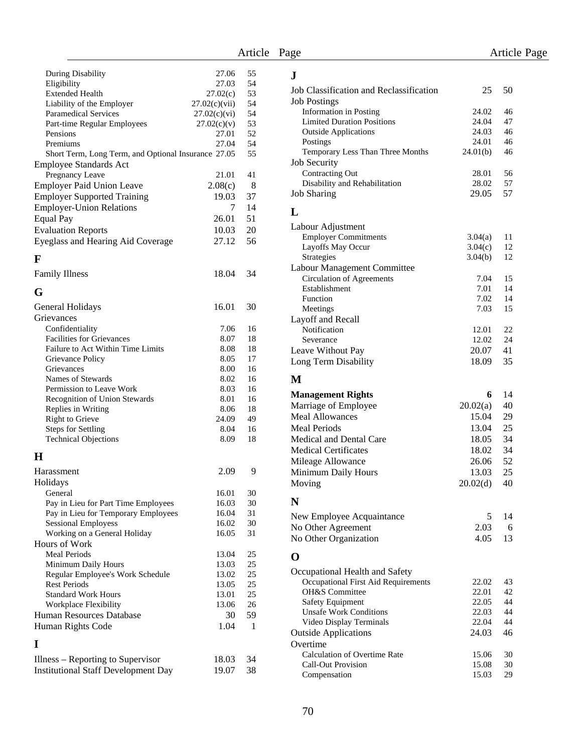| | Article | Page |
|---|---|---|
| During Disability | 27.06 | 55 |
| Eligibility | 27.03 | 54 |
| Extended Health | 27.02(c) | 53 |
| Liability of the Employer | 27.02(c)(vii) | 54 |
| Paramedical Services | 27.02(c)(vi) | 54 |
| Part-time Regular Employees | 27.02(c)(v) | 53 |
| Pensions | 27.01 | 52 |
| Premiums | 27.04 | 54 |
| Short Term, Long Term, and Optional Insurance | 27.05 | 55 |
| Employee Standards Act | | |
| Pregnancy Leave | 21.01 | 41 |
| Employer Paid Union Leave | 2.08(c) | 8 |
| Employer Supported Training | 19.03 | 37 |
| Employer-Union Relations | 7 | 14 |
| Equal Pay | 26.01 | 51 |
| Evaluation Reports | 10.03 | 20 |
| Eyeglass and Hearing Aid Coverage | 27.12 | 56 |
| **F** | | |
| Family Illness | 18.04 | 34 |
| **G** | | |
| General Holidays | 16.01 | 30 |
| Grievances | | |
| Confidentiality | 7.06 | 16 |
| Facilities for Grievances | 8.07 | 18 |
| Failure to Act Within Time Limits | 8.08 | 18 |
| Grievance Policy | 8.05 | 17 |
| Grievances | 8.00 | 16 |
| Names of Stewards | 8.02 | 16 |
| Permission to Leave Work | 8.03 | 16 |
| Recognition of Union Stewards | 8.01 | 16 |
| Replies in Writing | 8.06 | 18 |
| Right to Grieve | 24.09 | 49 |
| Steps for Settling | 8.04 | 16 |
| Technical Objections | 8.09 | 18 |
| **H** | | |
| Harassment | 2.09 | 9 |
| Holidays | | |
| General | 16.01 | 30 |
| Pay in Lieu for Part Time Employees | 16.03 | 30 |
| Pay in Lieu for Temporary Employees | 16.04 | 31 |
| Sessional Employess | 16.02 | 30 |
| Working on a General Holiday | 16.05 | 31 |
| Hours of Work | | |
| Meal Periods | 13.04 | 25 |
| Minimum Daily Hours | 13.03 | 25 |
| Regular Employee's Work Schedule | 13.02 | 25 |
| Rest Periods | 13.05 | 25 |
| Standard Work Hours | 13.01 | 25 |
| Workplace Flexibility | 13.06 | 26 |
| Human Resources Database | 30 | 59 |
| Human Rights Code | 1.04 | 1 |
| **I** | | |
| Illness – Reporting to Supervisor | 18.03 | 34 |
| Institutional Staff Development Day | 19.07 | 38 |
| **J** | | |
| Job Classification and Reclassification | 25 | 50 |
| Job Postings | | |
| Information in Posting | 24.02 | 46 |
| Limited Duration Positions | 24.04 | 47 |
| Outside Applications | 24.03 | 46 |
| Postings | 24.01 | 46 |
| Temporary Less Than Three Months | 24.01(b) | 46 |
| Job Security | | |
| Contracting Out | 28.01 | 56 |
| Disability and Rehabilitation | 28.02 | 57 |
| Job Sharing | 29.05 | 57 |
| **L** | | |
| Labour Adjustment | | |
| Employer Commitments | 3.04(a) | 11 |
| Layoffs May Occur | 3.04(c) | 12 |
| Strategies | 3.04(b) | 12 |
| Labour Management Committee | | |
| Circulation of Agreements | 7.04 | 15 |
| Establishment | 7.01 | 14 |
| Function | 7.02 | 14 |
| Meetings | 7.03 | 15 |
| Layoff and Recall | | |
| Notification | 12.01 | 22 |
| Severance | 12.02 | 24 |
| Leave Without Pay | 20.07 | 41 |
| Long Term Disability | 18.09 | 35 |
| **M** | | |
| **Management Rights** | **6** | 14 |
| Marriage of Employee | 20.02(a) | 40 |
| Meal Allowances | 15.04 | 29 |
| Meal Periods | 13.04 | 25 |
| Medical and Dental Care | 18.05 | 34 |
| Medical Certificates | 18.02 | 34 |
| Mileage Allowance | 26.06 | 52 |
| Minimum Daily Hours | 13.03 | 25 |
| Moving | 20.02(d) | 40 |
| **N** | | |
| New Employee Acquaintance | 5 | 14 |
| No Other Agreement | 2.03 | 6 |
| No Other Organization | 4.05 | 13 |
| **O** | | |
| Occupational Health and Safety | | |
| Occupational First Aid Requirements | 22.02 | 43 |
| OH&S Committee | 22.01 | 42 |
| Safety Equipment | 22.05 | 44 |
| Unsafe Work Conditions | 22.03 | 44 |
| Video Display Terminals | 22.04 | 44 |
| Outside Applications | 24.03 | 46 |
| Overtime | | |
| Calculation of Overtime Rate | 15.06 | 30 |
| Call-Out Provision | 15.08 | 30 |
| Compensation | 15.03 | 29 |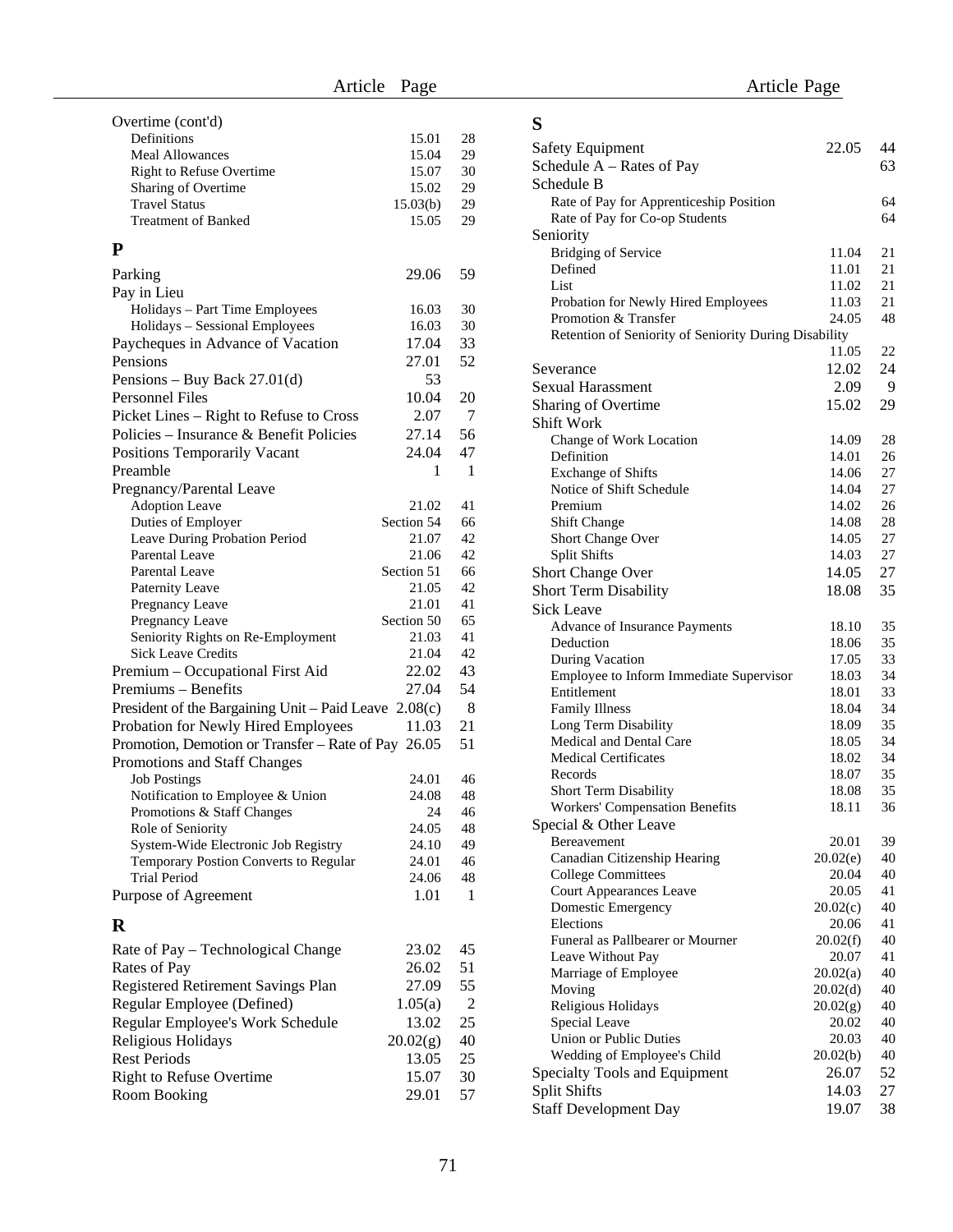| | Article | Page |
|---|---|---|
| Overtime (cont'd) | | |
| Definitions | 15.01 | 28 |
| Meal Allowances | 15.04 | 29 |
| Right to Refuse Overtime | 15.07 | 30 |
| Sharing of Overtime | 15.02 | 29 |
| Travel Status | 15.03(b) | 29 |
| Treatment of Banked | 15.05 | 29 |

## P

| | Article | Page |
|---|---|---|
| Parking | 29.06 | 59 |
| Pay in Lieu | | |
| Holidays – Part Time Employees | 16.03 | 30 |
| Holidays – Sessional Employees | 16.03 | 30 |
| Paycheques in Advance of Vacation | 17.04 | 33 |
| Pensions | 27.01 | 52 |
| Pensions – Buy Back 27.01(d) | | 53 |
| Personnel Files | 10.04 | 20 |
| Picket Lines – Right to Refuse to Cross | 2.07 | 7 |
| Policies – Insurance & Benefit Policies | 27.14 | 56 |
| Positions Temporarily Vacant | 24.04 | 47 |
| Preamble | 1 | 1 |
| Pregnancy/Parental Leave | | |
| Adoption Leave | 21.02 | 41 |
| Duties of Employer | Section 54 | 66 |
| Leave During Probation Period | 21.07 | 42 |
| Parental Leave | 21.06 | 42 |
| Parental Leave | Section 51 | 66 |
| Paternity Leave | 21.05 | 42 |
| Pregnancy Leave | 21.01 | 41 |
| Pregnancy Leave | Section 50 | 65 |
| Seniority Rights on Re-Employment | 21.03 | 41 |
| Sick Leave Credits | 21.04 | 42 |
| Premium – Occupational First Aid | 22.02 | 43 |
| Premiums – Benefits | 27.04 | 54 |
| President of the Bargaining Unit – Paid Leave | 2.08(c) | 8 |
| Probation for Newly Hired Employees | 11.03 | 21 |
| Promotion, Demotion or Transfer – Rate of Pay | 26.05 | 51 |
| Promotions and Staff Changes | | |
| Job Postings | 24.01 | 46 |
| Notification to Employee & Union | 24.08 | 48 |
| Promotions & Staff Changes | 24 | 46 |
| Role of Seniority | 24.05 | 48 |
| System-Wide Electronic Job Registry | 24.10 | 49 |
| Temporary Postion Converts to Regular | 24.01 | 46 |
| Trial Period | 24.06 | 48 |
| Purpose of Agreement | 1.01 | 1 |

## R

| | Article | Page |
|---|---|---|
| Rate of Pay – Technological Change | 23.02 | 45 |
| Rates of Pay | 26.02 | 51 |
| Registered Retirement Savings Plan | 27.09 | 55 |
| Regular Employee (Defined) | 1.05(a) | 2 |
| Regular Employee's Work Schedule | 13.02 | 25 |
| Religious Holidays | 20.02(g) | 40 |
| Rest Periods | 13.05 | 25 |
| Right to Refuse Overtime | 15.07 | 30 |
| Room Booking | 29.01 | 57 |

## S

| | Article | Page |
|---|---|---|
| Safety Equipment | 22.05 | 44 |
| Schedule A – Rates of Pay | | 63 |
| Schedule B | | |
| Rate of Pay for Apprenticeship Position | | 64 |
| Rate of Pay for Co-op Students | | 64 |
| Seniority | | |
| Bridging of Service | 11.04 | 21 |
| Defined | 11.01 | 21 |
| List | 11.02 | 21 |
| Probation for Newly Hired Employees | 11.03 | 21 |
| Promotion & Transfer | 24.05 | 48 |
| Retention of Seniority of Seniority During Disability | 11.05 | 22 |
| Severance | 12.02 | 24 |
| Sexual Harassment | 2.09 | 9 |
| Sharing of Overtime | 15.02 | 29 |
| Shift Work | | |
| Change of Work Location | 14.09 | 28 |
| Definition | 14.01 | 26 |
| Exchange of Shifts | 14.06 | 27 |
| Notice of Shift Schedule | 14.04 | 27 |
| Premium | 14.02 | 26 |
| Shift Change | 14.08 | 28 |
| Short Change Over | 14.05 | 27 |
| Split Shifts | 14.03 | 27 |
| Short Change Over | 14.05 | 27 |
| Short Term Disability | 18.08 | 35 |
| Sick Leave | | |
| Advance of Insurance Payments | 18.10 | 35 |
| Deduction | 18.06 | 35 |
| During Vacation | 17.05 | 33 |
| Employee to Inform Immediate Supervisor | 18.03 | 34 |
| Entitlement | 18.01 | 33 |
| Family Illness | 18.04 | 34 |
| Long Term Disability | 18.09 | 35 |
| Medical and Dental Care | 18.05 | 34 |
| Medical Certificates | 18.02 | 34 |
| Records | 18.07 | 35 |
| Short Term Disability | 18.08 | 35 |
| Workers' Compensation Benefits | 18.11 | 36 |
| Special & Other Leave | | |
| Bereavement | 20.01 | 39 |
| Canadian Citizenship Hearing | 20.02(e) | 40 |
| College Committees | 20.04 | 40 |
| Court Appearances Leave | 20.05 | 41 |
| Domestic Emergency | 20.02(c) | 40 |
| Elections | 20.06 | 41 |
| Funeral as Pallbearer or Mourner | 20.02(f) | 40 |
| Leave Without Pay | 20.07 | 41 |
| Marriage of Employee | 20.02(a) | 40 |
| Moving | 20.02(d) | 40 |
| Religious Holidays | 20.02(g) | 40 |
| Special Leave | 20.02 | 40 |
| Union or Public Duties | 20.03 | 40 |
| Wedding of Employee's Child | 20.02(b) | 40 |
| Specialty Tools and Equipment | 26.07 | 52 |
| Split Shifts | 14.03 | 27 |
| Staff Development Day | 19.07 | 38 |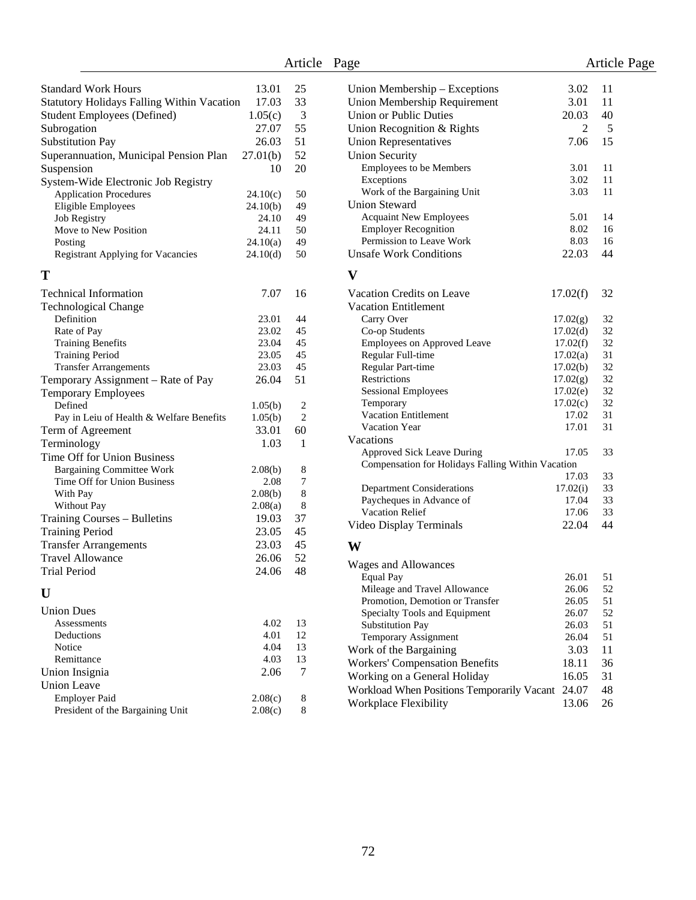| | Article | Page |
|---|---|---|
| Standard Work Hours | 13.01 | 25 |
| Statutory Holidays Falling Within Vacation | 17.03 | 33 |
| Student Employees (Defined) | 1.05(c) | 3 |
| Subrogation | 27.07 | 55 |
| Substitution Pay | 26.03 | 51 |
| Superannuation, Municipal Pension Plan | 27.01(b) | 52 |
| Suspension | 10 | 20 |
| System-Wide Electronic Job Registry | | |
| Application Procedures | 24.10(c) | 50 |
| Eligible Employees | 24.10(b) | 49 |
| Job Registry | 24.10 | 49 |
| Move to New Position | 24.11 | 50 |
| Posting | 24.10(a) | 49 |
| Registrant Applying for Vacancies | 24.10(d) | 50 |

## T

| | Article | Page |
|---|---|---|
| Technical Information | 7.07 | 16 |
| Technological Change | | |
| Definition | 23.01 | 44 |
| Rate of Pay | 23.02 | 45 |
| Training Benefits | 23.04 | 45 |
| Training Period | 23.05 | 45 |
| Transfer Arrangements | 23.03 | 45 |
| Temporary Assignment – Rate of Pay | 26.04 | 51 |
| Temporary Employees | | |
| Defined | 1.05(b) | 2 |
| Pay in Leiu of Health & Welfare Benefits | 1.05(b) | 2 |
| Term of Agreement | 33.01 | 60 |
| Terminology | 1.03 | 1 |
| Time Off for Union Business | | |
| Bargaining Committee Work | 2.08(b) | 8 |
| Time Off for Union Business | 2.08 | 7 |
| With Pay | 2.08(b) | 8 |
| Without Pay | 2.08(a) | 8 |
| Training Courses – Bulletins | 19.03 | 37 |
| Training Period | 23.05 | 45 |
| Transfer Arrangements | 23.03 | 45 |
| Travel Allowance | 26.06 | 52 |
| Trial Period | 24.06 | 48 |

## U

| | Article | Page |
|---|---|---|
| Union Dues | | |
| Assessments | 4.02 | 13 |
| Deductions | 4.01 | 12 |
| Notice | 4.04 | 13 |
| Remittance | 4.03 | 13 |
| Union Insignia | 2.06 | 7 |
| Union Leave | | |
| Employer Paid | 2.08(c) | 8 |
| President of the Bargaining Unit | 2.08(c) | 8 |
| Union Membership – Exceptions | 3.02 | 11 |
| Union Membership Requirement | 3.01 | 11 |
| Union or Public Duties | 20.03 | 40 |
| Union Recognition & Rights | 2 | 5 |
| Union Representatives | 7.06 | 15 |
| Union Security | | |
| Employees to be Members | 3.01 | 11 |
| Exceptions | 3.02 | 11 |
| Work of the Bargaining Unit | 3.03 | 11 |
| Union Steward | | |
| Acquaint New Employees | 5.01 | 14 |
| Employer Recognition | 8.02 | 16 |
| Permission to Leave Work | 8.03 | 16 |
| Unsafe Work Conditions | 22.03 | 44 |

## V

| | Article | Page |
|---|---|---|
| Vacation Credits on Leave | 17.02(f) | 32 |
| Vacation Entitlement | | |
| Carry Over | 17.02(g) | 32 |
| Co-op Students | 17.02(d) | 32 |
| Employees on Approved Leave | 17.02(f) | 32 |
| Regular Full-time | 17.02(a) | 31 |
| Regular Part-time | 17.02(b) | 32 |
| Restrictions | 17.02(g) | 32 |
| Sessional Employees | 17.02(e) | 32 |
| Temporary | 17.02(c) | 32 |
| Vacation Entitlement | 17.02 | 31 |
| Vacation Year | 17.01 | 31 |
| Vacations | | |
| Approved Sick Leave During | 17.05 | 33 |
| Compensation for Holidays Falling Within Vacation | 17.03 | 33 |
| Department Considerations | 17.02(i) | 33 |
| Paycheques in Advance of | 17.04 | 33 |
| Vacation Relief | 17.06 | 33 |
| Video Display Terminals | 22.04 | 44 |

## W

| | Article | Page |
|---|---|---|
| Wages and Allowances | | |
| Equal Pay | 26.01 | 51 |
| Mileage and Travel Allowance | 26.06 | 52 |
| Promotion, Demotion or Transfer | 26.05 | 51 |
| Specialty Tools and Equipment | 26.07 | 52 |
| Substitution Pay | 26.03 | 51 |
| Temporary Assignment | 26.04 | 51 |
| Work of the Bargaining | 3.03 | 11 |
| Workers' Compensation Benefits | 18.11 | 36 |
| Working on a General Holiday | 16.05 | 31 |
| Workload When Positions Temporarily Vacant | 24.07 | 48 |
| Workplace Flexibility | 13.06 | 26 |